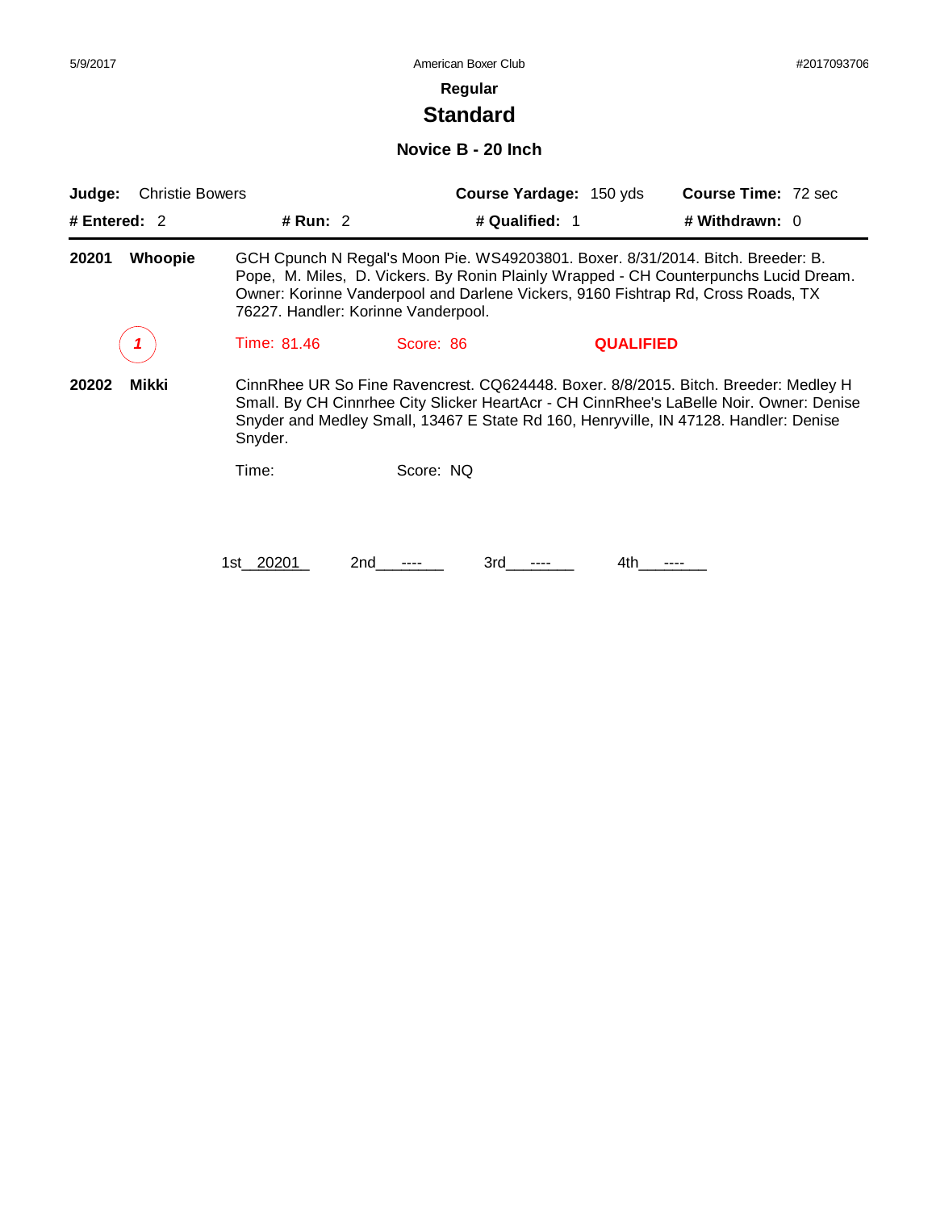5/9/2017 American Boxer Club #2017093706

**Regular**

# Standard

## Novice B - 20 Inch

**Judge:** Christie Bowers **Course Yardage:** 150 yds **Course Time:** 72 sec

**# Entered:** 2 **# Run:** 2 **# Qualified:** 1 **# Withdrawn:** 0

---

**20201 Whoopie** GCH Cpunch N Regal's Moon Pie. WS49203801. Boxer. 8/31/2014. Bitch. Breeder: B. Pope, M. Miles, D. Vickers. By Ronin Plainly Wrapped - CH Counterpunchs Lucid Dream. Owner: Korinne Vanderpool and Darlene Vickers, 9160 Fishtrap Rd, Cross Roads, TX 76227. Handler: Korinne Vanderpool.

1 Time: 81.46 Score: 86 **QUALIFIED**

**20202 Mikki** CinnRhee UR So Fine Ravencrest. CQ624448. Boxer. 8/8/2015. Bitch. Breeder: Medley H Small. By CH Cinnrhee City Slicker HeartAcr - CH CinnRhee's LaBelle Noir. Owner: Denise Snyder and Medley Small, 13467 E State Rd 160, Henryville, IN 47128. Handler: Denise Snyder.

Time: Score: NQ

1st 20201 2nd ---- 3rd ---- 4th ----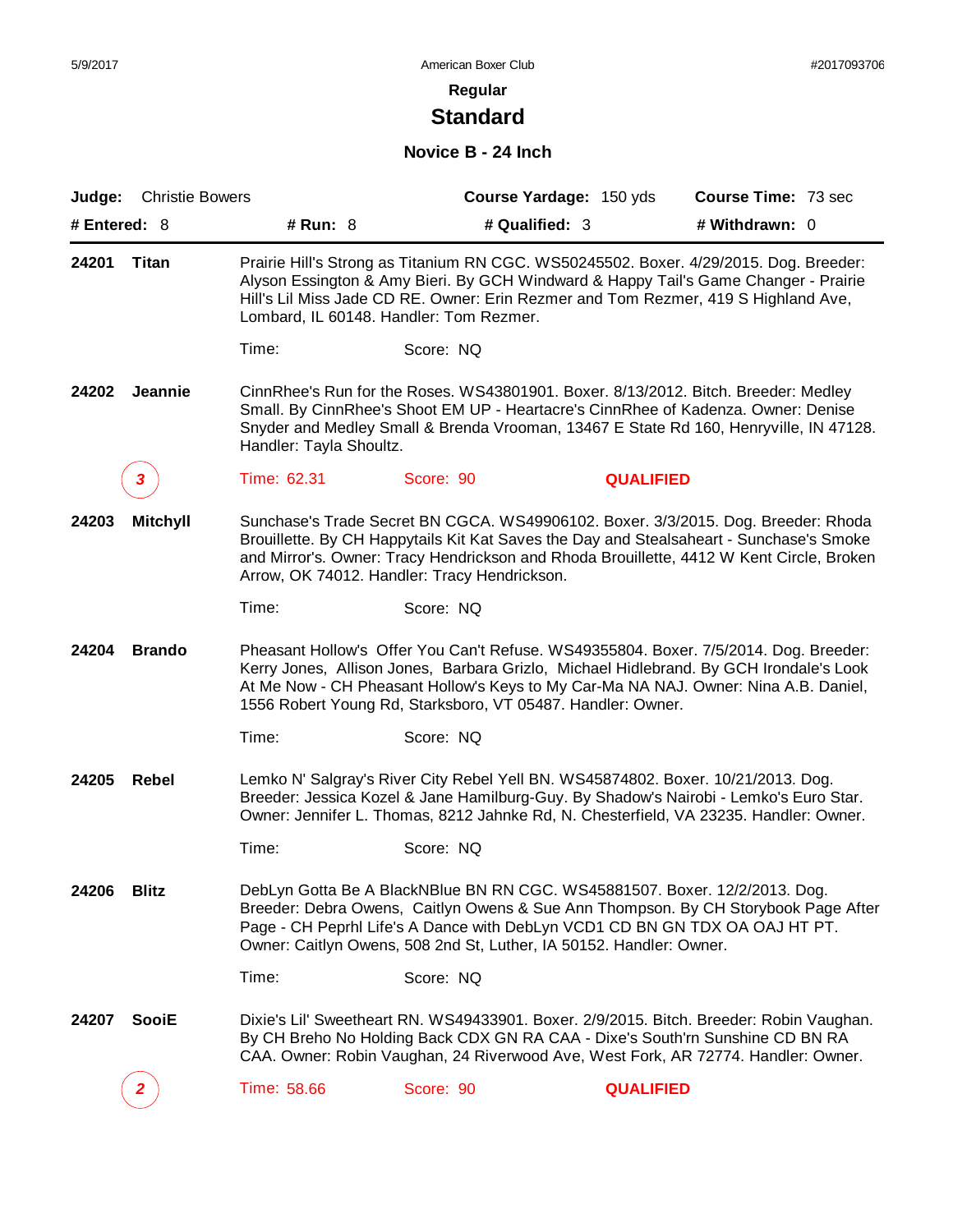American Boxer Club

#2017093706

5/9/2017

**Regular**

## Standard

### Novice B - 24 Inch

**Judge:** Christie Bowers **Course Yardage:** 150 yds **Course Time:** 73 sec

**# Entered:** 8 **# Run:** 8 **# Qualified:** 3 **# Withdrawn:** 0

---

**24201 Titan**

Prairie Hill's Strong as Titanium RN CGC. WS50245502. Boxer. 4/29/2015. Dog. Breeder: Alyson Essington & Amy Bieri. By GCH Windward & Happy Tail's Game Changer - Prairie Hill's Lil Miss Jade CD RE. Owner: Erin Rezmer and Tom Rezmer, 419 S Highland Ave, Lombard, IL 60148. Handler: Tom Rezmer.

Time: Score: NQ

**24202 Jeannie**

CinnRhee's Run for the Roses. WS43801901. Boxer. 8/13/2012. Bitch. Breeder: Medley Small. By CinnRhee's Shoot EM UP - Heartacre's CinnRhee of Kadenza. Owner: Denise Snyder and Medley Small & Brenda Vrooman, 13467 E State Rd 160, Henryville, IN 47128. Handler: Tayla Shoultz.

3 Time: 62.31 Score: 90 **QUALIFIED**

**24203 Mitchyll**

Sunchase's Trade Secret BN CGCA. WS49906102. Boxer. 3/3/2015. Dog. Breeder: Rhoda Brouillette. By CH Happytails Kit Kat Saves the Day and Stealsaheart - Sunchase's Smoke and Mirror's. Owner: Tracy Hendrickson and Rhoda Brouillette, 4412 W Kent Circle, Broken Arrow, OK 74012. Handler: Tracy Hendrickson.

Time: Score: NQ

**24204 Brando**

Pheasant Hollow's Offer You Can't Refuse. WS49355804. Boxer. 7/5/2014. Dog. Breeder: Kerry Jones, Allison Jones, Barbara Grizlo, Michael Hidlebrand. By GCH Irondale's Look At Me Now - CH Pheasant Hollow's Keys to My Car-Ma NA NAJ. Owner: Nina A.B. Daniel, 1556 Robert Young Rd, Starksboro, VT 05487. Handler: Owner.

Time: Score: NQ

**24205 Rebel**

Lemko N' Salgray's River City Rebel Yell BN. WS45874802. Boxer. 10/21/2013. Dog. Breeder: Jessica Kozel & Jane Hamilburg-Guy. By Shadow's Nairobi - Lemko's Euro Star. Owner: Jennifer L. Thomas, 8212 Jahnke Rd, N. Chesterfield, VA 23235. Handler: Owner.

Time: Score: NQ

**24206 Blitz**

DebLyn Gotta Be A BlackNBlue BN RN CGC. WS45881507. Boxer. 12/2/2013. Dog. Breeder: Debra Owens, Caitlyn Owens & Sue Ann Thompson. By CH Storybook Page After Page - CH Peprhl Life's A Dance with DebLyn VCD1 CD BN GN TDX OA OAJ HT PT. Owner: Caitlyn Owens, 508 2nd St, Luther, IA 50152. Handler: Owner.

Time: Score: NQ

**24207 SooiE**

Dixie's Lil' Sweetheart RN. WS49433901. Boxer. 2/9/2015. Bitch. Breeder: Robin Vaughan. By CH Breho No Holding Back CDX GN RA CAA - Dixe's South'rn Sunshine CD BN RA CAA. Owner: Robin Vaughan, 24 Riverwood Ave, West Fork, AR 72774. Handler: Owner.

2 Time: 58.66 Score: 90 **QUALIFIED**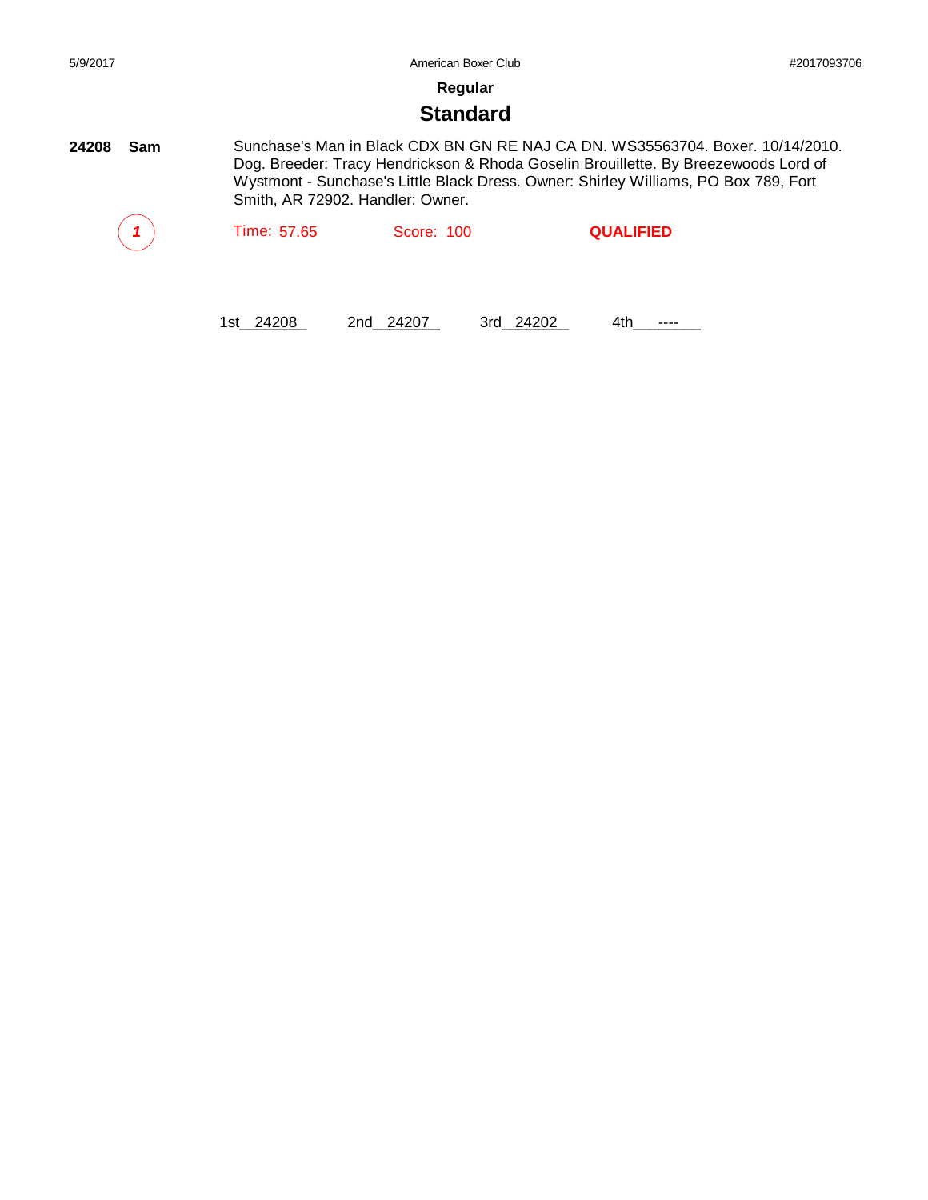## Regular

# Standard

**24208 Sam**

Sunchase's Man in Black CDX BN GN RE NAJ CA DN. WS35563704. Boxer. 10/14/2010. Dog. Breeder: Tracy Hendrickson & Rhoda Goselin Brouillette. By Breezewoods Lord of Wystmont - Sunchase's Little Black Dress. Owner: Shirley Williams, PO Box 789, Fort Smith, AR 72902. Handler: Owner.

*1* Time: 57.65 Score: 100 **QUALIFIED**

1st 24208 2nd 24207 3rd 24202 4th ----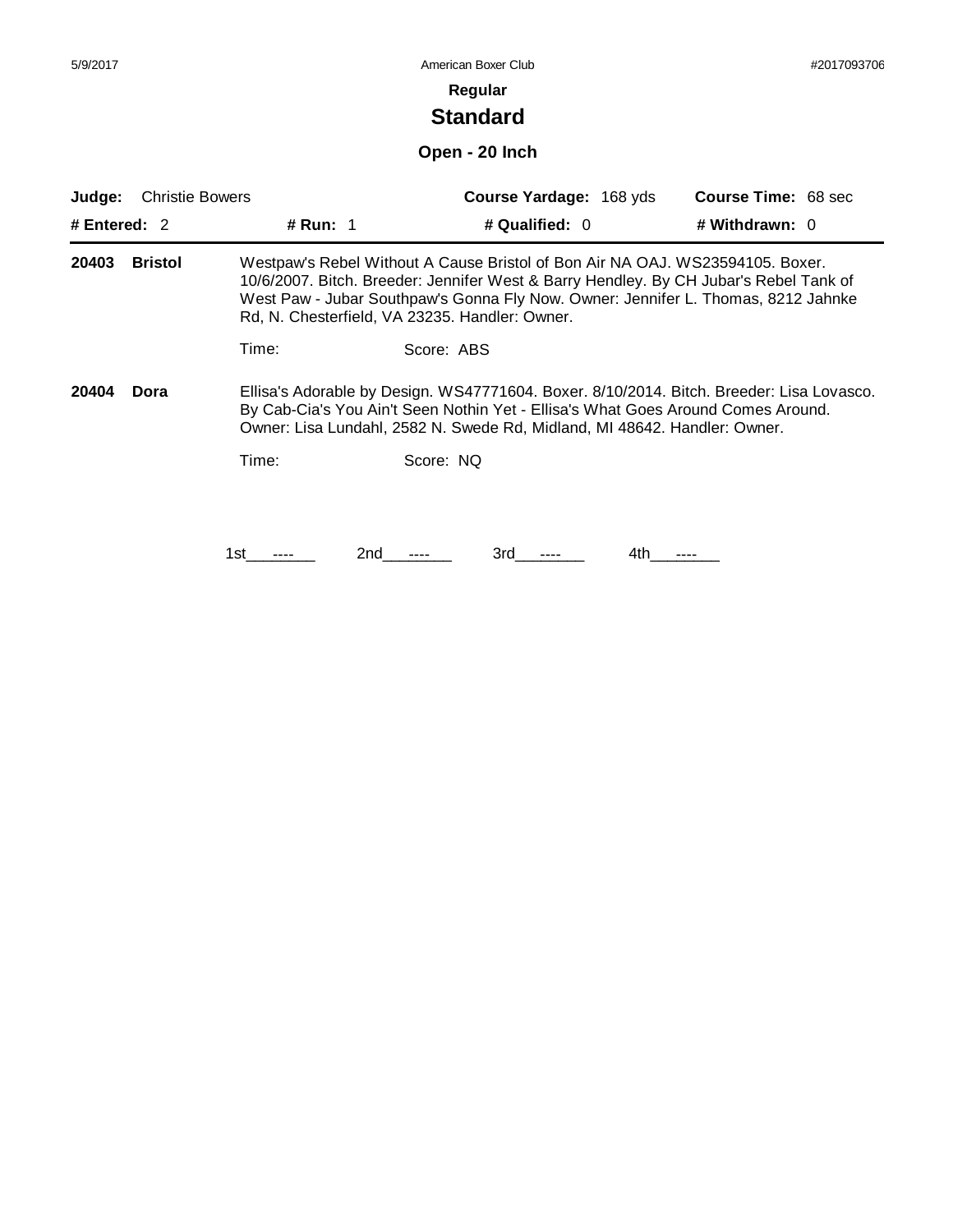**Regular**

## Standard

### Open - 20 Inch

| **Judge:** Christie Bowers | | **Course Yardage:** 168 yds | **Course Time:** 68 sec |
|---|---|---|---|
| **# Entered:** 2 | **# Run:** 1 | **# Qualified:** 0 | **# Withdrawn:** 0 |

**20403** **Bristol**

Westpaw's Rebel Without A Cause Bristol of Bon Air NA OAJ. WS23594105. Boxer. 10/6/2007. Bitch. Breeder: Jennifer West & Barry Hendley. By CH Jubar's Rebel Tank of West Paw - Jubar Southpaw's Gonna Fly Now. Owner: Jennifer L. Thomas, 8212 Jahnke Rd, N. Chesterfield, VA 23235. Handler: Owner.

Time: Score: ABS

**20404** **Dora**

Ellisa's Adorable by Design. WS47771604. Boxer. 8/10/2014. Bitch. Breeder: Lisa Lovasco. By Cab-Cia's You Ain't Seen Nothin Yet - Ellisa's What Goes Around Comes Around. Owner: Lisa Lundahl, 2582 N. Swede Rd, Midland, MI 48642. Handler: Owner.

Time: Score: NQ

1st ---- 2nd ---- 3rd ---- 4th ----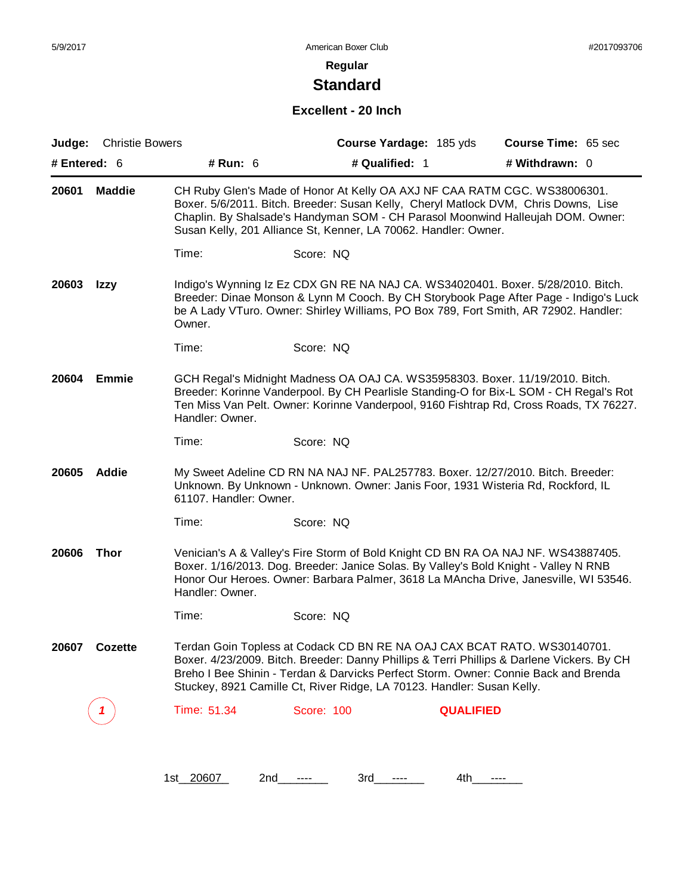## Regular

# Standard

### Excellent - 20 Inch

**Judge:** Christie Bowers **Course Yardage:** 185 yds **Course Time:** 65 sec

**# Entered:** 6 **# Run:** 6 **# Qualified:** 1 **# Withdrawn:** 0

---

**20601 Maddie**

CH Ruby Glen's Made of Honor At Kelly OA AXJ NF CAA RATM CGC. WS38006301. Boxer. 5/6/2011. Bitch. Breeder: Susan Kelly, Cheryl Matlock DVM, Chris Downs, Lise Chaplin. By Shalsade's Handyman SOM - CH Parasol Moonwind Halleujah DOM. Owner: Susan Kelly, 201 Alliance St, Kenner, LA 70062. Handler: Owner.

Time: Score: NQ

**20603 Izzy**

Indigo's Wynning Iz Ez CDX GN RE NA NAJ CA. WS34020401. Boxer. 5/28/2010. Bitch. Breeder: Dinae Monson & Lynn M Cooch. By CH Storybook Page After Page - Indigo's Luck be A Lady VTuro. Owner: Shirley Williams, PO Box 789, Fort Smith, AR 72902. Handler: Owner.

Time: Score: NQ

**20604 Emmie**

GCH Regal's Midnight Madness OA OAJ CA. WS35958303. Boxer. 11/19/2010. Bitch. Breeder: Korinne Vanderpool. By CH Pearlisle Standing-O for Bix-L SOM - CH Regal's Rot Ten Miss Van Pelt. Owner: Korinne Vanderpool, 9160 Fishtrap Rd, Cross Roads, TX 76227. Handler: Owner.

Time: Score: NQ

**20605 Addie**

My Sweet Adeline CD RN NA NAJ NF. PAL257783. Boxer. 12/27/2010. Bitch. Breeder: Unknown. By Unknown - Unknown. Owner: Janis Foor, 1931 Wisteria Rd, Rockford, IL 61107. Handler: Owner.

Time: Score: NQ

**20606 Thor**

Venician's A & Valley's Fire Storm of Bold Knight CD BN RA OA NAJ NF. WS43887405. Boxer. 1/16/2013. Dog. Breeder: Janice Solas. By Valley's Bold Knight - Valley N RNB Honor Our Heroes. Owner: Barbara Palmer, 3618 La MAncha Drive, Janesville, WI 53546. Handler: Owner.

Time: Score: NQ

**20607 Cozette**

Terdan Goin Topless at Codack CD BN RE NA OAJ CAX BCAT RATO. WS30140701. Boxer. 4/23/2009. Bitch. Breeder: Danny Phillips & Terri Phillips & Darlene Vickers. By CH Breho I Bee Shinin - Terdan & Darvicks Perfect Storm. Owner: Connie Back and Brenda Stuckey, 8921 Camille Ct, River Ridge, LA 70123. Handler: Susan Kelly.

*1* Time: 51.34 Score: 100 **QUALIFIED**

1st 20607 2nd ---- 3rd ---- 4th ----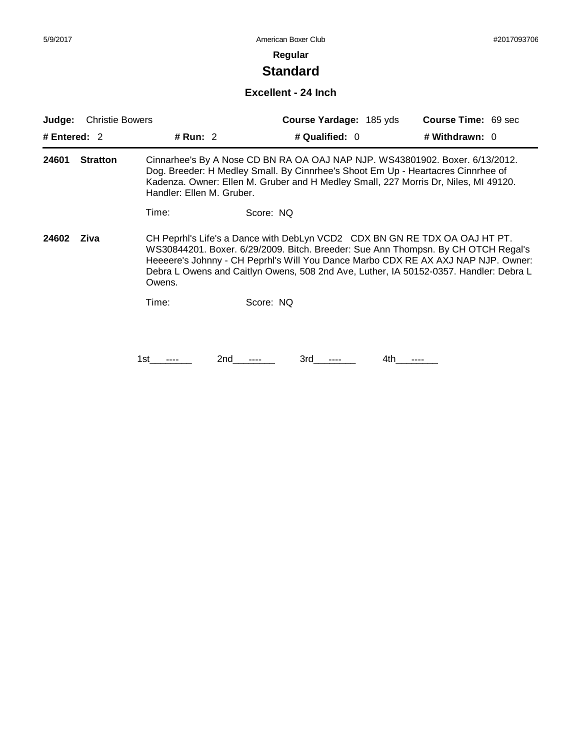**Regular**

## Standard

### Excellent - 24 Inch

| **Judge:** Christie Bowers | | **Course Yardage:** 185 yds | **Course Time:** 69 sec |
|---|---|---|---|
| **# Entered:** 2 | **# Run:** 2 | **# Qualified:** 0 | **# Withdrawn:** 0 |

**24601 Stratton** Cinnarhee's By A Nose CD BN RA OA OAJ NAP NJP. WS43801902. Boxer. 6/13/2012. Dog. Breeder: H Medley Small. By Cinnrhee's Shoot Em Up - Heartacres Cinnrhee of Kadenza. Owner: Ellen M. Gruber and H Medley Small, 227 Morris Dr, Niles, MI 49120. Handler: Ellen M. Gruber.

Time: Score: NQ

**24602 Ziva** CH Peprhl's Life's a Dance with DebLyn VCD2 CDX BN GN RE TDX OA OAJ HT PT. WS30844201. Boxer. 6/29/2009. Bitch. Breeder: Sue Ann Thompsn. By CH OTCH Regal's Heeeere's Johnny - CH Peprhl's Will You Dance Marbo CDX RE AX AXJ NAP NJP. Owner: Debra L Owens and Caitlyn Owens, 508 2nd Ave, Luther, IA 50152-0357. Handler: Debra L Owens.

Time: Score: NQ

1st ---- 2nd ---- 3rd ---- 4th ----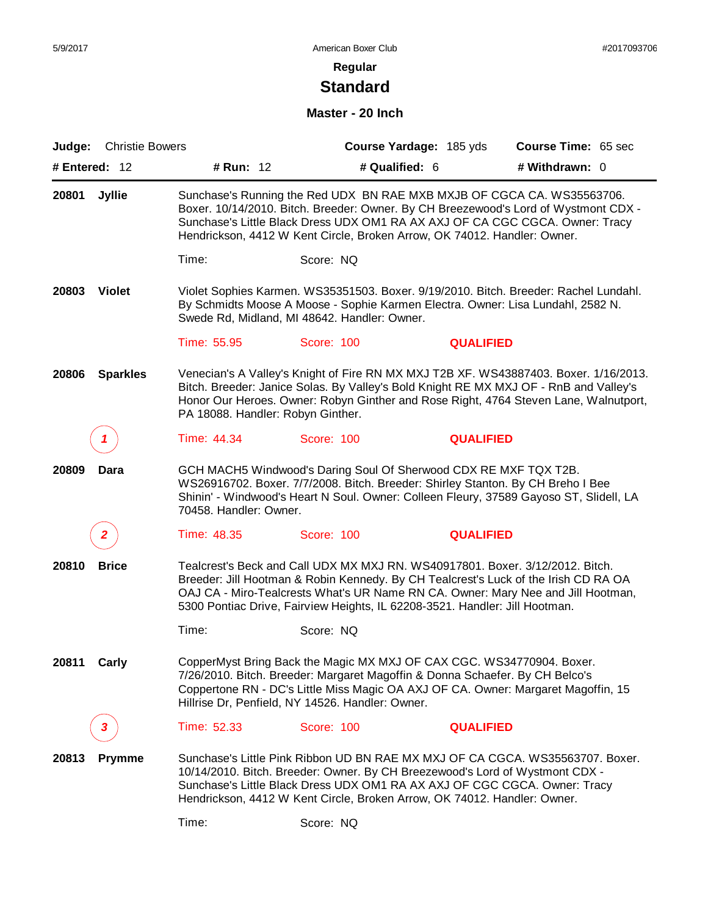## Regular

# Standard

### Master - 20 Inch

**Judge:** Christie Bowers **Course Yardage:** 185 yds **Course Time:** 65 sec

**# Entered:** 12 **# Run:** 12 **# Qualified:** 6 **# Withdrawn:** 0

---

**20801 Jyllie**

Sunchase's Running the Red UDX BN RAE MXB MXJB OF CGCA CA. WS35563706. Boxer. 10/14/2010. Bitch. Breeder: Owner. By CH Breezewood's Lord of Wystmont CDX - Sunchase's Little Black Dress UDX OM1 RA AX AXJ OF CA CGC CGCA. Owner: Tracy Hendrickson, 4412 W Kent Circle, Broken Arrow, OK 74012. Handler: Owner.

Time: Score: NQ

**20803 Violet**

Violet Sophies Karmen. WS35351503. Boxer. 9/19/2010. Bitch. Breeder: Rachel Lundahl. By Schmidts Moose A Moose - Sophie Karmen Electra. Owner: Lisa Lundahl, 2582 N. Swede Rd, Midland, MI 48642. Handler: Owner.

Time: 55.95 Score: 100 **QUALIFIED**

**20806 Sparkles**

Venecian's A Valley's Knight of Fire RN MX MXJ T2B XF. WS43887403. Boxer. 1/16/2013. Bitch. Breeder: Janice Solas. By Valley's Bold Knight RE MX MXJ OF - RnB and Valley's Honor Our Heroes. Owner: Robyn Ginther and Rose Right, 4764 Steven Lane, Walnutport, PA 18088. Handler: Robyn Ginther.

*1* Time: 44.34 Score: 100 **QUALIFIED**

**20809 Dara**

GCH MACH5 Windwood's Daring Soul Of Sherwood CDX RE MXF TQX T2B. WS26916702. Boxer. 7/7/2008. Bitch. Breeder: Shirley Stanton. By CH Breho I Bee Shinin' - Windwood's Heart N Soul. Owner: Colleen Fleury, 37589 Gayoso ST, Slidell, LA 70458. Handler: Owner.

*2* Time: 48.35 Score: 100 **QUALIFIED**

**20810 Brice**

Tealcrest's Beck and Call UDX MX MXJ RN. WS40917801. Boxer. 3/12/2012. Bitch. Breeder: Jill Hootman & Robin Kennedy. By CH Tealcrest's Luck of the Irish CD RA OA OAJ CA - Miro-Tealcrests What's UR Name RN CA. Owner: Mary Nee and Jill Hootman, 5300 Pontiac Drive, Fairview Heights, IL 62208-3521. Handler: Jill Hootman.

Time: Score: NQ

**20811 Carly**

CopperMyst Bring Back the Magic MX MXJ OF CAX CGC. WS34770904. Boxer. 7/26/2010. Bitch. Breeder: Margaret Magoffin & Donna Schaefer. By CH Belco's Coppertone RN - DC's Little Miss Magic OA AXJ OF CA. Owner: Margaret Magoffin, 15 Hillrise Dr, Penfield, NY 14526. Handler: Owner.

*3* Time: 52.33 Score: 100 **QUALIFIED**

**20813 Prymme**

Sunchase's Little Pink Ribbon UD BN RAE MX MXJ OF CA CGCA. WS35563707. Boxer. 10/14/2010. Bitch. Breeder: Owner. By CH Breezewood's Lord of Wystmont CDX - Sunchase's Little Black Dress UDX OM1 RA AX AXJ OF CGC CGCA. Owner: Tracy Hendrickson, 4412 W Kent Circle, Broken Arrow, OK 74012. Handler: Owner.

Time: Score: NQ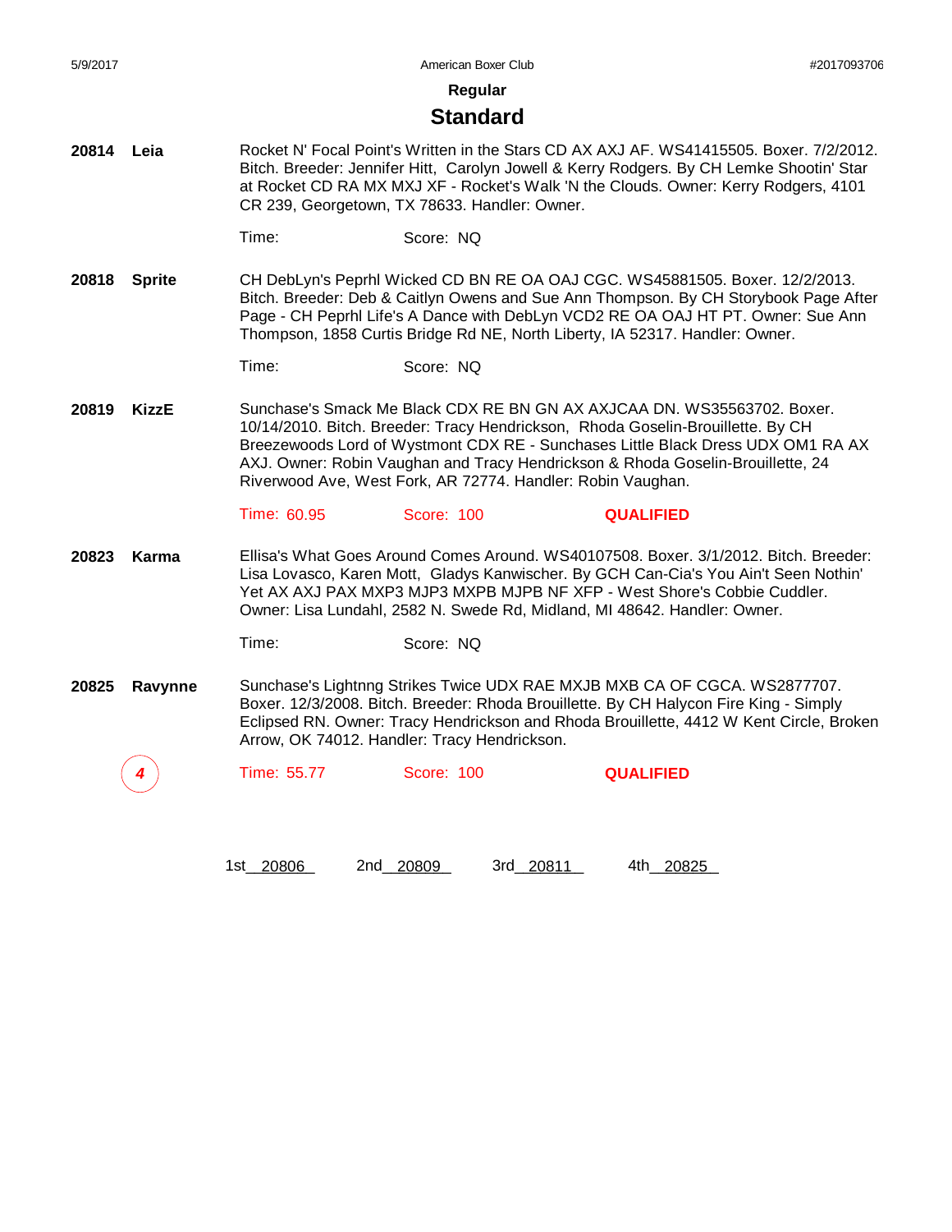## Regular

# Standard

**20814 Leia**

Rocket N' Focal Point's Written in the Stars CD AX AXJ AF. WS41415505. Boxer. 7/2/2012. Bitch. Breeder: Jennifer Hitt, Carolyn Jowell & Kerry Rodgers. By CH Lemke Shootin' Star at Rocket CD RA MX MXJ XF - Rocket's Walk 'N the Clouds. Owner: Kerry Rodgers, 4101 CR 239, Georgetown, TX 78633. Handler: Owner.

Time: Score: NQ

**20818 Sprite**

CH DebLyn's Peprhl Wicked CD BN RE OA OAJ CGC. WS45881505. Boxer. 12/2/2013. Bitch. Breeder: Deb & Caitlyn Owens and Sue Ann Thompson. By CH Storybook Page After Page - CH Peprhl Life's A Dance with DebLyn VCD2 RE OA OAJ HT PT. Owner: Sue Ann Thompson, 1858 Curtis Bridge Rd NE, North Liberty, IA 52317. Handler: Owner.

Time: Score: NQ

**20819 KizzE**

Sunchase's Smack Me Black CDX RE BN GN AX AXJCAA DN. WS35563702. Boxer. 10/14/2010. Bitch. Breeder: Tracy Hendrickson, Rhoda Goselin-Brouillette. By CH Breezewoods Lord of Wystmont CDX RE - Sunchases Little Black Dress UDX OM1 RA AX AXJ. Owner: Robin Vaughan and Tracy Hendrickson & Rhoda Goselin-Brouillette, 24 Riverwood Ave, West Fork, AR 72774. Handler: Robin Vaughan.

Time: 60.95 Score: 100 **QUALIFIED**

**20823 Karma**

Ellisa's What Goes Around Comes Around. WS40107508. Boxer. 3/1/2012. Bitch. Breeder: Lisa Lovasco, Karen Mott, Gladys Kanwischer. By GCH Can-Cia's You Ain't Seen Nothin' Yet AX AXJ PAX MXP3 MJP3 MXPB MJPB NF XFP - West Shore's Cobbie Cuddler. Owner: Lisa Lundahl, 2582 N. Swede Rd, Midland, MI 48642. Handler: Owner.

Time: Score: NQ

**20825 Ravynne**

Sunchase's Lightnng Strikes Twice UDX RAE MXJB MXB CA OF CGCA. WS2877707. Boxer. 12/3/2008. Bitch. Breeder: Rhoda Brouillette. By CH Halycon Fire King - Simply Eclipsed RN. Owner: Tracy Hendrickson and Rhoda Brouillette, 4412 W Kent Circle, Broken Arrow, OK 74012. Handler: Tracy Hendrickson.

*4* Time: 55.77 Score: 100 **QUALIFIED**

1st 20806 2nd 20809 3rd 20811 4th 20825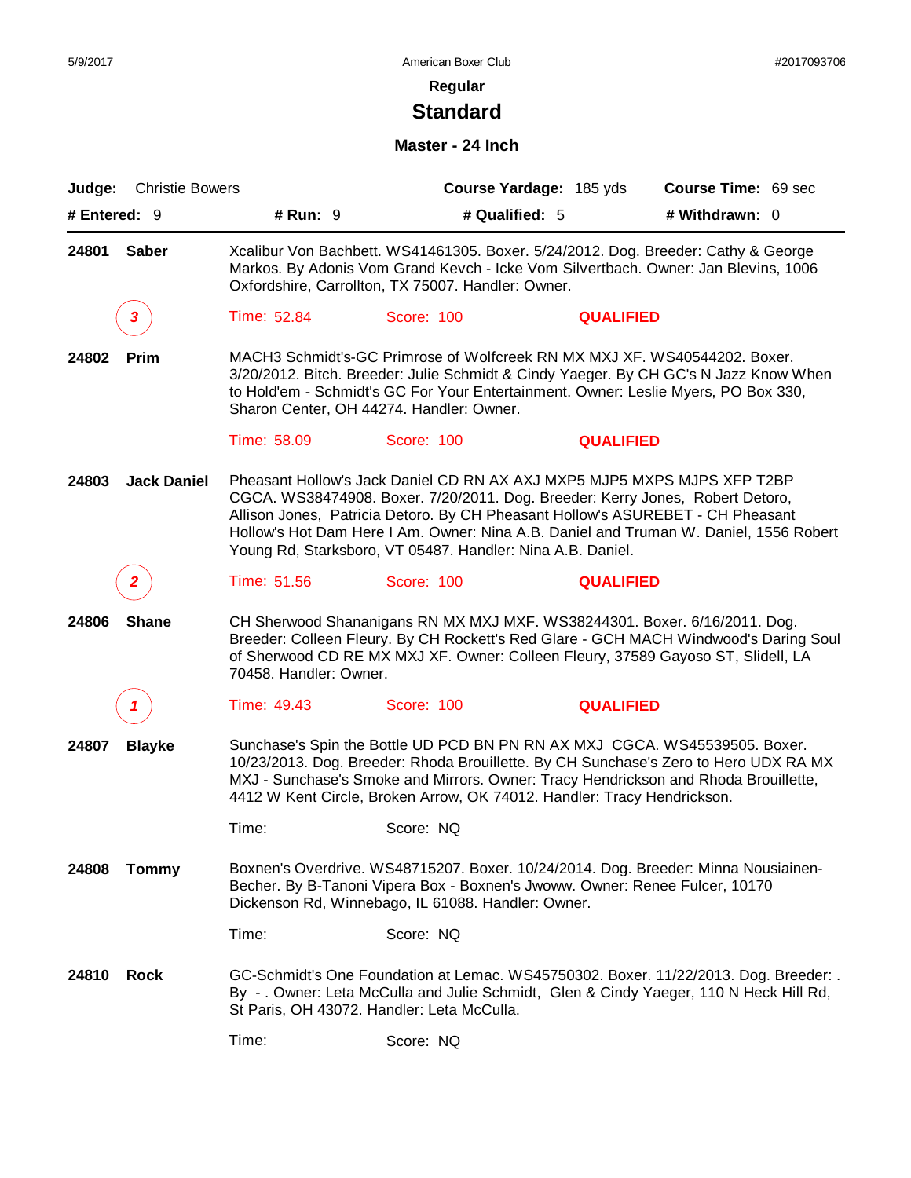American Boxer Club

**Regular**

# Standard

## Master - 24 Inch

**Judge:** Christie Bowers | **Course Yardage:** 185 yds | **Course Time:** 69 sec

**# Entered:** 9 | **# Run:** 9 | **# Qualified:** 5 | **# Withdrawn:** 0

---

**24801 Saber**

Xcalibur Von Bachbett. WS41461305. Boxer. 5/24/2012. Dog. Breeder: Cathy & George Markos. By Adonis Vom Grand Kevch - Icke Vom Silvertbach. Owner: Jan Blevins, 1006 Oxfordshire, Carrollton, TX 75007. Handler: Owner.

*3* | Time: 52.84 | Score: 100 | **QUALIFIED**

**24802 Prim**

MACH3 Schmidt's-GC Primrose of Wolfcreek RN MX MXJ XF. WS40544202. Boxer. 3/20/2012. Bitch. Breeder: Julie Schmidt & Cindy Yaeger. By CH GC's N Jazz Know When to Hold'em - Schmidt's GC For Your Entertainment. Owner: Leslie Myers, PO Box 330, Sharon Center, OH 44274. Handler: Owner.

Time: 58.09 | Score: 100 | **QUALIFIED**

**24803 Jack Daniel**

Pheasant Hollow's Jack Daniel CD RN AX AXJ MXP5 MJP5 MXPS MJPS XFP T2BP CGCA. WS38474908. Boxer. 7/20/2011. Dog. Breeder: Kerry Jones, Robert Detoro, Allison Jones, Patricia Detoro. By CH Pheasant Hollow's ASUREBET - CH Pheasant Hollow's Hot Dam Here I Am. Owner: Nina A.B. Daniel and Truman W. Daniel, 1556 Robert Young Rd, Starksboro, VT 05487. Handler: Nina A.B. Daniel.

*2* | Time: 51.56 | Score: 100 | **QUALIFIED**

**24806 Shane**

CH Sherwood Shananigans RN MX MXJ MXF. WS38244301. Boxer. 6/16/2011. Dog. Breeder: Colleen Fleury. By CH Rockett's Red Glare - GCH MACH Windwood's Daring Soul of Sherwood CD RE MX MXJ XF. Owner: Colleen Fleury, 37589 Gayoso ST, Slidell, LA 70458. Handler: Owner.

*1* | Time: 49.43 | Score: 100 | **QUALIFIED**

**24807 Blayke**

Sunchase's Spin the Bottle UD PCD BN PN RN AX MXJ CGCA. WS45539505. Boxer. 10/23/2013. Dog. Breeder: Rhoda Brouillette. By CH Sunchase's Zero to Hero UDX RA MX MXJ - Sunchase's Smoke and Mirrors. Owner: Tracy Hendrickson and Rhoda Brouillette, 4412 W Kent Circle, Broken Arrow, OK 74012. Handler: Tracy Hendrickson.

Time: | Score: NQ

**24808 Tommy**

Boxnen's Overdrive. WS48715207. Boxer. 10/24/2014. Dog. Breeder: Minna Nousiainen-Becher. By B-Tanoni Vipera Box - Boxnen's Jwoww. Owner: Renee Fulcer, 10170 Dickenson Rd, Winnebago, IL 61088. Handler: Owner.

Time: | Score: NQ

**24810 Rock**

GC-Schmidt's One Foundation at Lemac. WS45750302. Boxer. 11/22/2013. Dog. Breeder: . By - . Owner: Leta McCulla and Julie Schmidt, Glen & Cindy Yaeger, 110 N Heck Hill Rd, St Paris, OH 43072. Handler: Leta McCulla.

Time: | Score: NQ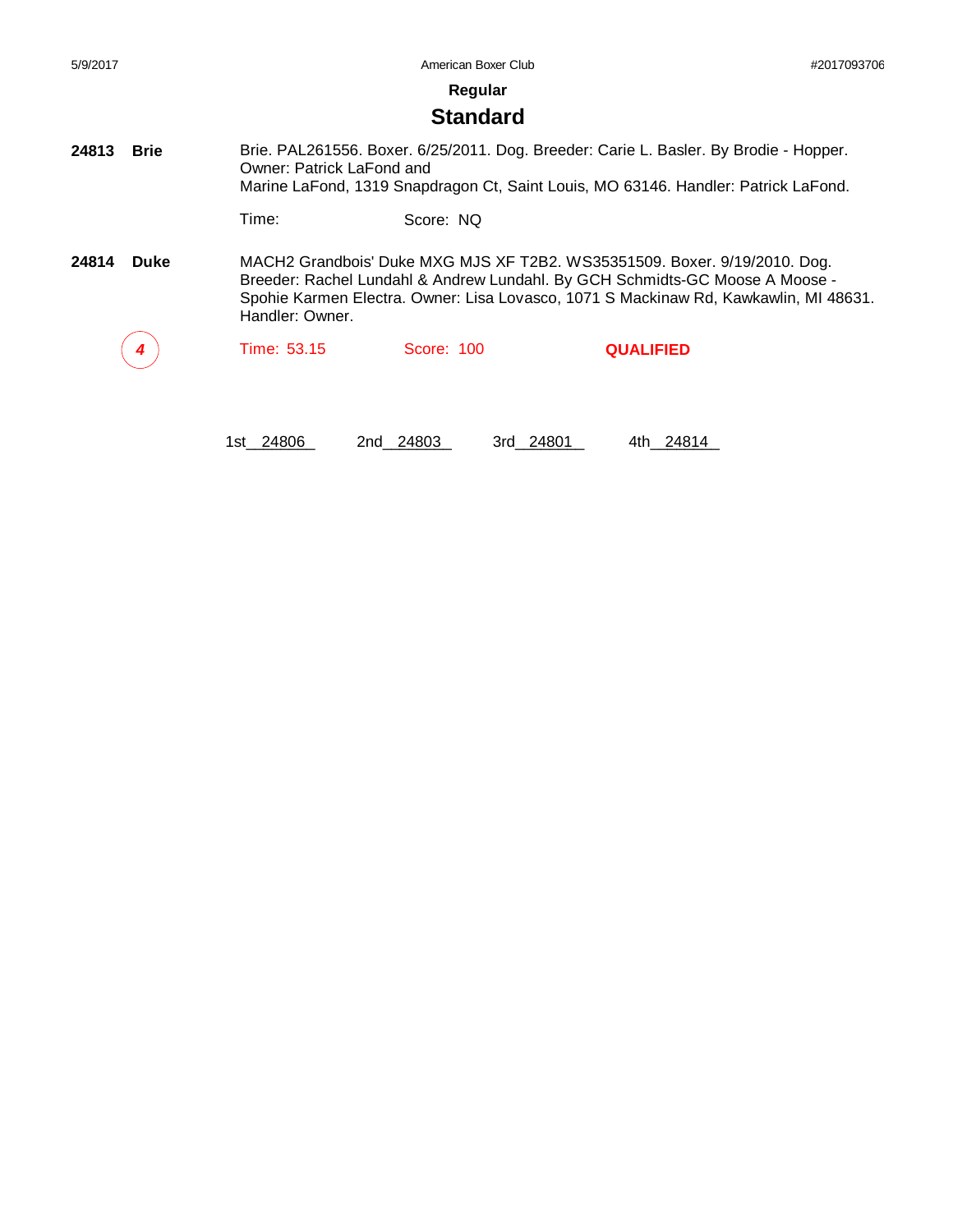**Regular**

## Standard

**24813 Brie**

Brie. PAL261556. Boxer. 6/25/2011. Dog. Breeder: Carie L. Basler. By Brodie - Hopper. Owner: Patrick LaFond and
Marine LaFond, 1319 Snapdragon Ct, Saint Louis, MO 63146. Handler: Patrick LaFond.

Time: Score: NQ

**24814 Duke**

MACH2 Grandbois' Duke MXG MJS XF T2B2. WS35351509. Boxer. 9/19/2010. Dog. Breeder: Rachel Lundahl & Andrew Lundahl. By GCH Schmidts-GC Moose A Moose - Spohie Karmen Electra. Owner: Lisa Lovasco, 1071 S Mackinaw Rd, Kawkawlin, MI 48631. Handler: Owner.

*4* Time: 53.15 Score: 100 **QUALIFIED**

1st 24806 2nd 24803 3rd 24801 4th 24814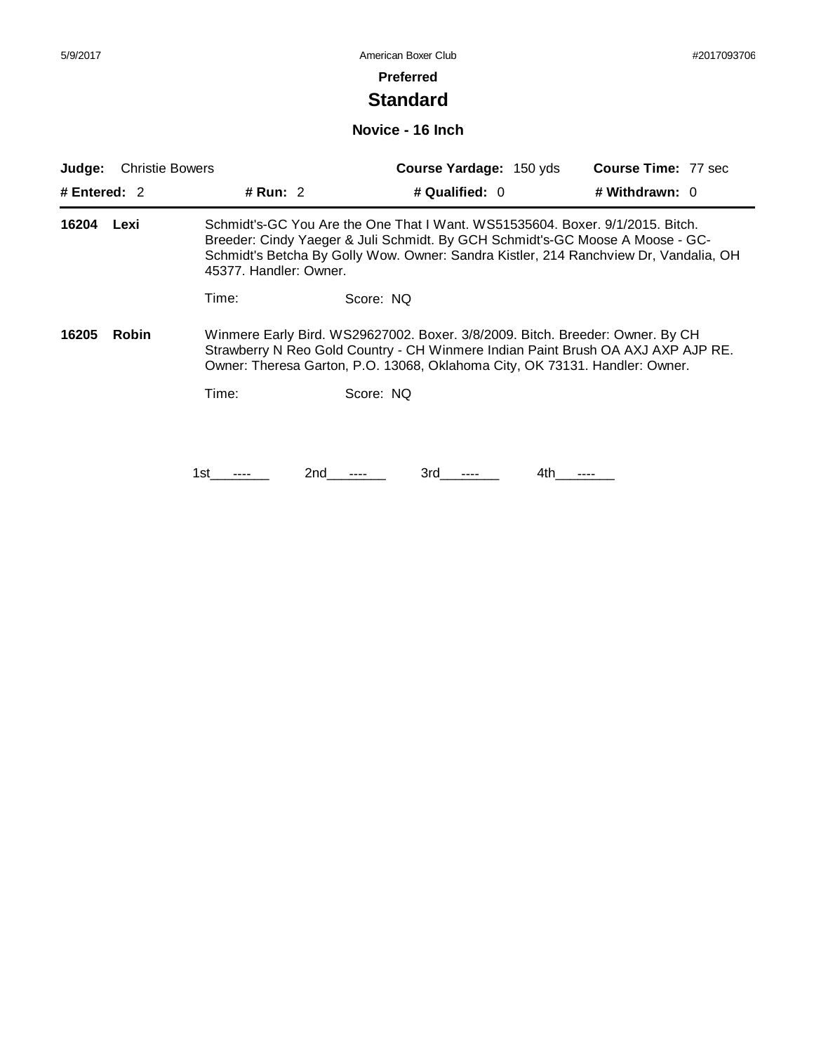**Preferred**

# Standard

## Novice - 16 Inch

**Judge:** Christie Bowers | **Course Yardage:** 150 yds | **Course Time:** 77 sec

**# Entered:** 2 | **# Run:** 2 | **# Qualified:** 0 | **# Withdrawn:** 0

---

**16204 Lexi**

Schmidt's-GC You Are the One That I Want. WS51535604. Boxer. 9/1/2015. Bitch. Breeder: Cindy Yaeger & Juli Schmidt. By GCH Schmidt's-GC Moose A Moose - GC-Schmidt's Betcha By Golly Wow. Owner: Sandra Kistler, 214 Ranchview Dr, Vandalia, OH 45377. Handler: Owner.

Time: Score: NQ

**16205 Robin**

Winmere Early Bird. WS29627002. Boxer. 3/8/2009. Bitch. Breeder: Owner. By CH Strawberry N Reo Gold Country - CH Winmere Indian Paint Brush OA AXJ AXP AJP RE. Owner: Theresa Garton, P.O. 13068, Oklahoma City, OK 73131. Handler: Owner.

Time: Score: NQ

1st ---- 2nd ---- 3rd ---- 4th ----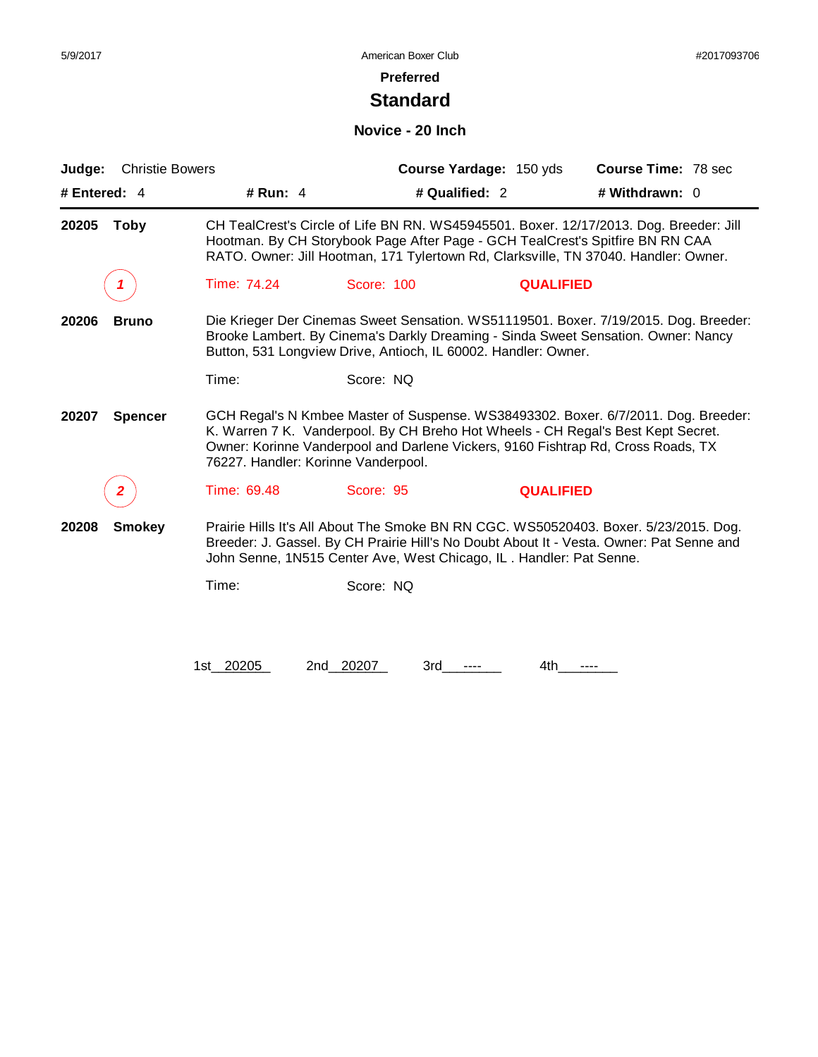## Preferred

# Standard

### Novice - 20 Inch

**Judge:** Christie Bowers **Course Yardage:** 150 yds **Course Time:** 78 sec

**# Entered:** 4 **# Run:** 4 **# Qualified:** 2 **# Withdrawn:** 0

---

**20205 Toby** CH TealCrest's Circle of Life BN RN. WS45945501. Boxer. 12/17/2013. Dog. Breeder: Jill Hootman. By CH Storybook Page After Page - GCH TealCrest's Spitfire BN RN CAA RATO. Owner: Jill Hootman, 171 Tylertown Rd, Clarksville, TN 37040. Handler: Owner.

*1* Time: 74.24 Score: 100 **QUALIFIED**

**20206 Bruno** Die Krieger Der Cinemas Sweet Sensation. WS51119501. Boxer. 7/19/2015. Dog. Breeder: Brooke Lambert. By Cinema's Darkly Dreaming - Sinda Sweet Sensation. Owner: Nancy Button, 531 Longview Drive, Antioch, IL 60002. Handler: Owner.

Time: Score: NQ

**20207 Spencer** GCH Regal's N Kmbee Master of Suspense. WS38493302. Boxer. 6/7/2011. Dog. Breeder: K. Warren 7 K. Vanderpool. By CH Breho Hot Wheels - CH Regal's Best Kept Secret. Owner: Korinne Vanderpool and Darlene Vickers, 9160 Fishtrap Rd, Cross Roads, TX 76227. Handler: Korinne Vanderpool.

*2* Time: 69.48 Score: 95 **QUALIFIED**

**20208 Smokey** Prairie Hills It's All About The Smoke BN RN CGC. WS50520403. Boxer. 5/23/2015. Dog. Breeder: J. Gassel. By CH Prairie Hill's No Doubt About It - Vesta. Owner: Pat Senne and John Senne, 1N515 Center Ave, West Chicago, IL . Handler: Pat Senne.

Time: Score: NQ

1st 20205 2nd 20207 3rd ---- 4th ----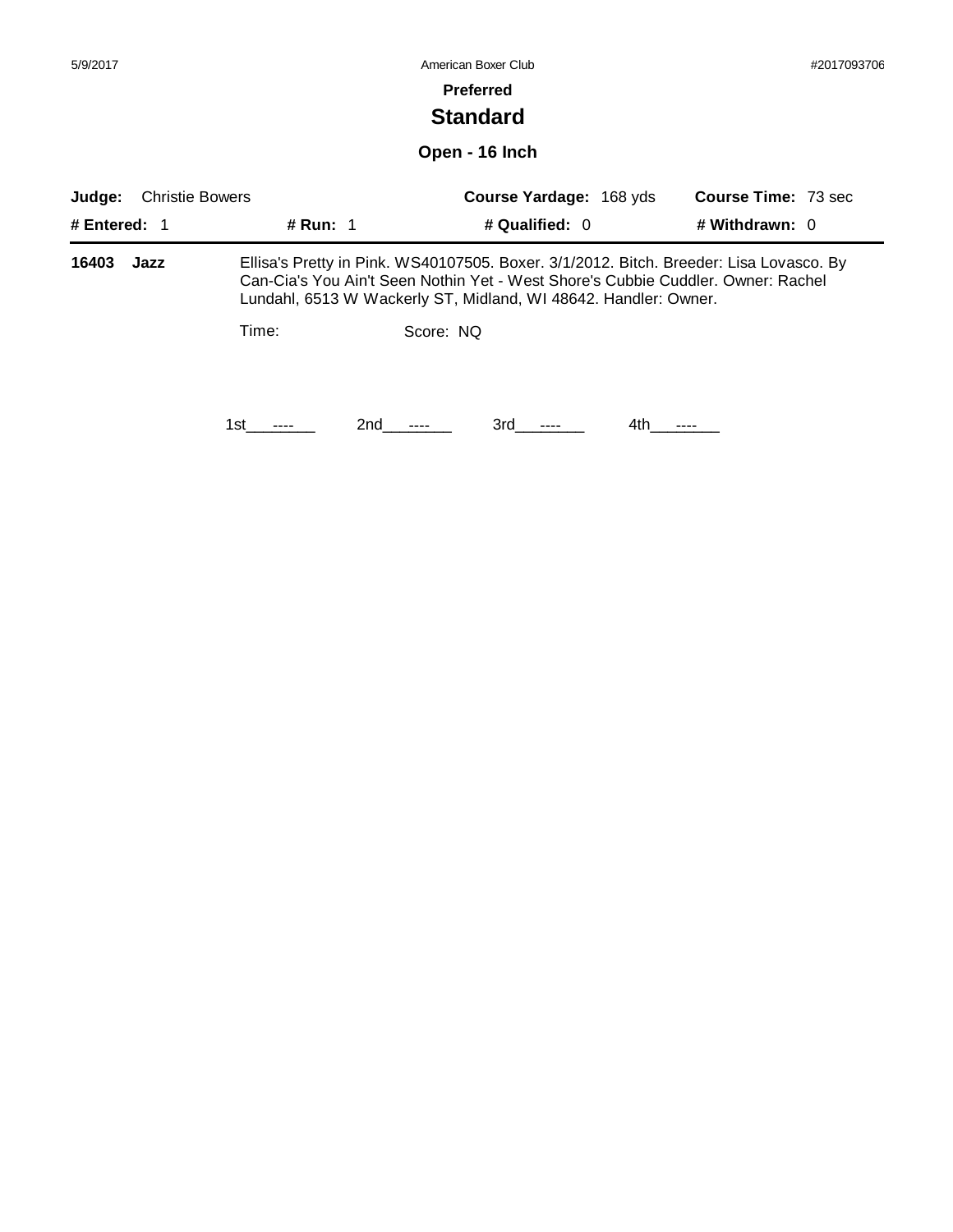**Preferred**

## Standard

### Open - 16 Inch

**Judge:** Christie Bowers **Course Yardage:** 168 yds **Course Time:** 73 sec

**# Entered:** 1 **# Run:** 1 **# Qualified:** 0 **# Withdrawn:** 0

**16403 Jazz** Ellisa's Pretty in Pink. WS40107505. Boxer. 3/1/2012. Bitch. Breeder: Lisa Lovasco. By Can-Cia's You Ain't Seen Nothin Yet - West Shore's Cubbie Cuddler. Owner: Rachel Lundahl, 6513 W Wackerly ST, Midland, WI 48642. Handler: Owner.

Time: Score: NQ

1st____----____ 2nd____----____ 3rd____----____ 4th____----____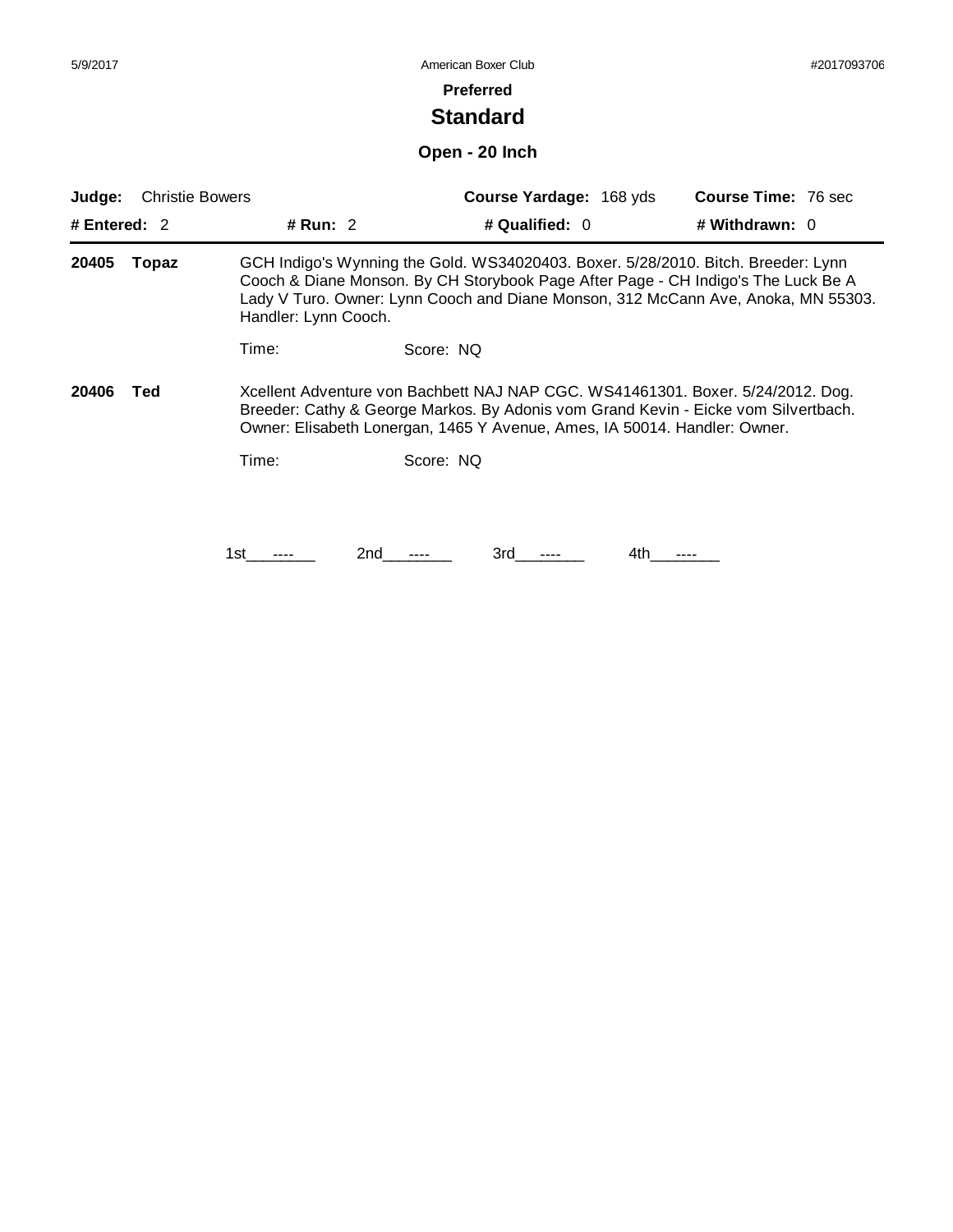**Preferred**

# Standard

## Open - 20 Inch

**Judge:** Christie Bowers | **Course Yardage:** 168 yds | **Course Time:** 76 sec

**# Entered:** 2 | **# Run:** 2 | **# Qualified:** 0 | **# Withdrawn:** 0

---

**20405 Topaz** GCH Indigo's Wynning the Gold. WS34020403. Boxer. 5/28/2010. Bitch. Breeder: Lynn Cooch & Diane Monson. By CH Storybook Page After Page - CH Indigo's The Luck Be A Lady V Turo. Owner: Lynn Cooch and Diane Monson, 312 McCann Ave, Anoka, MN 55303. Handler: Lynn Cooch.

Time: Score: NQ

**20406 Ted** Xcellent Adventure von Bachbett NAJ NAP CGC. WS41461301. Boxer. 5/24/2012. Dog. Breeder: Cathy & George Markos. By Adonis vom Grand Kevin - Eicke vom Silvertbach. Owner: Elisabeth Lonergan, 1465 Y Avenue, Ames, IA 50014. Handler: Owner.

Time: Score: NQ

1st\_\_\_----\_\_\_ 2nd\_\_\_----\_\_\_ 3rd\_\_\_----\_\_\_ 4th\_\_\_----\_\_\_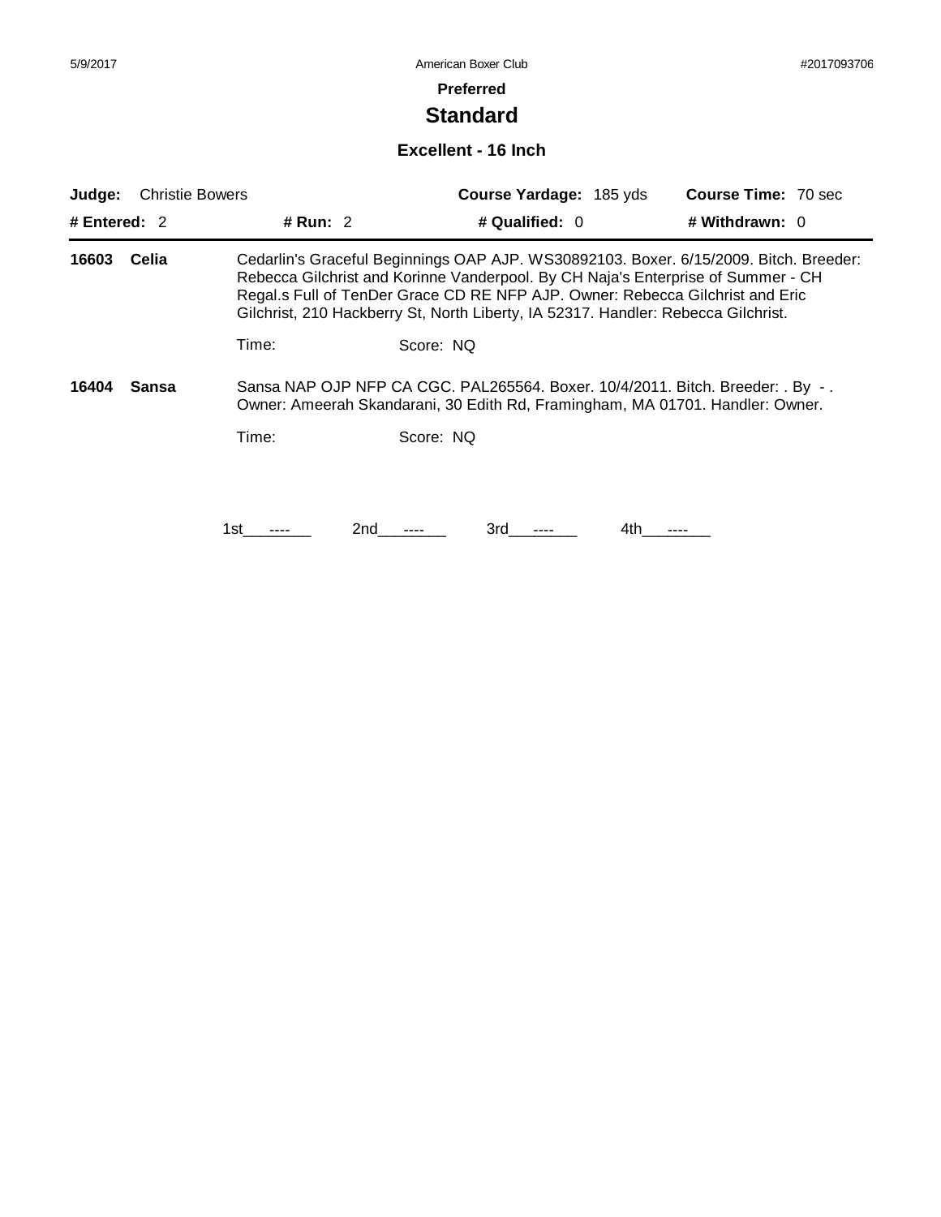**Preferred**

# Standard

## Excellent - 16 Inch

| **Judge:** Christie Bowers | | **Course Yardage:** 185 yds | **Course Time:** 70 sec |
|---|---|---|---|
| **# Entered:** 2 | **# Run:** 2 | **# Qualified:** 0 | **# Withdrawn:** 0 |

**16603 Celia** — Cedarlin's Graceful Beginnings OAP AJP. WS30892103. Boxer. 6/15/2009. Bitch. Breeder: Rebecca Gilchrist and Korinne Vanderpool. By CH Naja's Enterprise of Summer - CH Regal.s Full of TenDer Grace CD RE NFP AJP. Owner: Rebecca Gilchrist and Eric Gilchrist, 210 Hackberry St, North Liberty, IA 52317. Handler: Rebecca Gilchrist.

Time: Score: NQ

**16404 Sansa** — Sansa NAP OJP NFP CA CGC. PAL265564. Boxer. 10/4/2011. Bitch. Breeder: . By - . Owner: Ameerah Skandarani, 30 Edith Rd, Framingham, MA 01701. Handler: Owner.

Time: Score: NQ

1st ---- 2nd ---- 3rd ---- 4th ----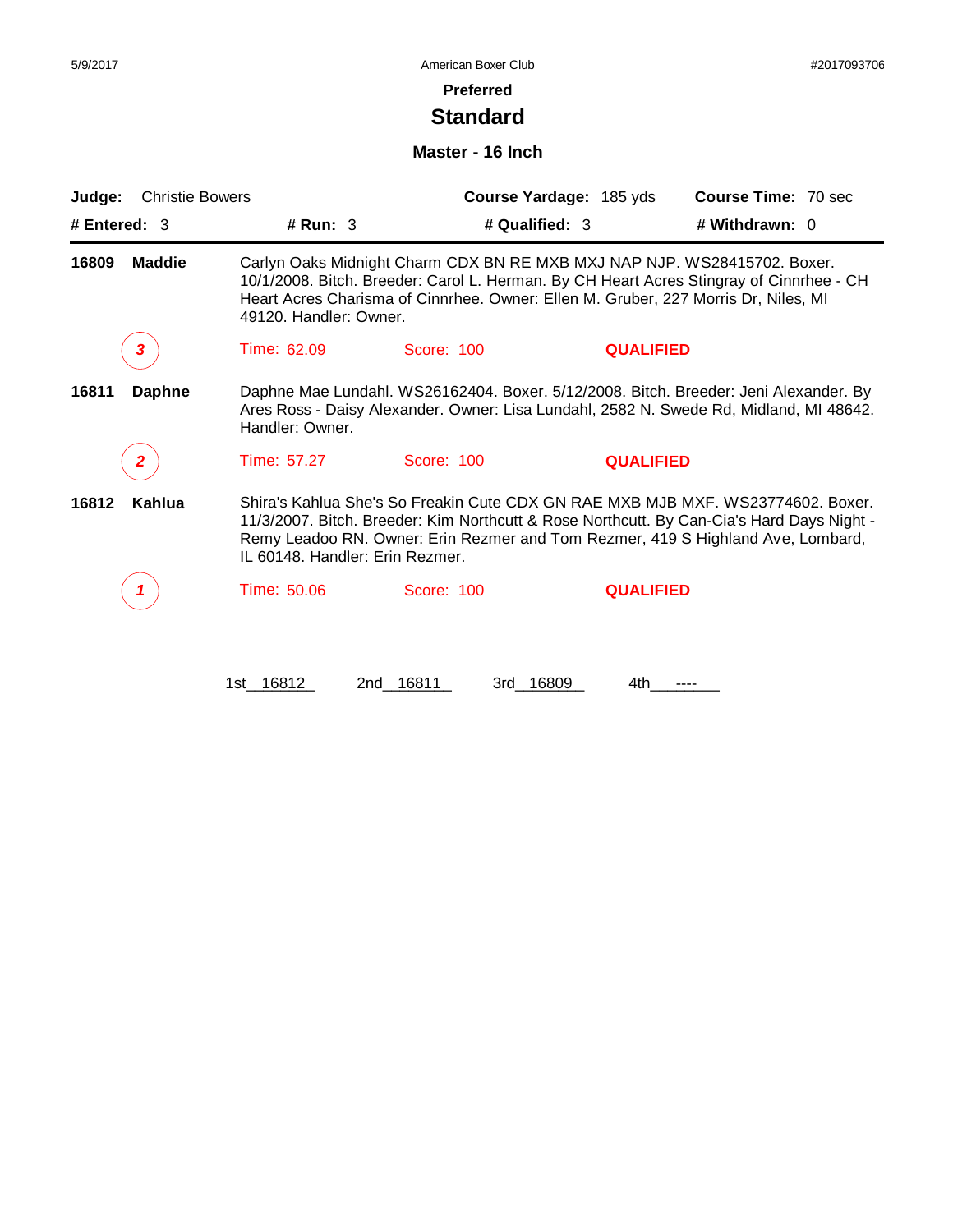5/9/2017 American Boxer Club #2017093706

## Preferred

# Standard

### Master - 16 Inch

**Judge:** Christie Bowers **Course Yardage:** 185 yds **Course Time:** 70 sec

**# Entered:** 3 **# Run:** 3 **# Qualified:** 3 **# Withdrawn:** 0

---

**16809 Maddie** Carlyn Oaks Midnight Charm CDX BN RE MXB MXJ NAP NJP. WS28415702. Boxer. 10/1/2008. Bitch. Breeder: Carol L. Herman. By CH Heart Acres Stingray of Cinnrhee - CH Heart Acres Charisma of Cinnrhee. Owner: Ellen M. Gruber, 227 Morris Dr, Niles, MI 49120. Handler: Owner.

*3* Time: 62.09 Score: 100 **QUALIFIED**

**16811 Daphne** Daphne Mae Lundahl. WS26162404. Boxer. 5/12/2008. Bitch. Breeder: Jeni Alexander. By Ares Ross - Daisy Alexander. Owner: Lisa Lundahl, 2582 N. Swede Rd, Midland, MI 48642. Handler: Owner.

*2* Time: 57.27 Score: 100 **QUALIFIED**

**16812 Kahlua** Shira's Kahlua She's So Freakin Cute CDX GN RAE MXB MJB MXF. WS23774602. Boxer. 11/3/2007. Bitch. Breeder: Kim Northcutt & Rose Northcutt. By Can-Cia's Hard Days Night - Remy Leadoo RN. Owner: Erin Rezmer and Tom Rezmer, 419 S Highland Ave, Lombard, IL 60148. Handler: Erin Rezmer.

*1* Time: 50.06 Score: 100 **QUALIFIED**

1st 16812 2nd 16811 3rd 16809 4th ----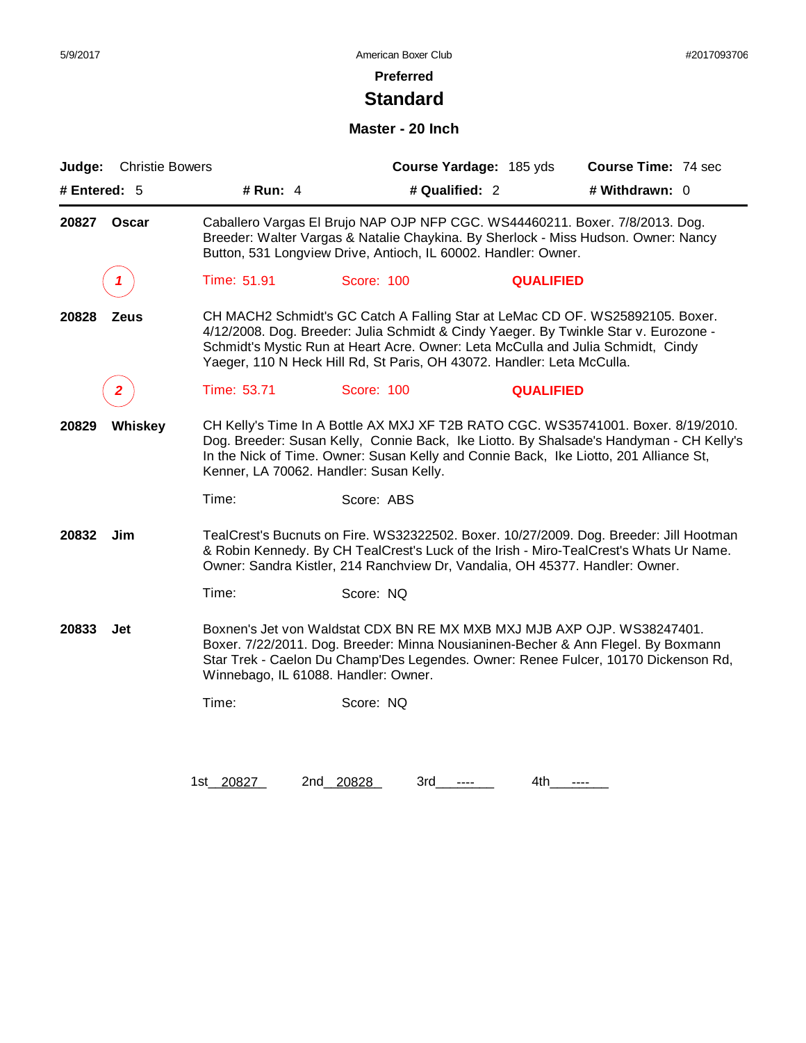**Preferred**

# Standard

### Master - 20 Inch

**Judge:** Christie Bowers **Course Yardage:** 185 yds **Course Time:** 74 sec

**# Entered:** 5 **# Run:** 4 **# Qualified:** 2 **# Withdrawn:** 0

---

**20827 Oscar**

Caballero Vargas El Brujo NAP OJP NFP CGC. WS44460211. Boxer. 7/8/2013. Dog. Breeder: Walter Vargas & Natalie Chaykina. By Sherlock - Miss Hudson. Owner: Nancy Button, 531 Longview Drive, Antioch, IL 60002. Handler: Owner.

*1* Time: 51.91 Score: 100 **QUALIFIED**

**20828 Zeus**

CH MACH2 Schmidt's GC Catch A Falling Star at LeMac CD OF. WS25892105. Boxer. 4/12/2008. Dog. Breeder: Julia Schmidt & Cindy Yaeger. By Twinkle Star v. Eurozone - Schmidt's Mystic Run at Heart Acre. Owner: Leta McCulla and Julia Schmidt, Cindy Yaeger, 110 N Heck Hill Rd, St Paris, OH 43072. Handler: Leta McCulla.

*2* Time: 53.71 Score: 100 **QUALIFIED**

**20829 Whiskey**

CH Kelly's Time In A Bottle AX MXJ XF T2B RATO CGC. WS35741001. Boxer. 8/19/2010. Dog. Breeder: Susan Kelly, Connie Back, Ike Liotto. By Shalsade's Handyman - CH Kelly's In the Nick of Time. Owner: Susan Kelly and Connie Back, Ike Liotto, 201 Alliance St, Kenner, LA 70062. Handler: Susan Kelly.

Time: Score: ABS

**20832 Jim**

TealCrest's Bucnuts on Fire. WS32322502. Boxer. 10/27/2009. Dog. Breeder: Jill Hootman & Robin Kennedy. By CH TealCrest's Luck of the Irish - Miro-TealCrest's Whats Ur Name. Owner: Sandra Kistler, 214 Ranchview Dr, Vandalia, OH 45377. Handler: Owner.

Time: Score: NQ

**20833 Jet**

Boxnen's Jet von Waldstat CDX BN RE MX MXB MXJ MJB AXP OJP. WS38247401. Boxer. 7/22/2011. Dog. Breeder: Minna Nousianinen-Becher & Ann Flegel. By Boxmann Star Trek - Caelon Du Champ'Des Legendes. Owner: Renee Fulcer, 10170 Dickenson Rd, Winnebago, IL 61088. Handler: Owner.

Time: Score: NQ

1st 20827 2nd 20828 3rd ---- 4th ----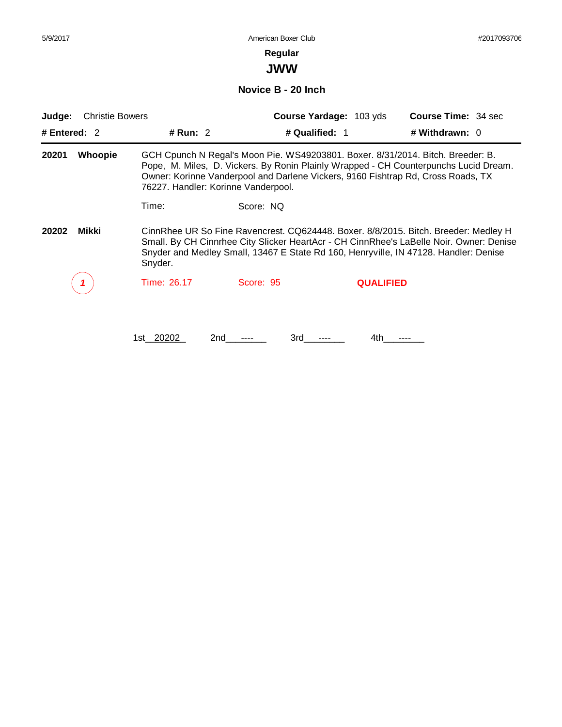5/9/2017 American Boxer Club #2017093706

## Regular

# JWW

### Novice B - 20 Inch

**Judge:** Christie Bowers **Course Yardage:** 103 yds **Course Time:** 34 sec

**# Entered:** 2 **# Run:** 2 **# Qualified:** 1 **# Withdrawn:** 0

---

**20201 Whoopie** GCH Cpunch N Regal's Moon Pie. WS49203801. Boxer. 8/31/2014. Bitch. Breeder: B. Pope, M. Miles, D. Vickers. By Ronin Plainly Wrapped - CH Counterpunchs Lucid Dream. Owner: Korinne Vanderpool and Darlene Vickers, 9160 Fishtrap Rd, Cross Roads, TX 76227. Handler: Korinne Vanderpool.

Time: Score: NQ

**20202 Mikki** CinnRhee UR So Fine Ravencrest. CQ624448. Boxer. 8/8/2015. Bitch. Breeder: Medley H Small. By CH Cinnrhee City Slicker HeartAcr - CH CinnRhee's LaBelle Noir. Owner: Denise Snyder and Medley Small, 13467 E State Rd 160, Henryville, IN 47128. Handler: Denise Snyder.

*1* Time: 26.17 Score: 95 **QUALIFIED**

1st 20202 2nd ---- 3rd ---- 4th ----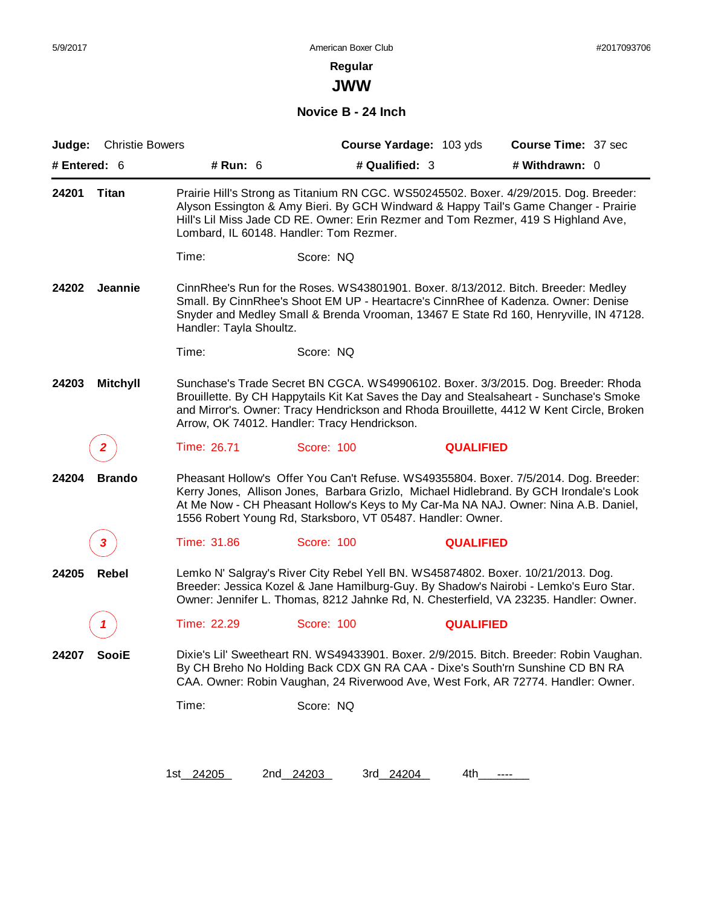5/9/2017 American Boxer Club #2017093706

## Regular

# JWW

### Novice B - 24 Inch

**Judge:** Christie Bowers **Course Yardage:** 103 yds **Course Time:** 37 sec

**# Entered:** 6 **# Run:** 6 **# Qualified:** 3 **# Withdrawn:** 0

---

**24201 Titan**

Prairie Hill's Strong as Titanium RN CGC. WS50245502. Boxer. 4/29/2015. Dog. Breeder: Alyson Essington & Amy Bieri. By GCH Windward & Happy Tail's Game Changer - Prairie Hill's Lil Miss Jade CD RE. Owner: Erin Rezmer and Tom Rezmer, 419 S Highland Ave, Lombard, IL 60148. Handler: Tom Rezmer.

Time: Score: NQ

**24202 Jeannie**

CinnRhee's Run for the Roses. WS43801901. Boxer. 8/13/2012. Bitch. Breeder: Medley Small. By CinnRhee's Shoot EM UP - Heartacre's CinnRhee of Kadenza. Owner: Denise Snyder and Medley Small & Brenda Vrooman, 13467 E State Rd 160, Henryville, IN 47128. Handler: Tayla Shoultz.

Time: Score: NQ

**24203 Mitchyll**

Sunchase's Trade Secret BN CGCA. WS49906102. Boxer. 3/3/2015. Dog. Breeder: Rhoda Brouillette. By CH Happytails Kit Kat Saves the Day and Stealsaheart - Sunchase's Smoke and Mirror's. Owner: Tracy Hendrickson and Rhoda Brouillette, 4412 W Kent Circle, Broken Arrow, OK 74012. Handler: Tracy Hendrickson.

*2* Time: 26.71 Score: 100 **QUALIFIED**

**24204 Brando**

Pheasant Hollow's Offer You Can't Refuse. WS49355804. Boxer. 7/5/2014. Dog. Breeder: Kerry Jones, Allison Jones, Barbara Grizlo, Michael Hidlebrand. By GCH Irondale's Look At Me Now - CH Pheasant Hollow's Keys to My Car-Ma NA NAJ. Owner: Nina A.B. Daniel, 1556 Robert Young Rd, Starksboro, VT 05487. Handler: Owner.

*3* Time: 31.86 Score: 100 **QUALIFIED**

**24205 Rebel**

Lemko N' Salgray's River City Rebel Yell BN. WS45874802. Boxer. 10/21/2013. Dog. Breeder: Jessica Kozel & Jane Hamilburg-Guy. By Shadow's Nairobi - Lemko's Euro Star. Owner: Jennifer L. Thomas, 8212 Jahnke Rd, N. Chesterfield, VA 23235. Handler: Owner.

*1* Time: 22.29 Score: 100 **QUALIFIED**

**24207 SooiE**

Dixie's Lil' Sweetheart RN. WS49433901. Boxer. 2/9/2015. Bitch. Breeder: Robin Vaughan. By CH Breho No Holding Back CDX GN RA CAA - Dixe's South'rn Sunshine CD BN RA CAA. Owner: Robin Vaughan, 24 Riverwood Ave, West Fork, AR 72774. Handler: Owner.

Time: Score: NQ

1st 24205 2nd 24203 3rd 24204 4th ----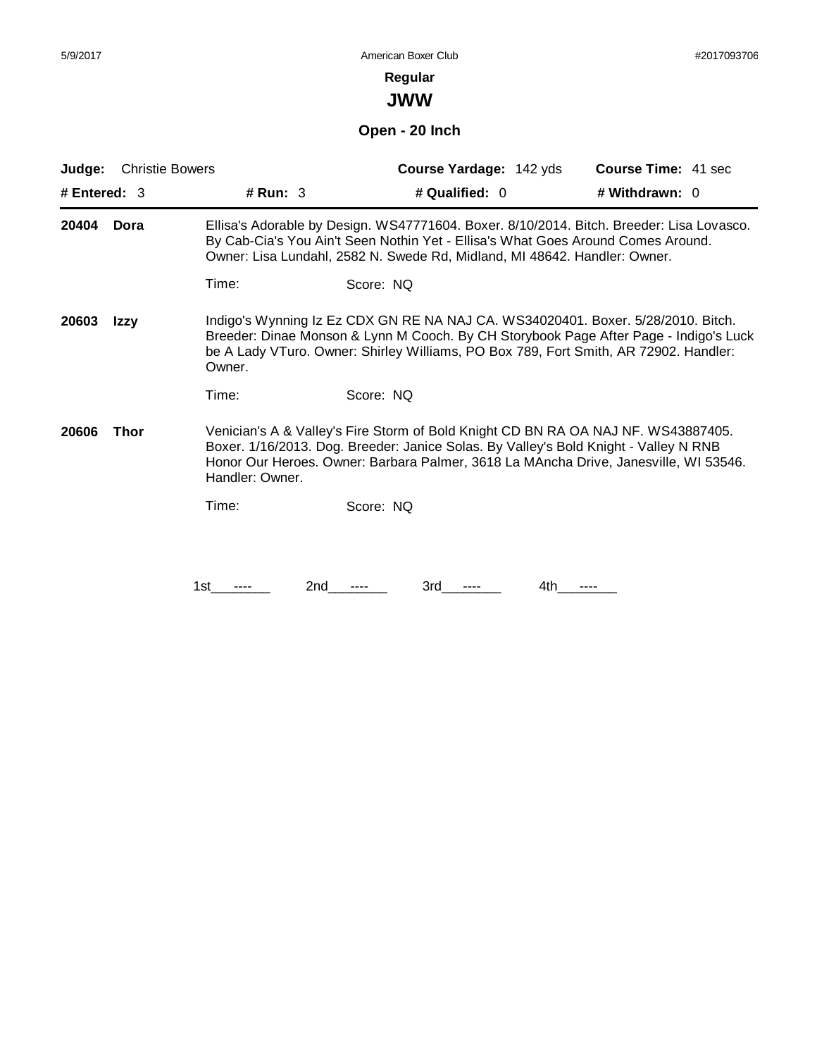**Regular**

## JWW

### Open - 20 Inch

**Judge:** Christie Bowers | **Course Yardage:** 142 yds | **Course Time:** 41 sec

**# Entered:** 3 | **# Run:** 3 | **# Qualified:** 0 | **# Withdrawn:** 0

---

**20404 Dora** — Ellisa's Adorable by Design. WS47771604. Boxer. 8/10/2014. Bitch. Breeder: Lisa Lovasco. By Cab-Cia's You Ain't Seen Nothin Yet - Ellisa's What Goes Around Comes Around. Owner: Lisa Lundahl, 2582 N. Swede Rd, Midland, MI 48642. Handler: Owner.

Time: Score: NQ

**20603 Izzy** — Indigo's Wynning Iz Ez CDX GN RE NA NAJ CA. WS34020401. Boxer. 5/28/2010. Bitch. Breeder: Dinae Monson & Lynn M Cooch. By CH Storybook Page After Page - Indigo's Luck be A Lady VTuro. Owner: Shirley Williams, PO Box 789, Fort Smith, AR 72902. Handler: Owner.

Time: Score: NQ

**20606 Thor** — Venician's A & Valley's Fire Storm of Bold Knight CD BN RA OA NAJ NF. WS43887405. Boxer. 1/16/2013. Dog. Breeder: Janice Solas. By Valley's Bold Knight - Valley N RNB Honor Our Heroes. Owner: Barbara Palmer, 3618 La MAncha Drive, Janesville, WI 53546. Handler: Owner.

Time: Score: NQ

1st ---- 2nd ---- 3rd ---- 4th ----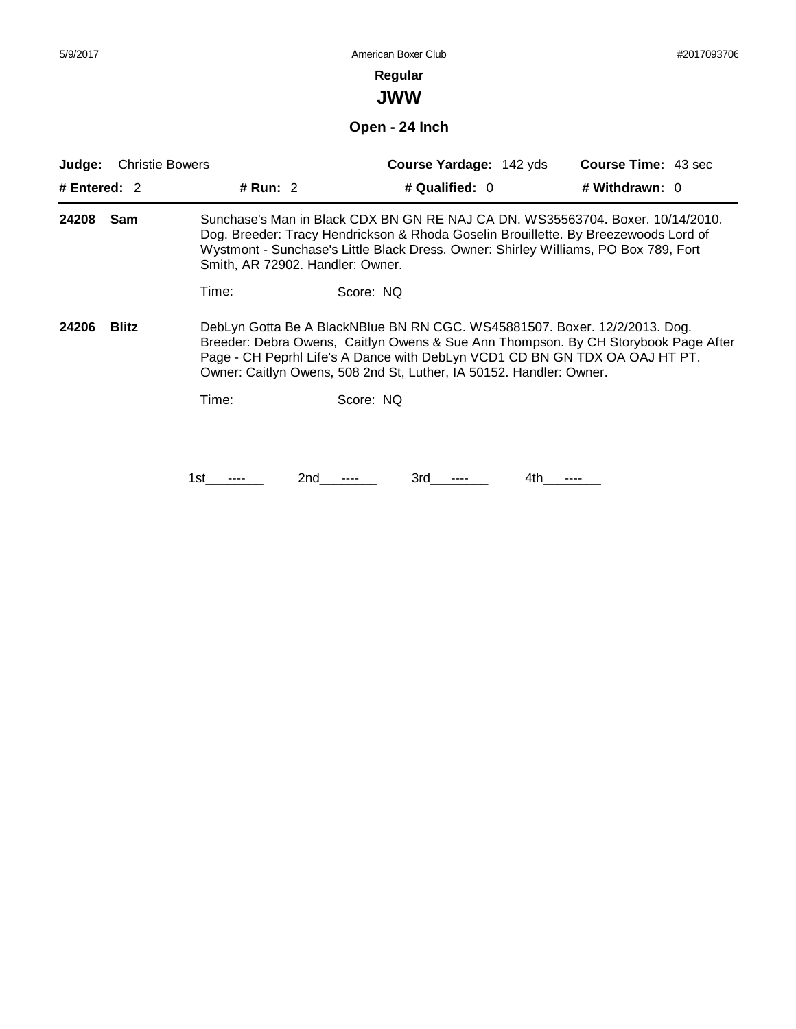**Regular**

## JWW

### Open - 24 Inch

**Judge:** Christie Bowers | **Course Yardage:** 142 yds | **Course Time:** 43 sec

**# Entered:** 2 | **# Run:** 2 | **# Qualified:** 0 | **# Withdrawn:** 0

---

**24208 Sam**

Sunchase's Man in Black CDX BN GN RE NAJ CA DN. WS35563704. Boxer. 10/14/2010. Dog. Breeder: Tracy Hendrickson & Rhoda Goselin Brouillette. By Breezewoods Lord of Wystmont - Sunchase's Little Black Dress. Owner: Shirley Williams, PO Box 789, Fort Smith, AR 72902. Handler: Owner.

Time: Score: NQ

**24206 Blitz**

DebLyn Gotta Be A BlackNBlue BN RN CGC. WS45881507. Boxer. 12/2/2013. Dog. Breeder: Debra Owens, Caitlyn Owens & Sue Ann Thompson. By CH Storybook Page After Page - CH Peprhl Life's A Dance with DebLyn VCD1 CD BN GN TDX OA OAJ HT PT. Owner: Caitlyn Owens, 508 2nd St, Luther, IA 50152. Handler: Owner.

Time: Score: NQ

1st ---- 2nd ---- 3rd ---- 4th ----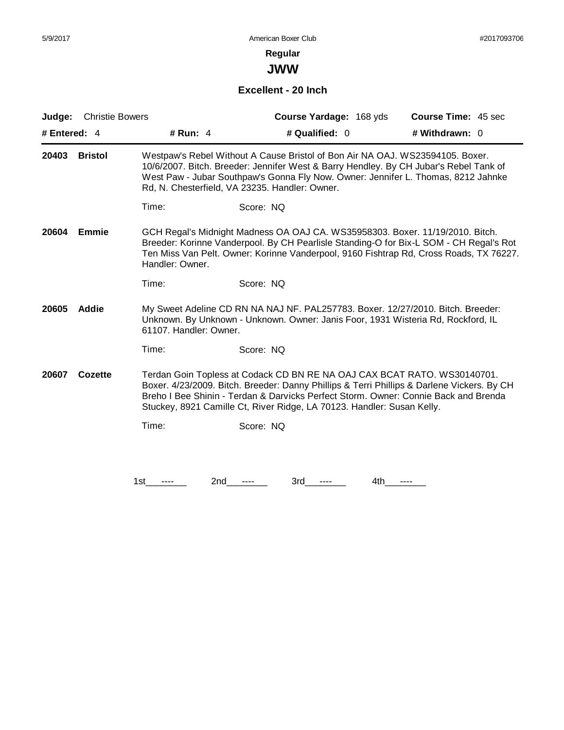**Regular**

## JWW

### Excellent - 20 Inch

**Judge:** Christie Bowers | **Course Yardage:** 168 yds | **Course Time:** 45 sec

**# Entered:** 4 | **# Run:** 4 | **# Qualified:** 0 | **# Withdrawn:** 0

---

**20403 Bristol** — Westpaw's Rebel Without A Cause Bristol of Bon Air NA OAJ. WS23594105. Boxer. 10/6/2007. Bitch. Breeder: Jennifer West & Barry Hendley. By CH Jubar's Rebel Tank of West Paw - Jubar Southpaw's Gonna Fly Now. Owner: Jennifer L. Thomas, 8212 Jahnke Rd, N. Chesterfield, VA 23235. Handler: Owner.

Time: Score: NQ

**20604 Emmie** — GCH Regal's Midnight Madness OA OAJ CA. WS35958303. Boxer. 11/19/2010. Bitch. Breeder: Korinne Vanderpool. By CH Pearlisle Standing-O for Bix-L SOM - CH Regal's Rot Ten Miss Van Pelt. Owner: Korinne Vanderpool, 9160 Fishtrap Rd, Cross Roads, TX 76227. Handler: Owner.

Time: Score: NQ

**20605 Addie** — My Sweet Adeline CD RN NA NAJ NF. PAL257783. Boxer. 12/27/2010. Bitch. Breeder: Unknown. By Unknown - Unknown. Owner: Janis Foor, 1931 Wisteria Rd, Rockford, IL 61107. Handler: Owner.

Time: Score: NQ

**20607 Cozette** — Terdan Goin Topless at Codack CD BN RE NA OAJ CAX BCAT RATO. WS30140701. Boxer. 4/23/2009. Bitch. Breeder: Danny Phillips & Terri Phillips & Darlene Vickers. By CH Breho I Bee Shinin - Terdan & Darvicks Perfect Storm. Owner: Connie Back and Brenda Stuckey, 8921 Camille Ct, River Ridge, LA 70123. Handler: Susan Kelly.

Time: Score: NQ

1st ---- 2nd ---- 3rd ---- 4th ----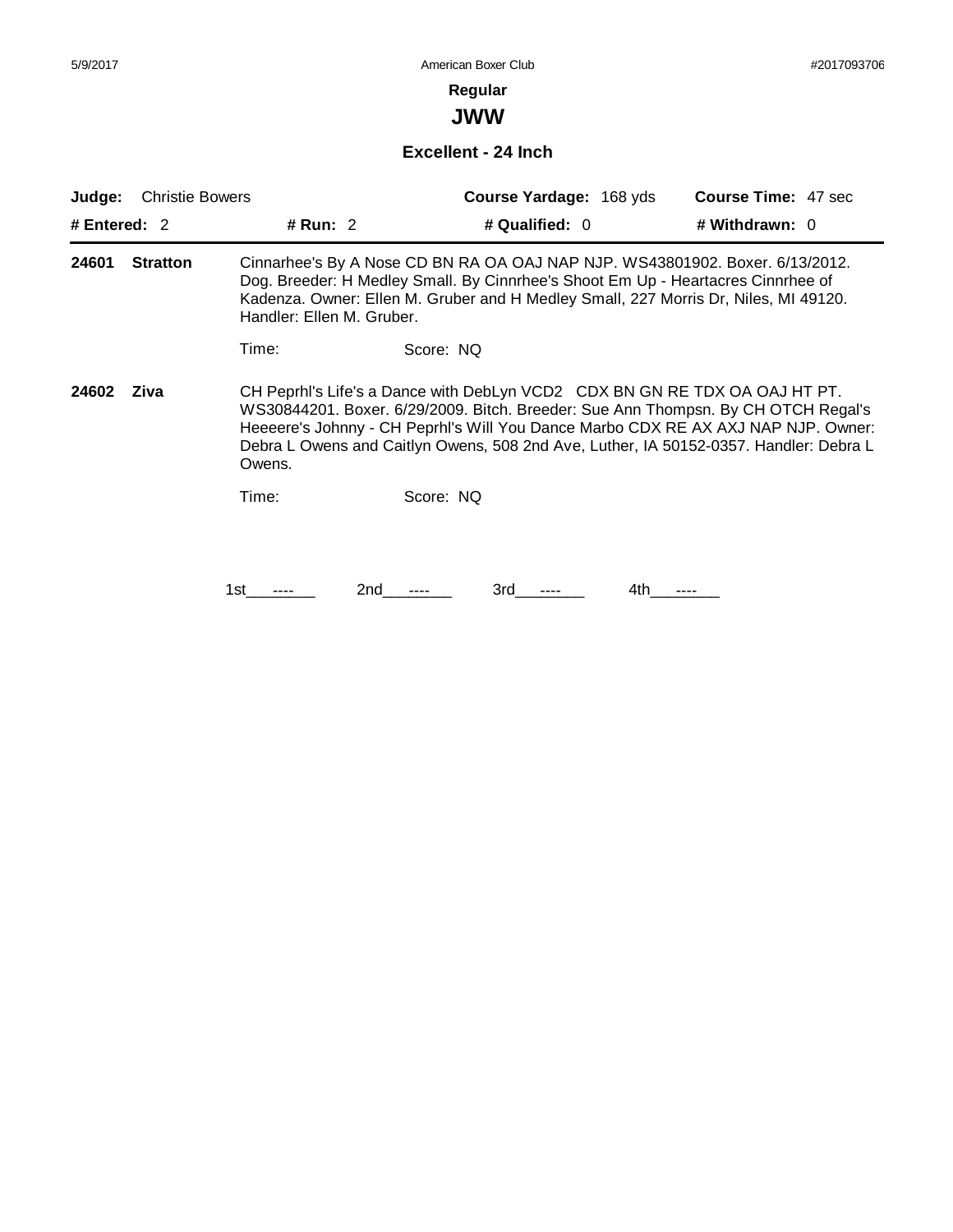**Regular**

## JWW

### Excellent - 24 Inch

**Judge:** Christie Bowers | **Course Yardage:** 168 yds | **Course Time:** 47 sec

**# Entered:** 2 | **# Run:** 2 | **# Qualified:** 0 | **# Withdrawn:** 0

---

**24601 Stratton**

Cinnarhee's By A Nose CD BN RA OA OAJ NAP NJP. WS43801902. Boxer. 6/13/2012. Dog. Breeder: H Medley Small. By Cinnrhee's Shoot Em Up - Heartacres Cinnrhee of Kadenza. Owner: Ellen M. Gruber and H Medley Small, 227 Morris Dr, Niles, MI 49120. Handler: Ellen M. Gruber.

Time: Score: NQ

**24602 Ziva**

CH Peprhl's Life's a Dance with DebLyn VCD2 CDX BN GN RE TDX OA OAJ HT PT. WS30844201. Boxer. 6/29/2009. Bitch. Breeder: Sue Ann Thompsn. By CH OTCH Regal's Heeeere's Johnny - CH Peprhl's Will You Dance Marbo CDX RE AX AXJ NAP NJP. Owner: Debra L Owens and Caitlyn Owens, 508 2nd Ave, Luther, IA 50152-0357. Handler: Debra L Owens.

Time: Score: NQ

1st ---- 2nd ---- 3rd ---- 4th ----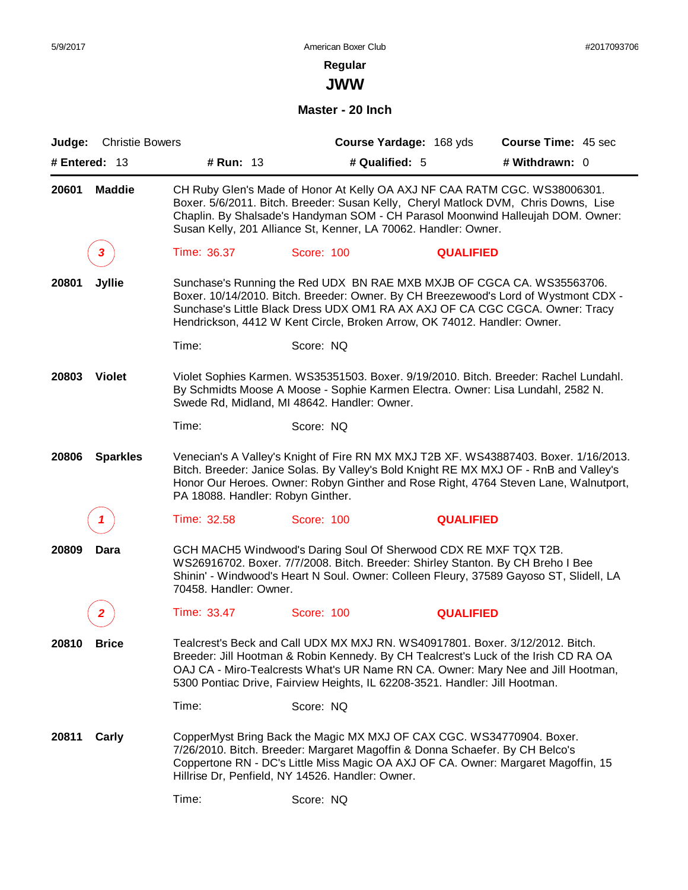## Regular

# JWW

### Master - 20 Inch

**Judge:** Christie Bowers | **Course Yardage:** 168 yds | **Course Time:** 45 sec

**# Entered:** 13 | **# Run:** 13 | **# Qualified:** 5 | **# Withdrawn:** 0

---

**20601 Maddie**

CH Ruby Glen's Made of Honor At Kelly OA AXJ NF CAA RATM CGC. WS38006301. Boxer. 5/6/2011. Bitch. Breeder: Susan Kelly, Cheryl Matlock DVM, Chris Downs, Lise Chaplin. By Shalsade's Handyman SOM - CH Parasol Moonwind Halleujah DOM. Owner: Susan Kelly, 201 Alliance St, Kenner, LA 70062. Handler: Owner.

*3* Time: 36.37 Score: 100 **QUALIFIED**

**20801 Jyllie**

Sunchase's Running the Red UDX BN RAE MXB MXJB OF CGCA CA. WS35563706. Boxer. 10/14/2010. Bitch. Breeder: Owner. By CH Breezewood's Lord of Wystmont CDX - Sunchase's Little Black Dress UDX OM1 RA AX AXJ OF CA CGC CGCA. Owner: Tracy Hendrickson, 4412 W Kent Circle, Broken Arrow, OK 74012. Handler: Owner.

Time: Score: NQ

**20803 Violet**

Violet Sophies Karmen. WS35351503. Boxer. 9/19/2010. Bitch. Breeder: Rachel Lundahl. By Schmidts Moose A Moose - Sophie Karmen Electra. Owner: Lisa Lundahl, 2582 N. Swede Rd, Midland, MI 48642. Handler: Owner.

Time: Score: NQ

**20806 Sparkles**

Venecian's A Valley's Knight of Fire RN MX MXJ T2B XF. WS43887403. Boxer. 1/16/2013. Bitch. Breeder: Janice Solas. By Valley's Bold Knight RE MX MXJ OF - RnB and Valley's Honor Our Heroes. Owner: Robyn Ginther and Rose Right, 4764 Steven Lane, Walnutport, PA 18088. Handler: Robyn Ginther.

*1* Time: 32.58 Score: 100 **QUALIFIED**

**20809 Dara**

GCH MACH5 Windwood's Daring Soul Of Sherwood CDX RE MXF TQX T2B. WS26916702. Boxer. 7/7/2008. Bitch. Breeder: Shirley Stanton. By CH Breho I Bee Shinin' - Windwood's Heart N Soul. Owner: Colleen Fleury, 37589 Gayoso ST, Slidell, LA 70458. Handler: Owner.

*2* Time: 33.47 Score: 100 **QUALIFIED**

**20810 Brice**

Tealcrest's Beck and Call UDX MX MXJ RN. WS40917801. Boxer. 3/12/2012. Bitch. Breeder: Jill Hootman & Robin Kennedy. By CH Tealcrest's Luck of the Irish CD RA OA OAJ CA - Miro-Tealcrests What's UR Name RN CA. Owner: Mary Nee and Jill Hootman, 5300 Pontiac Drive, Fairview Heights, IL 62208-3521. Handler: Jill Hootman.

Time: Score: NQ

**20811 Carly**

CopperMyst Bring Back the Magic MX MXJ OF CAX CGC. WS34770904. Boxer. 7/26/2010. Bitch. Breeder: Margaret Magoffin & Donna Schaefer. By CH Belco's Coppertone RN - DC's Little Miss Magic OA AXJ OF CA. Owner: Margaret Magoffin, 15 Hillrise Dr, Penfield, NY 14526. Handler: Owner.

Time: Score: NQ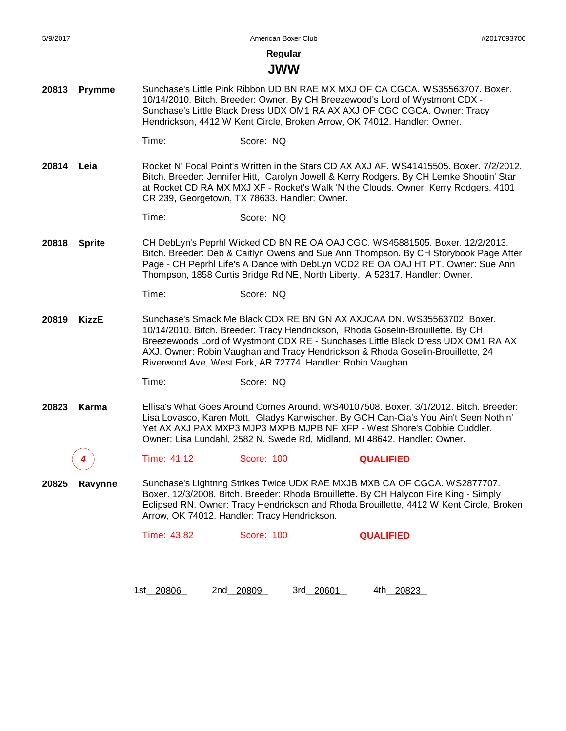## Regular

## JWW

**20813** **Prymme**

Sunchase's Little Pink Ribbon UD BN RAE MX MXJ OF CA CGCA. WS35563707. Boxer. 10/14/2010. Bitch. Breeder: Owner. By CH Breezewood's Lord of Wystmont CDX - Sunchase's Little Black Dress UDX OM1 RA AX AXJ OF CGC CGCA. Owner: Tracy Hendrickson, 4412 W Kent Circle, Broken Arrow, OK 74012. Handler: Owner.

Time: Score: NQ

**20814** **Leia**

Rocket N' Focal Point's Written in the Stars CD AX AXJ AF. WS41415505. Boxer. 7/2/2012. Bitch. Breeder: Jennifer Hitt, Carolyn Jowell & Kerry Rodgers. By CH Lemke Shootin' Star at Rocket CD RA MX MXJ XF - Rocket's Walk 'N the Clouds. Owner: Kerry Rodgers, 4101 CR 239, Georgetown, TX 78633. Handler: Owner.

Time: Score: NQ

**20818** **Sprite**

CH DebLyn's Peprhl Wicked CD BN RE OA OAJ CGC. WS45881505. Boxer. 12/2/2013. Bitch. Breeder: Deb & Caitlyn Owens and Sue Ann Thompson. By CH Storybook Page After Page - CH Peprhl Life's A Dance with DebLyn VCD2 RE OA OAJ HT PT. Owner: Sue Ann Thompson, 1858 Curtis Bridge Rd NE, North Liberty, IA 52317. Handler: Owner.

Time: Score: NQ

**20819** **KizzE**

Sunchase's Smack Me Black CDX RE BN GN AX AXJCAA DN. WS35563702. Boxer. 10/14/2010. Bitch. Breeder: Tracy Hendrickson, Rhoda Goselin-Brouillette. By CH Breezewoods Lord of Wystmont CDX RE - Sunchases Little Black Dress UDX OM1 RA AX AXJ. Owner: Robin Vaughan and Tracy Hendrickson & Rhoda Goselin-Brouillette, 24 Riverwood Ave, West Fork, AR 72774. Handler: Robin Vaughan.

Time: Score: NQ

**20823** **Karma**

Ellisa's What Goes Around Comes Around. WS40107508. Boxer. 3/1/2012. Bitch. Breeder: Lisa Lovasco, Karen Mott, Gladys Kanwischer. By GCH Can-Cia's You Ain't Seen Nothin' Yet AX AXJ PAX MXP3 MJP3 MXPB MJPB NF XFP - West Shore's Cobbie Cuddler. Owner: Lisa Lundahl, 2582 N. Swede Rd, Midland, MI 48642. Handler: Owner.

*4* Time: 41.12 Score: 100 **QUALIFIED**

**20825** **Ravynne**

Sunchase's Lightnng Strikes Twice UDX RAE MXJB MXB CA OF CGCA. WS2877707. Boxer. 12/3/2008. Bitch. Breeder: Rhoda Brouillette. By CH Halycon Fire King - Simply Eclipsed RN. Owner: Tracy Hendrickson and Rhoda Brouillette, 4412 W Kent Circle, Broken Arrow, OK 74012. Handler: Tracy Hendrickson.

Time: 43.82 Score: 100 **QUALIFIED**

1st 20806 2nd 20809 3rd 20601 4th 20823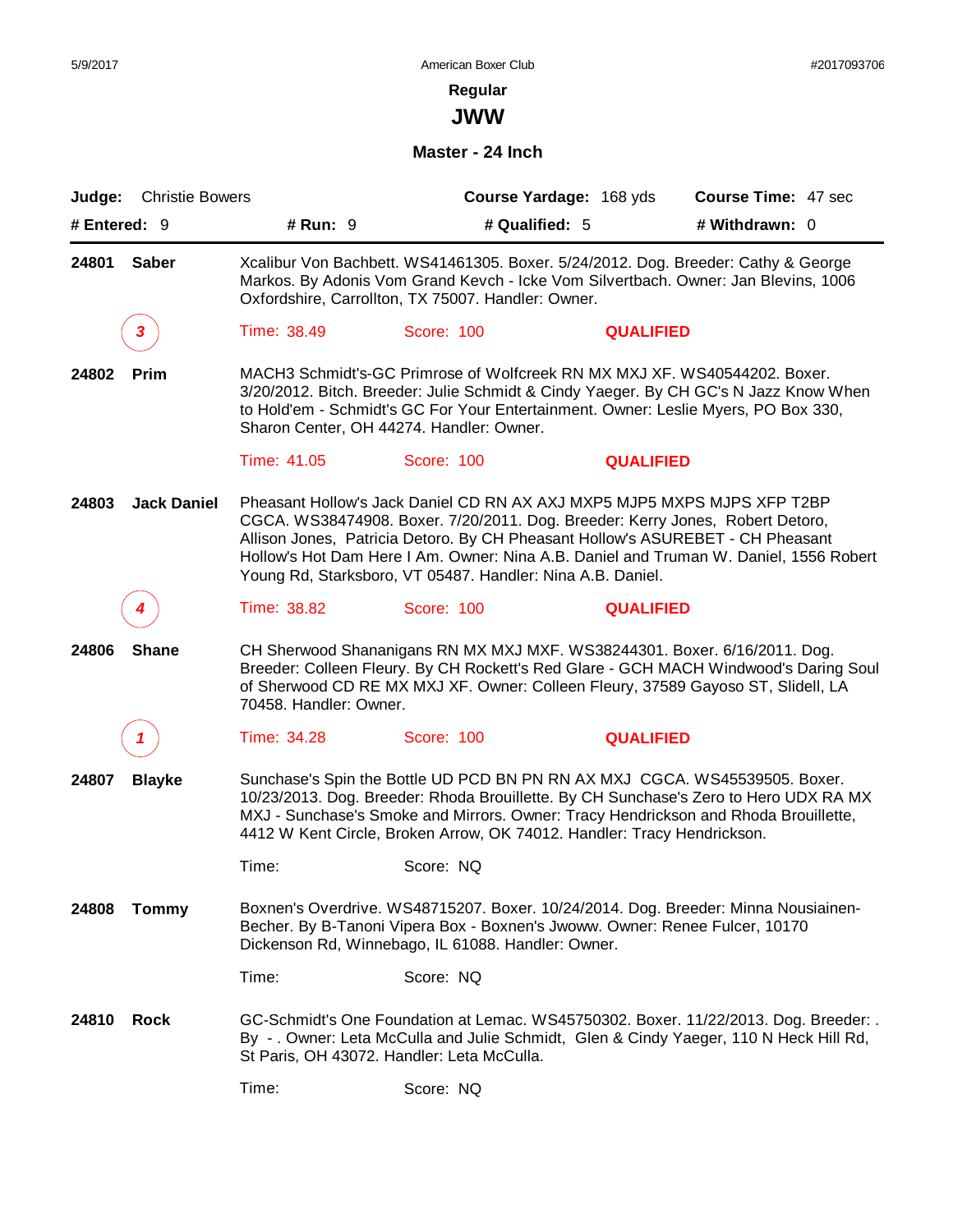American Boxer Club

#2017093706

## Regular

# JWW

### Master - 24 Inch

**Judge:** Christie Bowers **Course Yardage:** 168 yds **Course Time:** 47 sec

**# Entered:** 9 **# Run:** 9 **# Qualified:** 5 **# Withdrawn:** 0

---

**24801 Saber** Xcalibur Von Bachbett. WS41461305. Boxer. 5/24/2012. Dog. Breeder: Cathy & George Markos. By Adonis Vom Grand Kevch - Icke Vom Silvertbach. Owner: Jan Blevins, 1006 Oxfordshire, Carrollton, TX 75007. Handler: Owner.

*3* Time: 38.49 Score: 100 **QUALIFIED**

**24802 Prim** MACH3 Schmidt's-GC Primrose of Wolfcreek RN MX MXJ XF. WS40544202. Boxer. 3/20/2012. Bitch. Breeder: Julie Schmidt & Cindy Yaeger. By CH GC's N Jazz Know When to Hold'em - Schmidt's GC For Your Entertainment. Owner: Leslie Myers, PO Box 330, Sharon Center, OH 44274. Handler: Owner.

Time: 41.05 Score: 100 **QUALIFIED**

**24803 Jack Daniel** Pheasant Hollow's Jack Daniel CD RN AX AXJ MXP5 MJP5 MXPS MJPS XFP T2BP CGCA. WS38474908. Boxer. 7/20/2011. Dog. Breeder: Kerry Jones, Robert Detoro, Allison Jones, Patricia Detoro. By CH Pheasant Hollow's ASUREBET - CH Pheasant Hollow's Hot Dam Here I Am. Owner: Nina A.B. Daniel and Truman W. Daniel, 1556 Robert Young Rd, Starksboro, VT 05487. Handler: Nina A.B. Daniel.

*4* Time: 38.82 Score: 100 **QUALIFIED**

**24806 Shane** CH Sherwood Shananigans RN MX MXJ MXF. WS38244301. Boxer. 6/16/2011. Dog. Breeder: Colleen Fleury. By CH Rockett's Red Glare - GCH MACH Windwood's Daring Soul of Sherwood CD RE MX MXJ XF. Owner: Colleen Fleury, 37589 Gayoso ST, Slidell, LA 70458. Handler: Owner.

*1* Time: 34.28 Score: 100 **QUALIFIED**

**24807 Blayke** Sunchase's Spin the Bottle UD PCD BN PN RN AX MXJ CGCA. WS45539505. Boxer. 10/23/2013. Dog. Breeder: Rhoda Brouillette. By CH Sunchase's Zero to Hero UDX RA MX MXJ - Sunchase's Smoke and Mirrors. Owner: Tracy Hendrickson and Rhoda Brouillette, 4412 W Kent Circle, Broken Arrow, OK 74012. Handler: Tracy Hendrickson.

Time: Score: NQ

**24808 Tommy** Boxnen's Overdrive. WS48715207. Boxer. 10/24/2014. Dog. Breeder: Minna Nousiainen-Becher. By B-Tanoni Vipera Box - Boxnen's Jwoww. Owner: Renee Fulcer, 10170 Dickenson Rd, Winnebago, IL 61088. Handler: Owner.

Time: Score: NQ

**24810 Rock** GC-Schmidt's One Foundation at Lemac. WS45750302. Boxer. 11/22/2013. Dog. Breeder: . By - . Owner: Leta McCulla and Julie Schmidt, Glen & Cindy Yaeger, 110 N Heck Hill Rd, St Paris, OH 43072. Handler: Leta McCulla.

Time: Score: NQ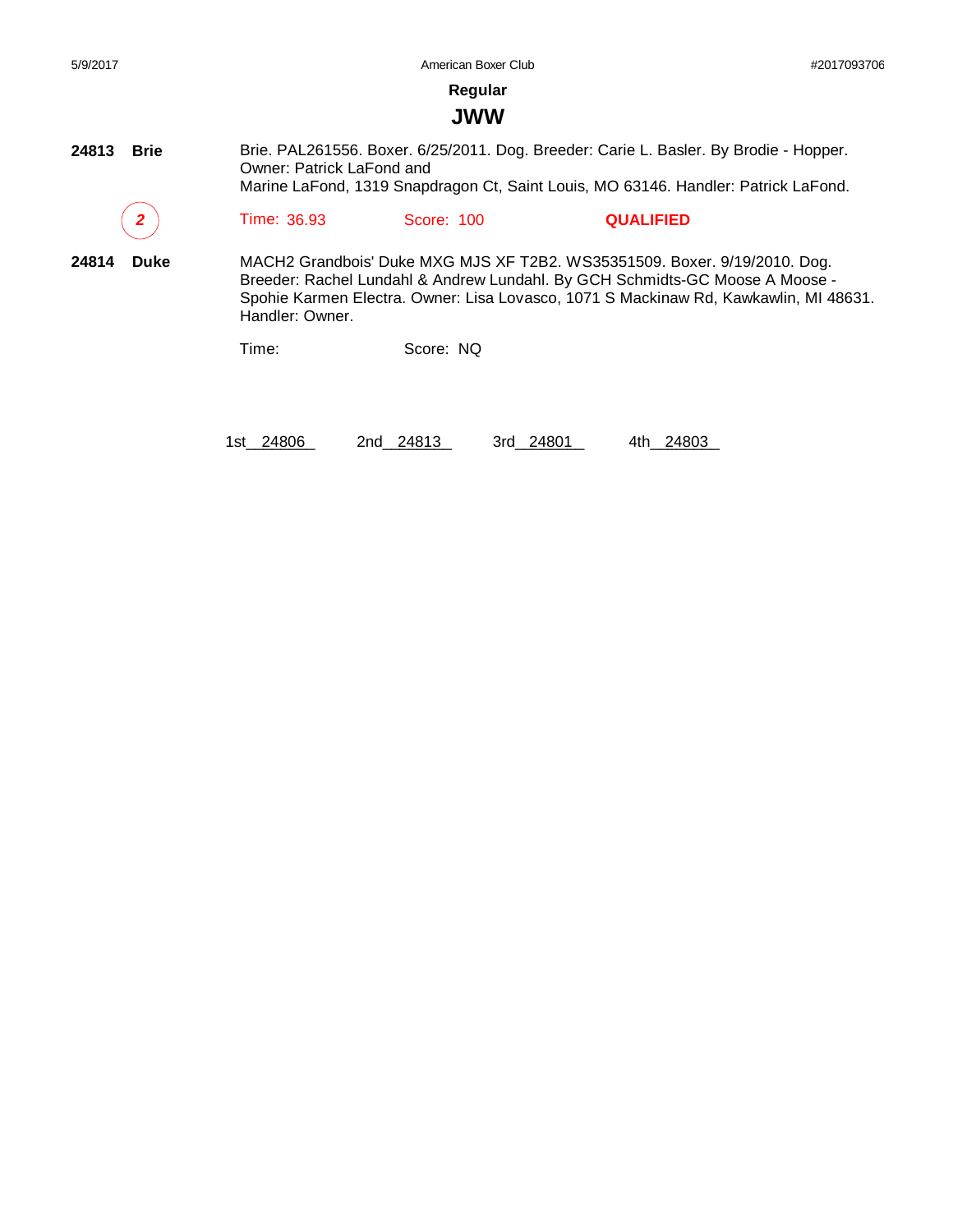## Regular

## JWW

**24813 Brie**

Brie. PAL261556. Boxer. 6/25/2011. Dog. Breeder: Carie L. Basler. By Brodie - Hopper. Owner: Patrick LaFond and
Marine LaFond, 1319 Snapdragon Ct, Saint Louis, MO 63146. Handler: Patrick LaFond.

*2* Time: 36.93 Score: 100 **QUALIFIED**

**24814 Duke**

MACH2 Grandbois' Duke MXG MJS XF T2B2. WS35351509. Boxer. 9/19/2010. Dog. Breeder: Rachel Lundahl & Andrew Lundahl. By GCH Schmidts-GC Moose A Moose - Spohie Karmen Electra. Owner: Lisa Lovasco, 1071 S Mackinaw Rd, Kawkawlin, MI 48631. Handler: Owner.

Time: Score: NQ

1st 24806 2nd 24813 3rd 24801 4th 24803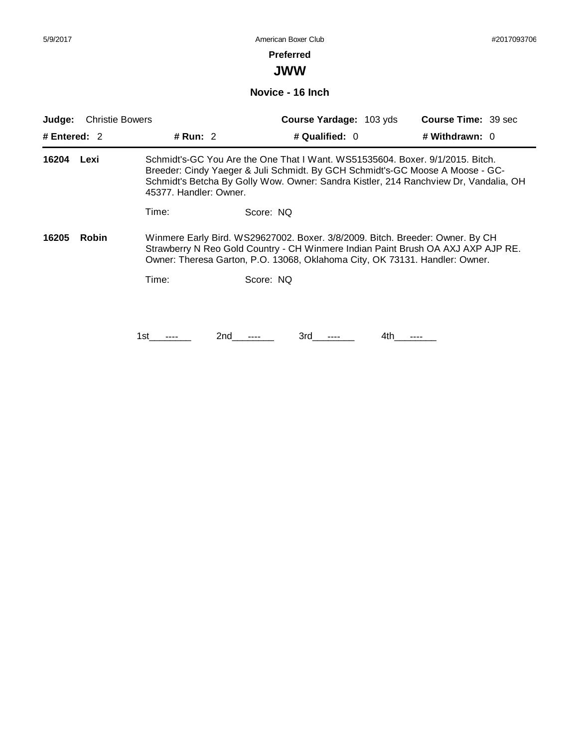**Preferred**

# JWW

## Novice - 16 Inch

**Judge:** Christie Bowers **Course Yardage:** 103 yds **Course Time:** 39 sec

**# Entered:** 2 **# Run:** 2 **# Qualified:** 0 **# Withdrawn:** 0

---

**16204 Lexi** Schmidt's-GC You Are the One That I Want. WS51535604. Boxer. 9/1/2015. Bitch. Breeder: Cindy Yaeger & Juli Schmidt. By GCH Schmidt's-GC Moose A Moose - GC-Schmidt's Betcha By Golly Wow. Owner: Sandra Kistler, 214 Ranchview Dr, Vandalia, OH 45377. Handler: Owner.

Time: Score: NQ

**16205 Robin** Winmere Early Bird. WS29627002. Boxer. 3/8/2009. Bitch. Breeder: Owner. By CH Strawberry N Reo Gold Country - CH Winmere Indian Paint Brush OA AXJ AXP AJP RE. Owner: Theresa Garton, P.O. 13068, Oklahoma City, OK 73131. Handler: Owner.

Time: Score: NQ

1st\_\_\_----\_\_\_ 2nd\_\_\_----\_\_\_ 3rd\_\_\_----\_\_\_ 4th\_\_\_----\_\_\_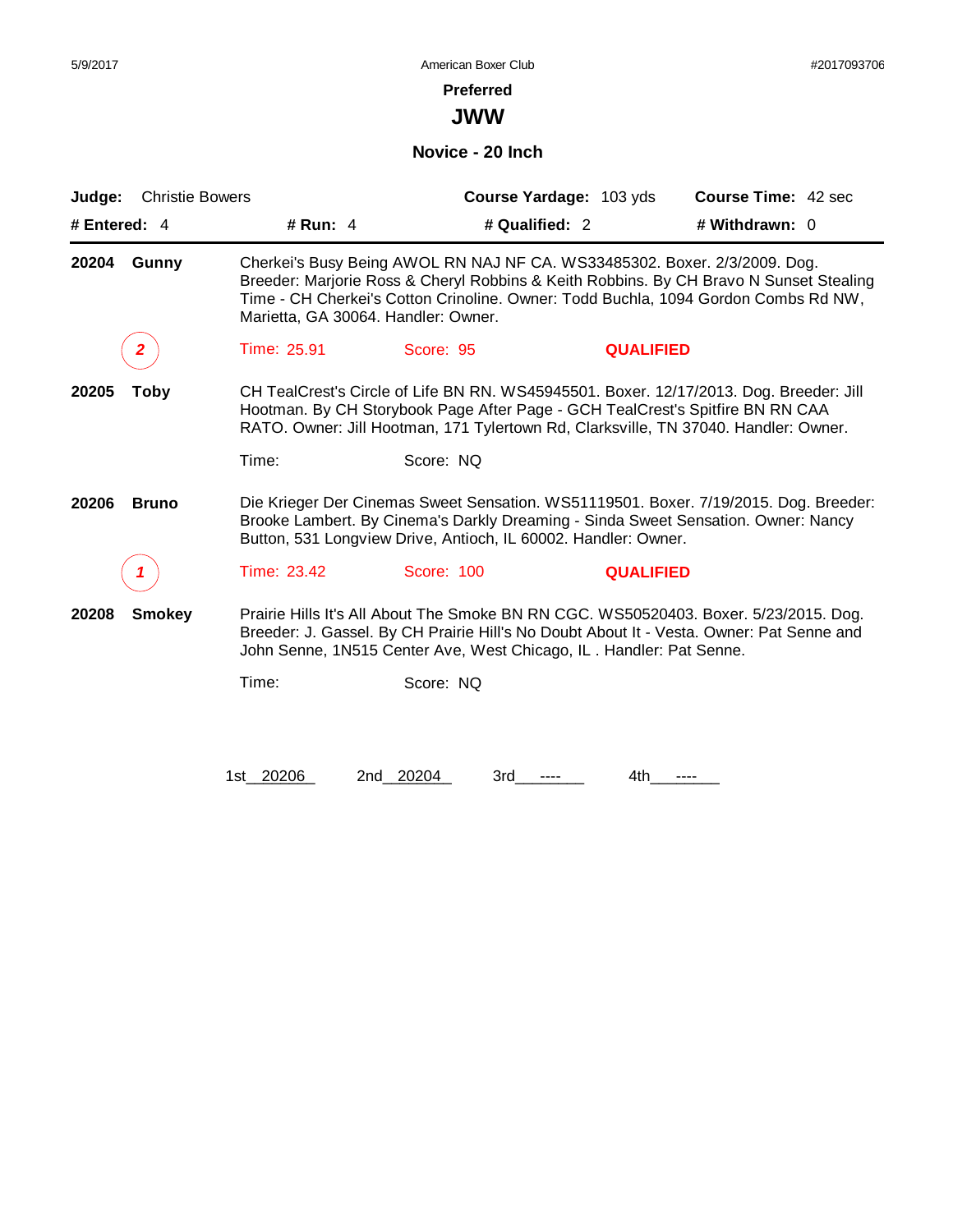# Preferred

## JWW

### Novice - 20 Inch

**Judge:** Christie Bowers **Course Yardage:** 103 yds **Course Time:** 42 sec

**# Entered:** 4 **# Run:** 4 **# Qualified:** 2 **# Withdrawn:** 0

---

**20204 Gunny** Cherkei's Busy Being AWOL RN NAJ NF CA. WS33485302. Boxer. 2/3/2009. Dog. Breeder: Marjorie Ross & Cheryl Robbins & Keith Robbins. By CH Bravo N Sunset Stealing Time - CH Cherkei's Cotton Crinoline. Owner: Todd Buchla, 1094 Gordon Combs Rd NW, Marietta, GA 30064. Handler: Owner.

*2* Time: 25.91 Score: 95 **QUALIFIED**

**20205 Toby** CH TealCrest's Circle of Life BN RN. WS45945501. Boxer. 12/17/2013. Dog. Breeder: Jill Hootman. By CH Storybook Page After Page - GCH TealCrest's Spitfire BN RN CAA RATO. Owner: Jill Hootman, 171 Tylertown Rd, Clarksville, TN 37040. Handler: Owner.

Time: Score: NQ

**20206 Bruno** Die Krieger Der Cinemas Sweet Sensation. WS51119501. Boxer. 7/19/2015. Dog. Breeder: Brooke Lambert. By Cinema's Darkly Dreaming - Sinda Sweet Sensation. Owner: Nancy Button, 531 Longview Drive, Antioch, IL 60002. Handler: Owner.

*1* Time: 23.42 Score: 100 **QUALIFIED**

**20208 Smokey** Prairie Hills It's All About The Smoke BN RN CGC. WS50520403. Boxer. 5/23/2015. Dog. Breeder: J. Gassel. By CH Prairie Hill's No Doubt About It - Vesta. Owner: Pat Senne and John Senne, 1N515 Center Ave, West Chicago, IL . Handler: Pat Senne.

Time: Score: NQ

1st 20206 2nd 20204 3rd ---- 4th ----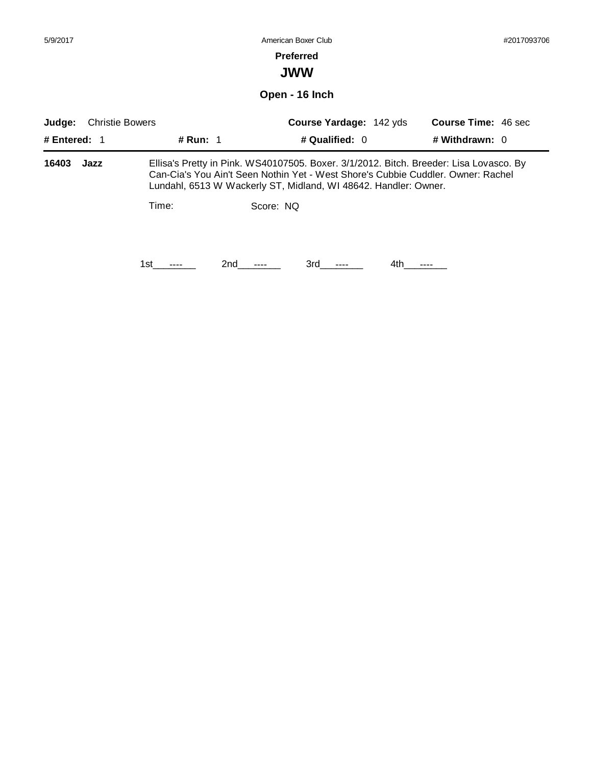**Preferred**

# JWW

## Open - 16 Inch

**Judge:** Christie Bowers **Course Yardage:** 142 yds **Course Time:** 46 sec

**# Entered:** 1 **# Run:** 1 **# Qualified:** 0 **# Withdrawn:** 0

**16403 Jazz** Ellisa's Pretty in Pink. WS40107505. Boxer. 3/1/2012. Bitch. Breeder: Lisa Lovasco. By Can-Cia's You Ain't Seen Nothin Yet - West Shore's Cubbie Cuddler. Owner: Rachel Lundahl, 6513 W Wackerly ST, Midland, WI 48642. Handler: Owner.

Time: Score: NQ

1st\_\_\_----\_\_\_ 2nd\_\_\_----\_\_\_ 3rd\_\_\_----\_\_\_ 4th\_\_\_----\_\_\_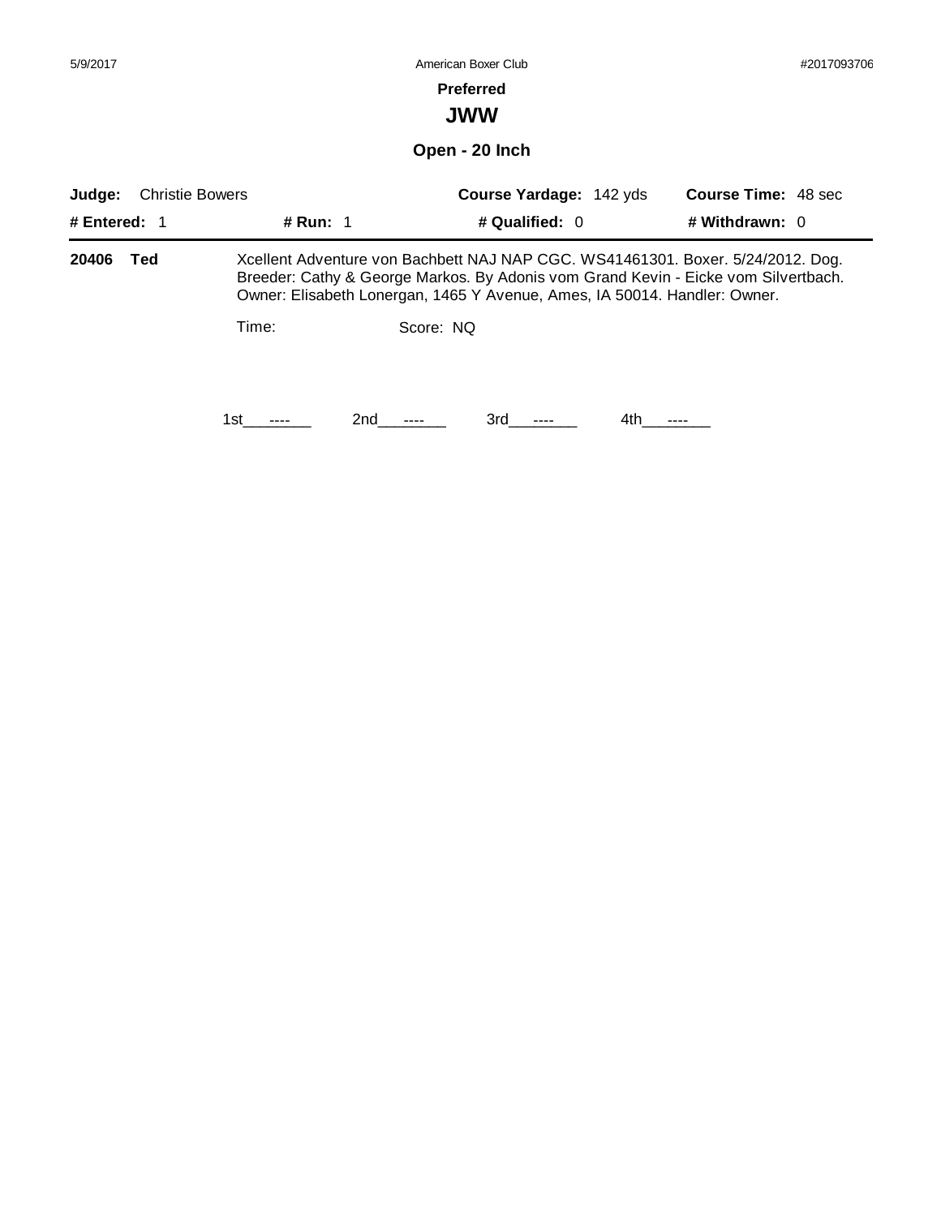**Preferred**

## JWW

### Open - 20 Inch

**Judge:** Christie Bowers **Course Yardage:** 142 yds **Course Time:** 48 sec

**# Entered:** 1 **# Run:** 1 **# Qualified:** 0 **# Withdrawn:** 0

---

**20406 Ted**

Xcellent Adventure von Bachbett NAJ NAP CGC. WS41461301. Boxer. 5/24/2012. Dog. Breeder: Cathy & George Markos. By Adonis vom Grand Kevin - Eicke vom Silvertbach. Owner: Elisabeth Lonergan, 1465 Y Avenue, Ames, IA 50014. Handler: Owner.

Time: Score: NQ

1st___----___ 2nd___----___ 3rd___----___ 4th___----___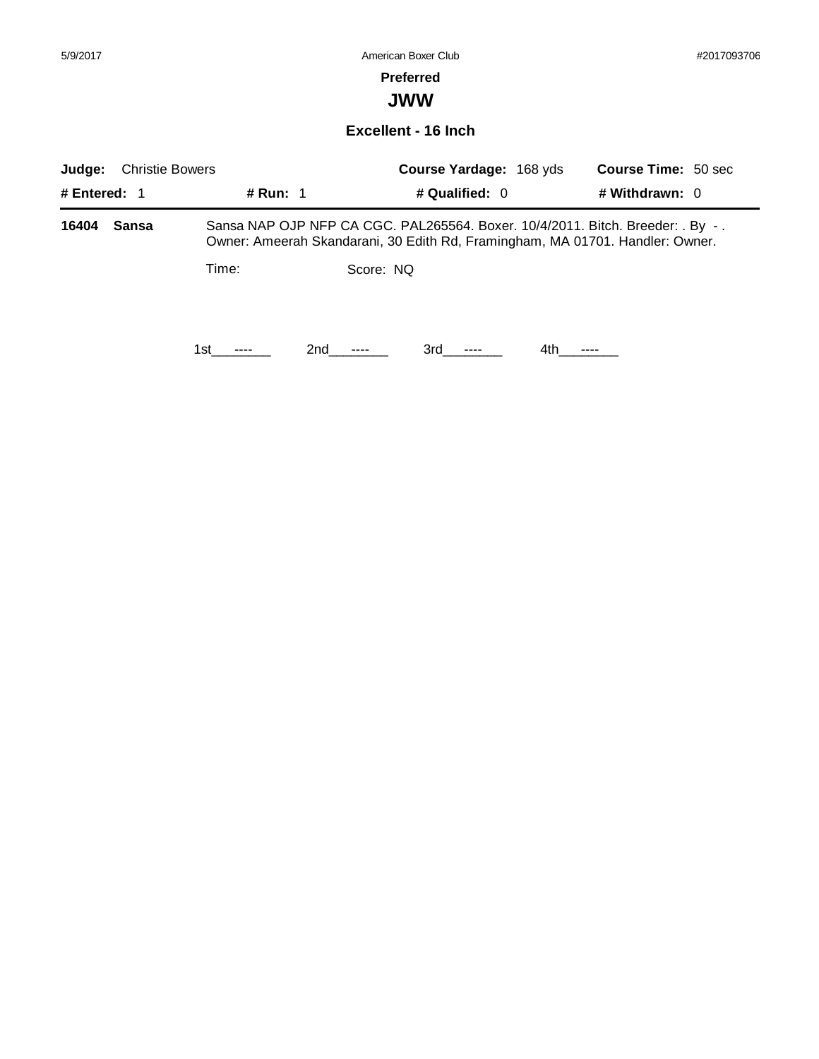**Preferred**

# JWW

## Excellent - 16 Inch

**Judge:** Christie Bowers | **Course Yardage:** 168 yds | **Course Time:** 50 sec

**# Entered:** 1 | **# Run:** 1 | **# Qualified:** 0 | **# Withdrawn:** 0

---

**16404** **Sansa** — Sansa NAP OJP NFP CA CGC. PAL265564. Boxer. 10/4/2011. Bitch. Breeder: . By - . Owner: Ameerah Skandarani, 30 Edith Rd, Framingham, MA 01701. Handler: Owner.

Time: Score: NQ

1st\_\_\_----\_\_\_ 2nd\_\_\_----\_\_\_ 3rd\_\_\_----\_\_\_ 4th\_\_\_----\_\_\_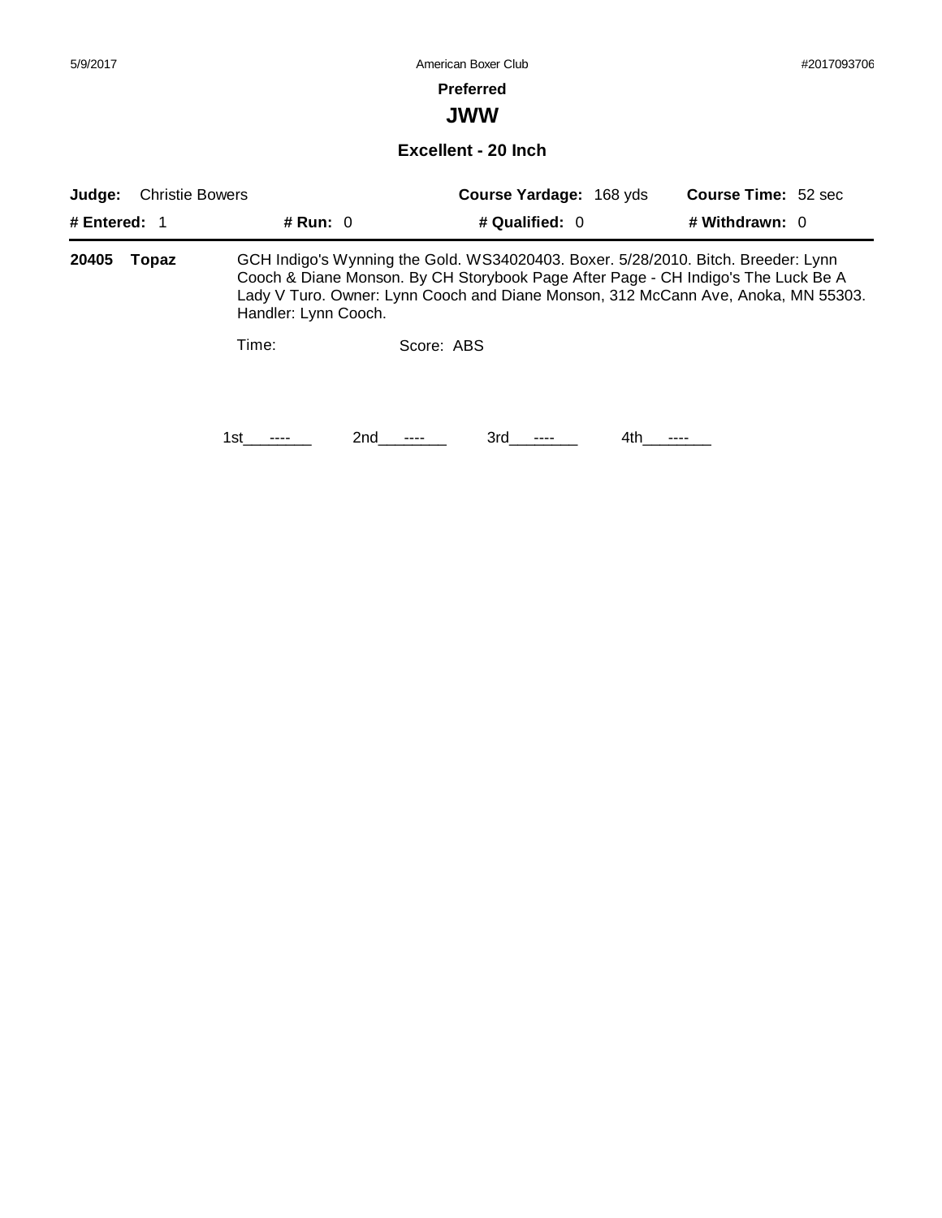# Preferred

## JWW

### Excellent - 20 Inch

**Judge:** Christie Bowers **Course Yardage:** 168 yds **Course Time:** 52 sec

**# Entered:** 1 **# Run:** 0 **# Qualified:** 0 **# Withdrawn:** 0

---

**20405 Topaz** GCH Indigo's Wynning the Gold. WS34020403. Boxer. 5/28/2010. Bitch. Breeder: Lynn Cooch & Diane Monson. By CH Storybook Page After Page - CH Indigo's The Luck Be A Lady V Turo. Owner: Lynn Cooch and Diane Monson, 312 McCann Ave, Anoka, MN 55303. Handler: Lynn Cooch.

Time: Score: ABS

1st\_\_----\_\_ 2nd\_\_----\_\_ 3rd\_\_----\_\_ 4th\_\_----\_\_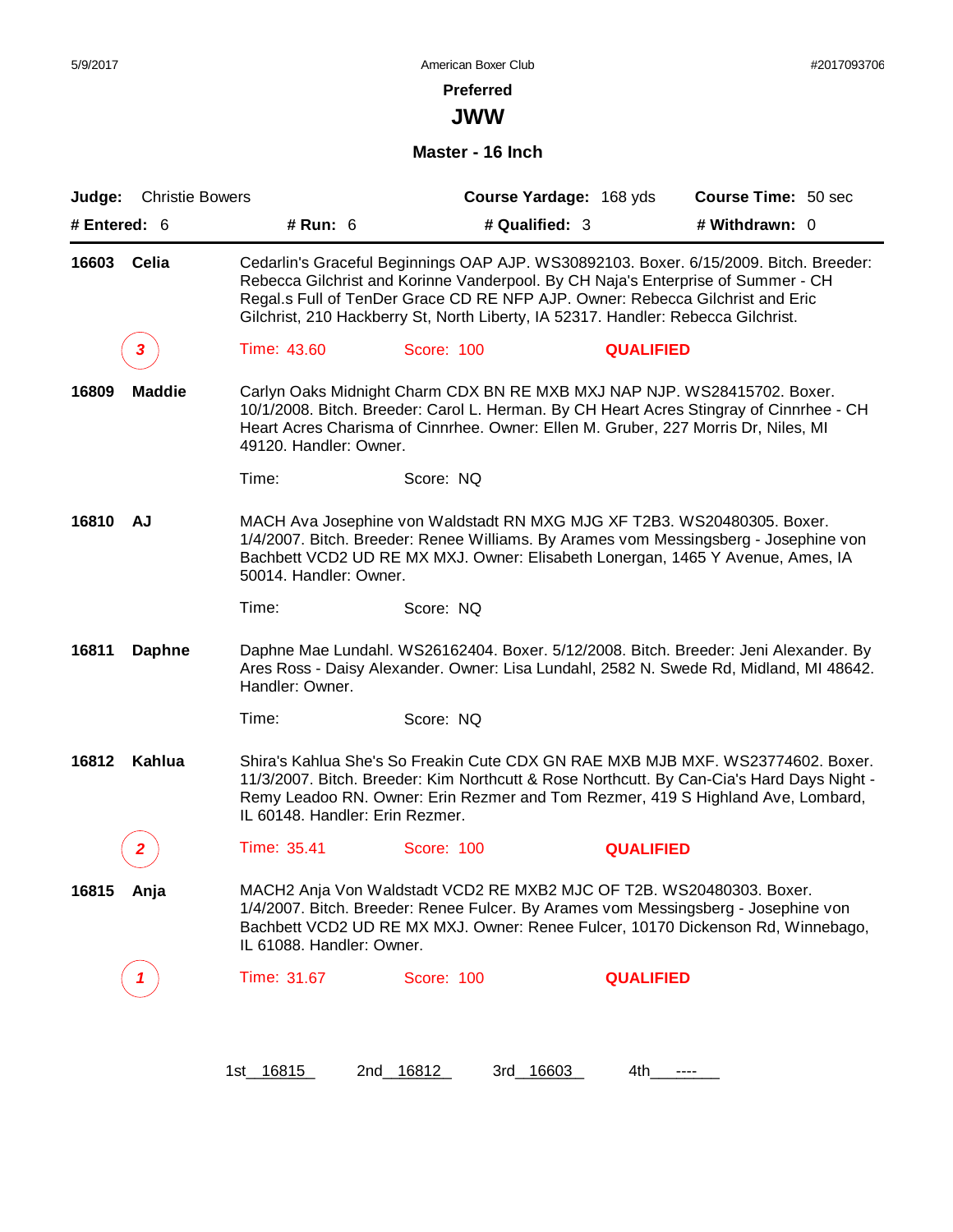**Preferred**

# JWW

## Master - 16 Inch

**Judge:** Christie Bowers **Course Yardage:** 168 yds **Course Time:** 50 sec

**# Entered:** 6 **# Run:** 6 **# Qualified:** 3 **# Withdrawn:** 0

---

**16603 Celia**

Cedarlin's Graceful Beginnings OAP AJP. WS30892103. Boxer. 6/15/2009. Bitch. Breeder: Rebecca Gilchrist and Korinne Vanderpool. By CH Naja's Enterprise of Summer - CH Regal.s Full of TenDer Grace CD RE NFP AJP. Owner: Rebecca Gilchrist and Eric Gilchrist, 210 Hackberry St, North Liberty, IA 52317. Handler: Rebecca Gilchrist.

*3* Time: 43.60 Score: 100 **QUALIFIED**

**16809 Maddie**

Carlyn Oaks Midnight Charm CDX BN RE MXB MXJ NAP NJP. WS28415702. Boxer. 10/1/2008. Bitch. Breeder: Carol L. Herman. By CH Heart Acres Stingray of Cinnrhee - CH Heart Acres Charisma of Cinnrhee. Owner: Ellen M. Gruber, 227 Morris Dr, Niles, MI 49120. Handler: Owner.

Time: Score: NQ

**16810 AJ**

MACH Ava Josephine von Waldstadt RN MXG MJG XF T2B3. WS20480305. Boxer. 1/4/2007. Bitch. Breeder: Renee Williams. By Arames vom Messingsberg - Josephine von Bachbett VCD2 UD RE MX MXJ. Owner: Elisabeth Lonergan, 1465 Y Avenue, Ames, IA 50014. Handler: Owner.

Time: Score: NQ

**16811 Daphne**

Daphne Mae Lundahl. WS26162404. Boxer. 5/12/2008. Bitch. Breeder: Jeni Alexander. By Ares Ross - Daisy Alexander. Owner: Lisa Lundahl, 2582 N. Swede Rd, Midland, MI 48642. Handler: Owner.

Time: Score: NQ

**16812 Kahlua**

Shira's Kahlua She's So Freakin Cute CDX GN RAE MXB MJB MXF. WS23774602. Boxer. 11/3/2007. Bitch. Breeder: Kim Northcutt & Rose Northcutt. By Can-Cia's Hard Days Night - Remy Leadoo RN. Owner: Erin Rezmer and Tom Rezmer, 419 S Highland Ave, Lombard, IL 60148. Handler: Erin Rezmer.

*2* Time: 35.41 Score: 100 **QUALIFIED**

**16815 Anja**

MACH2 Anja Von Waldstadt VCD2 RE MXB2 MJC OF T2B. WS20480303. Boxer. 1/4/2007. Bitch. Breeder: Renee Fulcer. By Arames vom Messingsberg - Josephine von Bachbett VCD2 UD RE MX MXJ. Owner: Renee Fulcer, 10170 Dickenson Rd, Winnebago, IL 61088. Handler: Owner.

*1* Time: 31.67 Score: 100 **QUALIFIED**

1st 16815 2nd 16812 3rd 16603 4th ----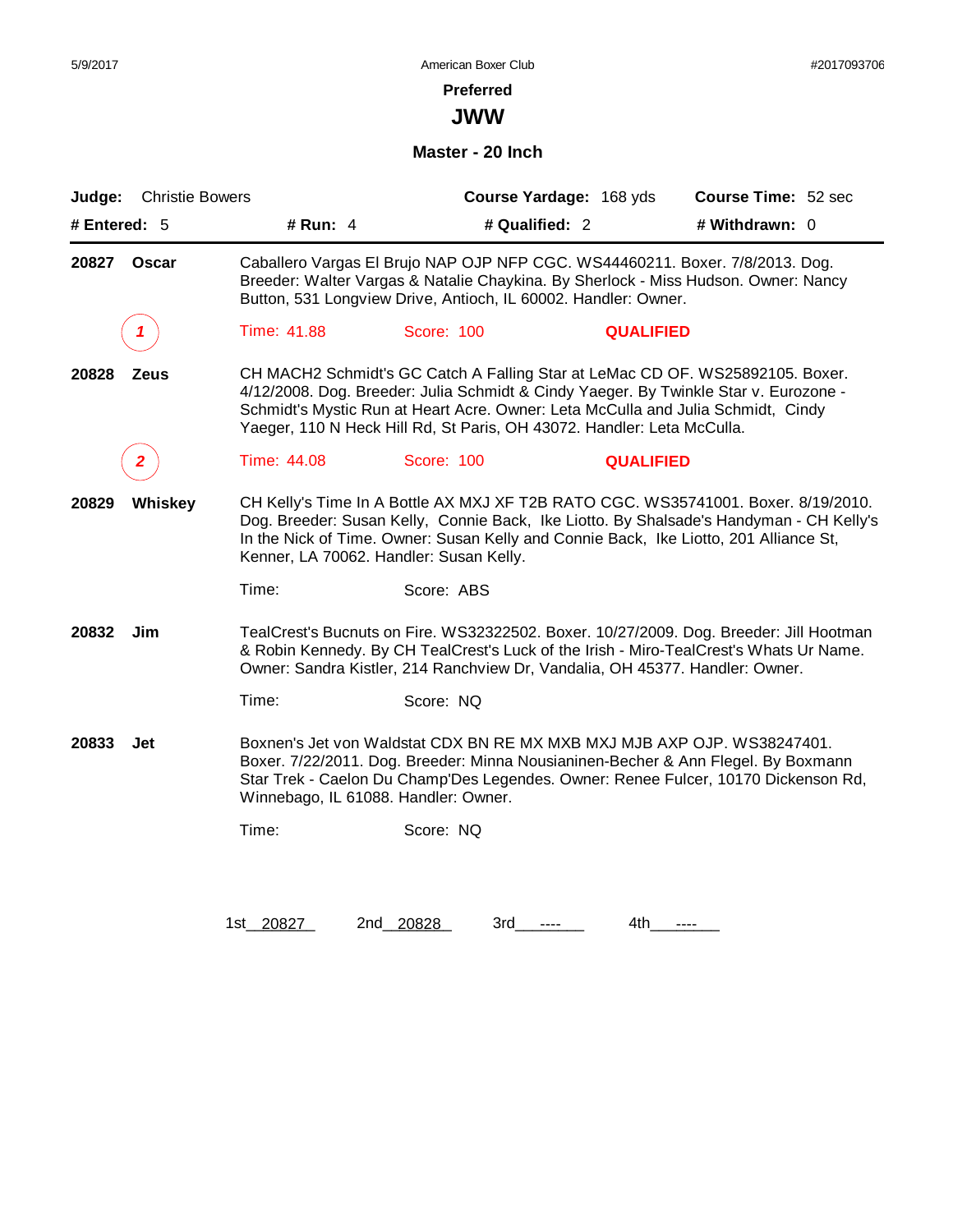# Preferred

## JWW

### Master - 20 Inch

**Judge:** Christie Bowers **Course Yardage:** 168 yds **Course Time:** 52 sec

**# Entered:** 5 **# Run:** 4 **# Qualified:** 2 **# Withdrawn:** 0

---

**20827 Oscar**

Caballero Vargas El Brujo NAP OJP NFP CGC. WS44460211. Boxer. 7/8/2013. Dog. Breeder: Walter Vargas & Natalie Chaykina. By Sherlock - Miss Hudson. Owner: Nancy Button, 531 Longview Drive, Antioch, IL 60002. Handler: Owner.

*1* Time: 41.88 Score: 100 **QUALIFIED**

**20828 Zeus**

CH MACH2 Schmidt's GC Catch A Falling Star at LeMac CD OF. WS25892105. Boxer. 4/12/2008. Dog. Breeder: Julia Schmidt & Cindy Yaeger. By Twinkle Star v. Eurozone - Schmidt's Mystic Run at Heart Acre. Owner: Leta McCulla and Julia Schmidt, Cindy Yaeger, 110 N Heck Hill Rd, St Paris, OH 43072. Handler: Leta McCulla.

*2* Time: 44.08 Score: 100 **QUALIFIED**

**20829 Whiskey**

CH Kelly's Time In A Bottle AX MXJ XF T2B RATO CGC. WS35741001. Boxer. 8/19/2010. Dog. Breeder: Susan Kelly, Connie Back, Ike Liotto. By Shalsade's Handyman - CH Kelly's In the Nick of Time. Owner: Susan Kelly and Connie Back, Ike Liotto, 201 Alliance St, Kenner, LA 70062. Handler: Susan Kelly.

Time: Score: ABS

**20832 Jim**

TealCrest's Bucnuts on Fire. WS32322502. Boxer. 10/27/2009. Dog. Breeder: Jill Hootman & Robin Kennedy. By CH TealCrest's Luck of the Irish - Miro-TealCrest's Whats Ur Name. Owner: Sandra Kistler, 214 Ranchview Dr, Vandalia, OH 45377. Handler: Owner.

Time: Score: NQ

**20833 Jet**

Boxnen's Jet von Waldstat CDX BN RE MX MXB MXJ MJB AXP OJP. WS38247401. Boxer. 7/22/2011. Dog. Breeder: Minna Nousianinen-Becher & Ann Flegel. By Boxmann Star Trek - Caelon Du Champ'Des Legendes. Owner: Renee Fulcer, 10170 Dickenson Rd, Winnebago, IL 61088. Handler: Owner.

Time: Score: NQ

1st 20827 2nd 20828 3rd ---- 4th ----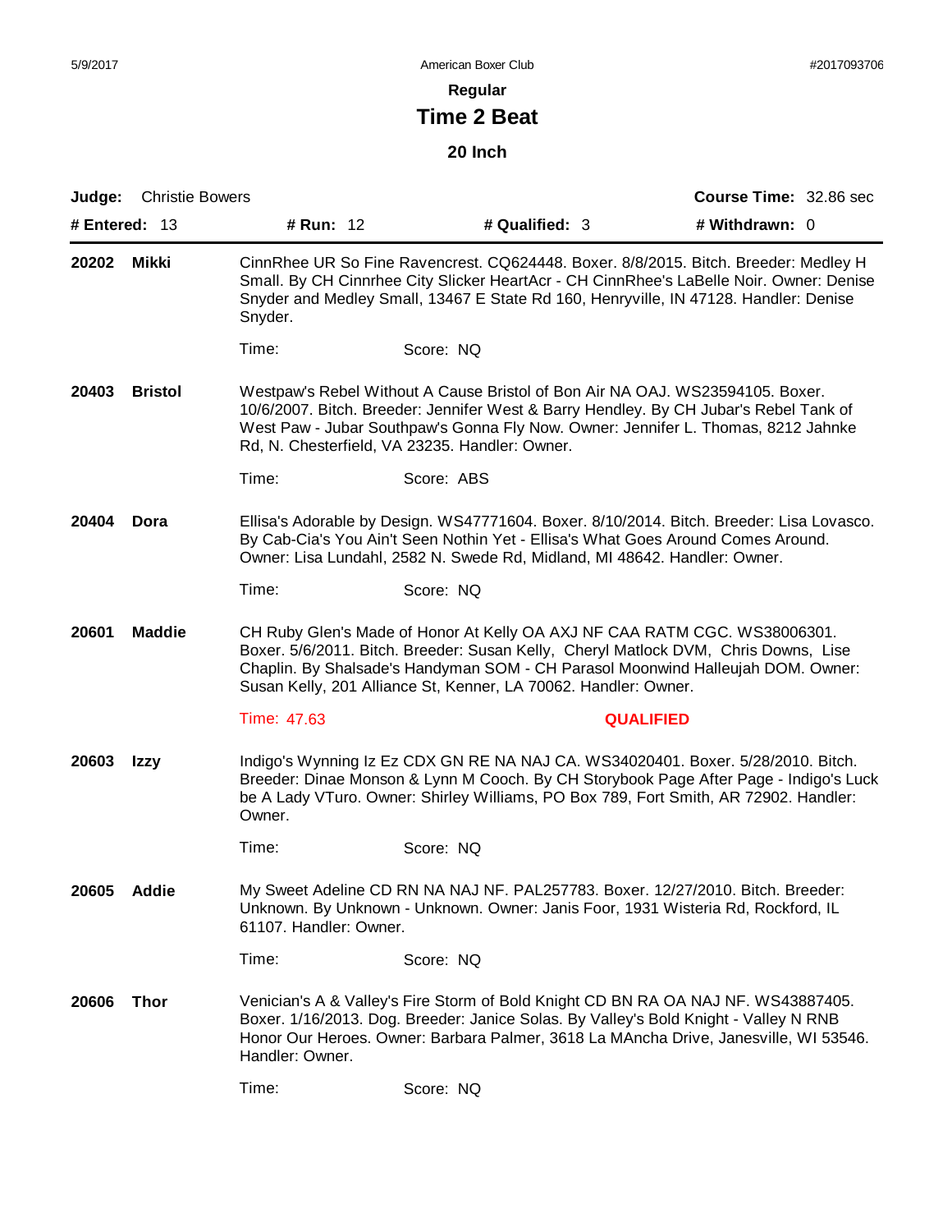**Regular**

# Time 2 Beat

**20 Inch**

**Judge:** Christie Bowers **Course Time:** 32.86 sec

**# Entered:** 13 **# Run:** 12 **# Qualified:** 3 **# Withdrawn:** 0

---

**20202 Mikki**

CinnRhee UR So Fine Ravencrest. CQ624448. Boxer. 8/8/2015. Bitch. Breeder: Medley H Small. By CH Cinnrhee City Slicker HeartAcr - CH CinnRhee's LaBelle Noir. Owner: Denise Snyder and Medley Small, 13467 E State Rd 160, Henryville, IN 47128. Handler: Denise Snyder.

Time: Score: NQ

**20403 Bristol**

Westpaw's Rebel Without A Cause Bristol of Bon Air NA OAJ. WS23594105. Boxer. 10/6/2007. Bitch. Breeder: Jennifer West & Barry Hendley. By CH Jubar's Rebel Tank of West Paw - Jubar Southpaw's Gonna Fly Now. Owner: Jennifer L. Thomas, 8212 Jahnke Rd, N. Chesterfield, VA 23235. Handler: Owner.

Time: Score: ABS

**20404 Dora**

Ellisa's Adorable by Design. WS47771604. Boxer. 8/10/2014. Bitch. Breeder: Lisa Lovasco. By Cab-Cia's You Ain't Seen Nothin Yet - Ellisa's What Goes Around Comes Around. Owner: Lisa Lundahl, 2582 N. Swede Rd, Midland, MI 48642. Handler: Owner.

Time: Score: NQ

**20601 Maddie**

CH Ruby Glen's Made of Honor At Kelly OA AXJ NF CAA RATM CGC. WS38006301. Boxer. 5/6/2011. Bitch. Breeder: Susan Kelly, Cheryl Matlock DVM, Chris Downs, Lise Chaplin. By Shalsade's Handyman SOM - CH Parasol Moonwind Halleujah DOM. Owner: Susan Kelly, 201 Alliance St, Kenner, LA 70062. Handler: Owner.

Time: 47.63 **QUALIFIED**

**20603 Izzy**

Indigo's Wynning Iz Ez CDX GN RE NA NAJ CA. WS34020401. Boxer. 5/28/2010. Bitch. Breeder: Dinae Monson & Lynn M Cooch. By CH Storybook Page After Page - Indigo's Luck be A Lady VTuro. Owner: Shirley Williams, PO Box 789, Fort Smith, AR 72902. Handler: Owner.

Time: Score: NQ

**20605 Addie**

My Sweet Adeline CD RN NA NAJ NF. PAL257783. Boxer. 12/27/2010. Bitch. Breeder: Unknown. By Unknown - Unknown. Owner: Janis Foor, 1931 Wisteria Rd, Rockford, IL 61107. Handler: Owner.

Time: Score: NQ

**20606 Thor**

Venician's A & Valley's Fire Storm of Bold Knight CD BN RA OA NAJ NF. WS43887405. Boxer. 1/16/2013. Dog. Breeder: Janice Solas. By Valley's Bold Knight - Valley N RNB Honor Our Heroes. Owner: Barbara Palmer, 3618 La MAncha Drive, Janesville, WI 53546. Handler: Owner.

Time: Score: NQ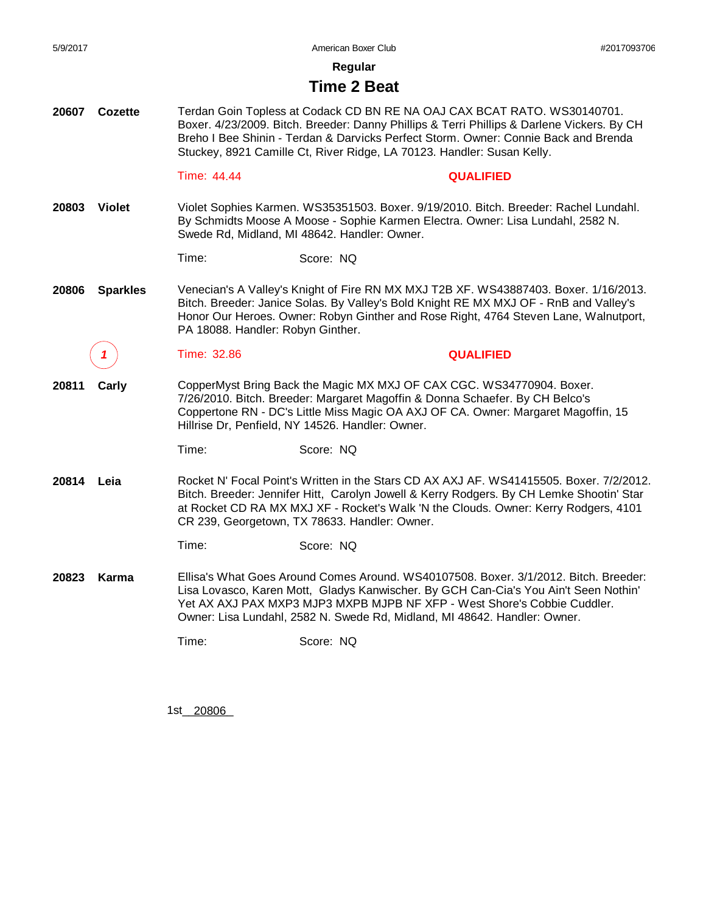## Regular

# Time 2 Beat

**20607** **Cozette**

Terdan Goin Topless at Codack CD BN RE NA OAJ CAX BCAT RATO. WS30140701. Boxer. 4/23/2009. Bitch. Breeder: Danny Phillips & Terri Phillips & Darlene Vickers. By CH Breho I Bee Shinin - Terdan & Darvicks Perfect Storm. Owner: Connie Back and Brenda Stuckey, 8921 Camille Ct, River Ridge, LA 70123. Handler: Susan Kelly.

Time: 44.44 **QUALIFIED**

**20803** **Violet**

Violet Sophies Karmen. WS35351503. Boxer. 9/19/2010. Bitch. Breeder: Rachel Lundahl. By Schmidts Moose A Moose - Sophie Karmen Electra. Owner: Lisa Lundahl, 2582 N. Swede Rd, Midland, MI 48642. Handler: Owner.

Time: Score: NQ

**20806** **Sparkles**

Venecian's A Valley's Knight of Fire RN MX MXJ T2B XF. WS43887403. Boxer. 1/16/2013. Bitch. Breeder: Janice Solas. By Valley's Bold Knight RE MX MXJ OF - RnB and Valley's Honor Our Heroes. Owner: Robyn Ginther and Rose Right, 4764 Steven Lane, Walnutport, PA 18088. Handler: Robyn Ginther.

*1* Time: 32.86 **QUALIFIED**

**20811** **Carly**

CopperMyst Bring Back the Magic MX MXJ OF CAX CGC. WS34770904. Boxer. 7/26/2010. Bitch. Breeder: Margaret Magoffin & Donna Schaefer. By CH Belco's Coppertone RN - DC's Little Miss Magic OA AXJ OF CA. Owner: Margaret Magoffin, 15 Hillrise Dr, Penfield, NY 14526. Handler: Owner.

Time: Score: NQ

**20814** **Leia**

Rocket N' Focal Point's Written in the Stars CD AX AXJ AF. WS41415505. Boxer. 7/2/2012. Bitch. Breeder: Jennifer Hitt, Carolyn Jowell & Kerry Rodgers. By CH Lemke Shootin' Star at Rocket CD RA MX MXJ XF - Rocket's Walk 'N the Clouds. Owner: Kerry Rodgers, 4101 CR 239, Georgetown, TX 78633. Handler: Owner.

Time: Score: NQ

**20823** **Karma**

Ellisa's What Goes Around Comes Around. WS40107508. Boxer. 3/1/2012. Bitch. Breeder: Lisa Lovasco, Karen Mott, Gladys Kanwischer. By GCH Can-Cia's You Ain't Seen Nothin' Yet AX AXJ PAX MXP3 MJP3 MXPB MJPB NF XFP - West Shore's Cobbie Cuddler. Owner: Lisa Lundahl, 2582 N. Swede Rd, Midland, MI 48642. Handler: Owner.

Time: Score: NQ

1st 20806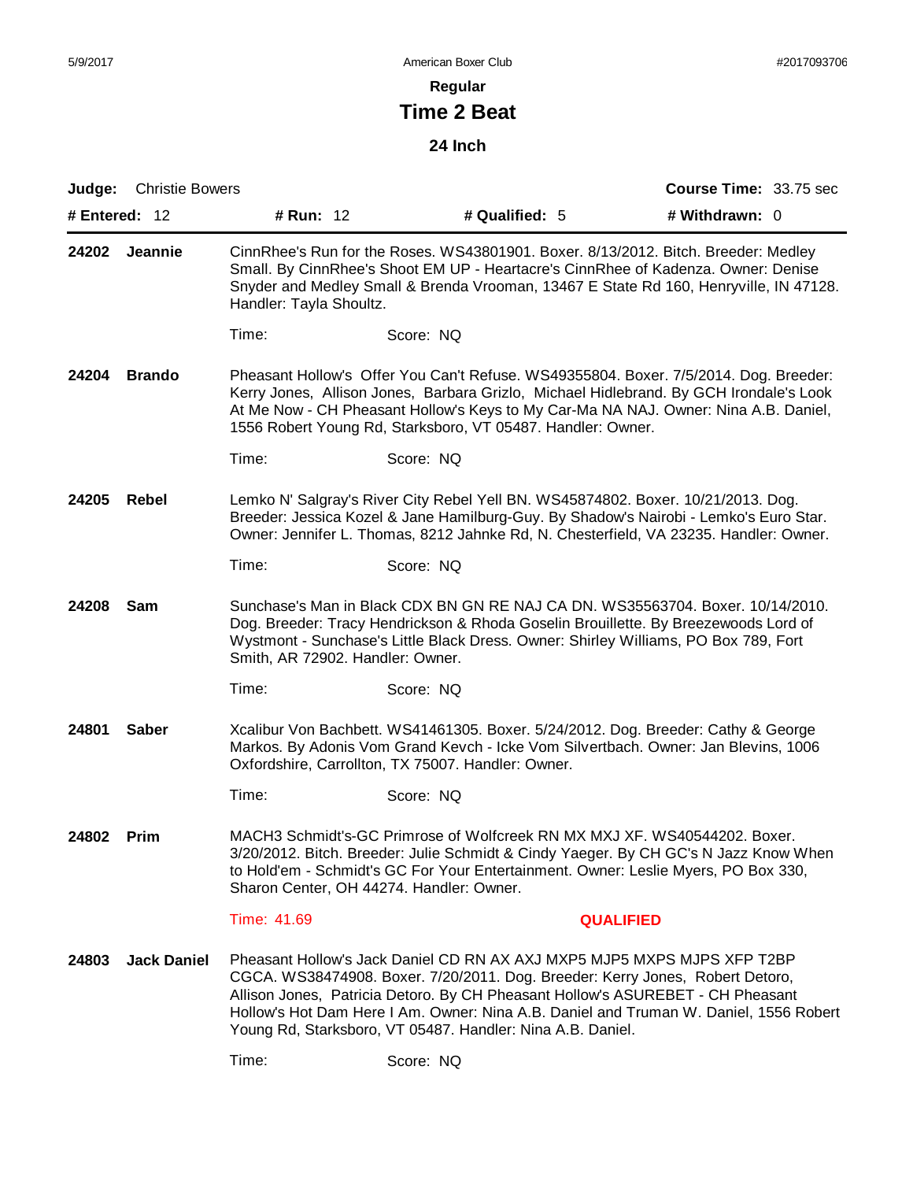**Regular**

# Time 2 Beat

**24 Inch**

**Judge:** Christie Bowers | **Course Time:** 33.75 sec

**# Entered:** 12 | **# Run:** 12 | **# Qualified:** 5 | **# Withdrawn:** 0

---

**24202 Jeannie**

CinnRhee's Run for the Roses. WS43801901. Boxer. 8/13/2012. Bitch. Breeder: Medley Small. By CinnRhee's Shoot EM UP - Heartacre's CinnRhee of Kadenza. Owner: Denise Snyder and Medley Small & Brenda Vrooman, 13467 E State Rd 160, Henryville, IN 47128. Handler: Tayla Shoultz.

Time: Score: NQ

**24204 Brando**

Pheasant Hollow's Offer You Can't Refuse. WS49355804. Boxer. 7/5/2014. Dog. Breeder: Kerry Jones, Allison Jones, Barbara Grizlo, Michael Hidlebrand. By GCH Irondale's Look At Me Now - CH Pheasant Hollow's Keys to My Car-Ma NA NAJ. Owner: Nina A.B. Daniel, 1556 Robert Young Rd, Starksboro, VT 05487. Handler: Owner.

Time: Score: NQ

**24205 Rebel**

Lemko N' Salgray's River City Rebel Yell BN. WS45874802. Boxer. 10/21/2013. Dog. Breeder: Jessica Kozel & Jane Hamilburg-Guy. By Shadow's Nairobi - Lemko's Euro Star. Owner: Jennifer L. Thomas, 8212 Jahnke Rd, N. Chesterfield, VA 23235. Handler: Owner.

Time: Score: NQ

**24208 Sam**

Sunchase's Man in Black CDX BN GN RE NAJ CA DN. WS35563704. Boxer. 10/14/2010. Dog. Breeder: Tracy Hendrickson & Rhoda Goselin Brouillette. By Breezewoods Lord of Wystmont - Sunchase's Little Black Dress. Owner: Shirley Williams, PO Box 789, Fort Smith, AR 72902. Handler: Owner.

Time: Score: NQ

**24801 Saber**

Xcalibur Von Bachbett. WS41461305. Boxer. 5/24/2012. Dog. Breeder: Cathy & George Markos. By Adonis Vom Grand Kevch - Icke Vom Silvertbach. Owner: Jan Blevins, 1006 Oxfordshire, Carrollton, TX 75007. Handler: Owner.

Time: Score: NQ

**24802 Prim**

MACH3 Schmidt's-GC Primrose of Wolfcreek RN MX MXJ XF. WS40544202. Boxer. 3/20/2012. Bitch. Breeder: Julie Schmidt & Cindy Yaeger. By CH GC's N Jazz Know When to Hold'em - Schmidt's GC For Your Entertainment. Owner: Leslie Myers, PO Box 330, Sharon Center, OH 44274. Handler: Owner.

Time: 41.69 **QUALIFIED**

**24803 Jack Daniel**

Pheasant Hollow's Jack Daniel CD RN AX AXJ MXP5 MJP5 MXPS MJPS XFP T2BP CGCA. WS38474908. Boxer. 7/20/2011. Dog. Breeder: Kerry Jones, Robert Detoro, Allison Jones, Patricia Detoro. By CH Pheasant Hollow's ASUREBET - CH Pheasant Hollow's Hot Dam Here I Am. Owner: Nina A.B. Daniel and Truman W. Daniel, 1556 Robert Young Rd, Starksboro, VT 05487. Handler: Nina A.B. Daniel.

Time: Score: NQ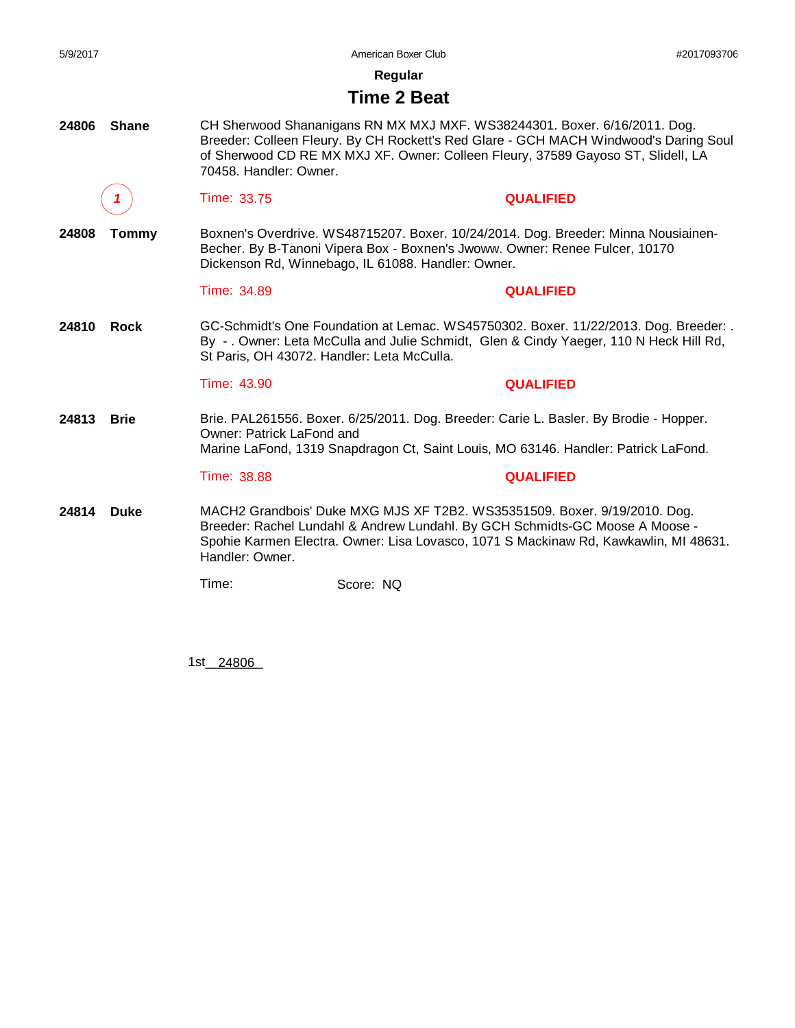**Regular**

# Time 2 Beat

**24806** **Shane**

CH Sherwood Shananigans RN MX MXJ MXF. WS38244301. Boxer. 6/16/2011. Dog. Breeder: Colleen Fleury. By CH Rockett's Red Glare - GCH MACH Windwood's Daring Soul of Sherwood CD RE MX MXJ XF. Owner: Colleen Fleury, 37589 Gayoso ST, Slidell, LA 70458. Handler: Owner.

*1* Time: 33.75 **QUALIFIED**

**24808** **Tommy**

Boxnen's Overdrive. WS48715207. Boxer. 10/24/2014. Dog. Breeder: Minna Nousiainen-Becher. By B-Tanoni Vipera Box - Boxnen's Jwoww. Owner: Renee Fulcer, 10170 Dickenson Rd, Winnebago, IL 61088. Handler: Owner.

Time: 34.89 **QUALIFIED**

**24810** **Rock**

GC-Schmidt's One Foundation at Lemac. WS45750302. Boxer. 11/22/2013. Dog. Breeder: . By - . Owner: Leta McCulla and Julie Schmidt, Glen & Cindy Yaeger, 110 N Heck Hill Rd, St Paris, OH 43072. Handler: Leta McCulla.

Time: 43.90 **QUALIFIED**

**24813** **Brie**

Brie. PAL261556. Boxer. 6/25/2011. Dog. Breeder: Carie L. Basler. By Brodie - Hopper. Owner: Patrick LaFond and
Marine LaFond, 1319 Snapdragon Ct, Saint Louis, MO 63146. Handler: Patrick LaFond.

Time: 38.88 **QUALIFIED**

**24814** **Duke**

MACH2 Grandbois' Duke MXG MJS XF T2B2. WS35351509. Boxer. 9/19/2010. Dog. Breeder: Rachel Lundahl & Andrew Lundahl. By GCH Schmidts-GC Moose A Moose - Spohie Karmen Electra. Owner: Lisa Lovasco, 1071 S Mackinaw Rd, Kawkawlin, MI 48631. Handler: Owner.

Time: Score: NQ

1st 24806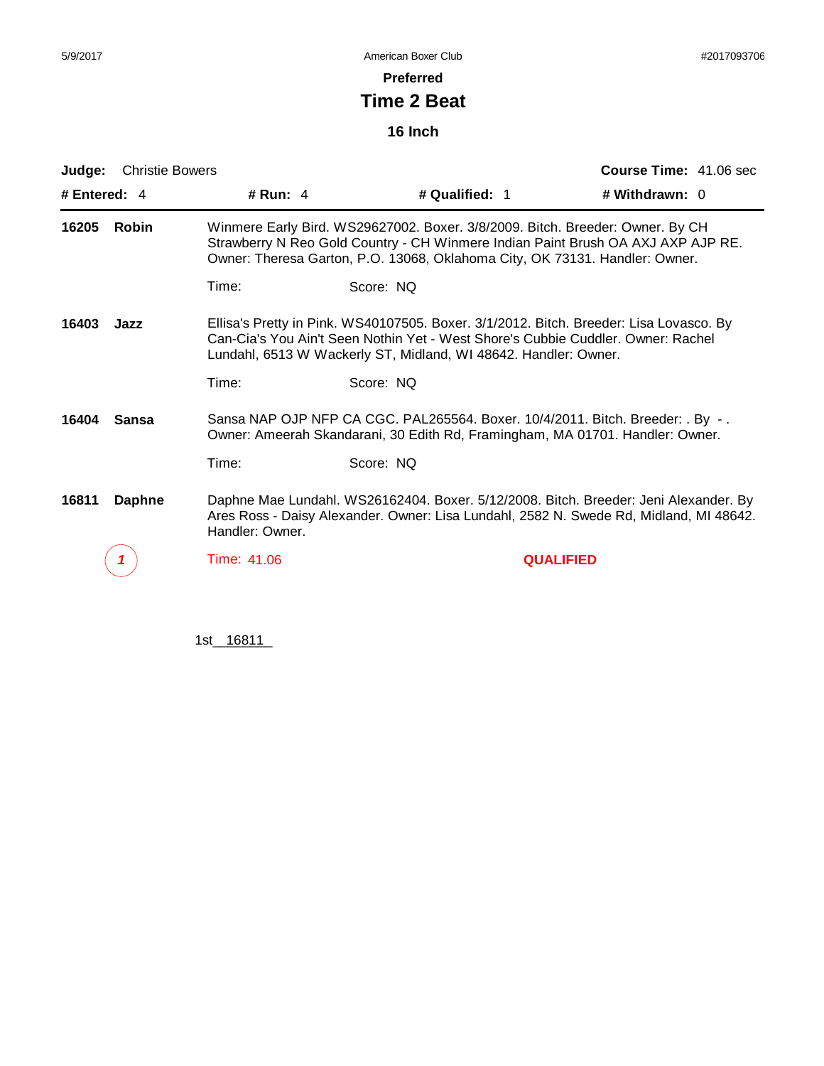5/9/2017 American Boxer Club #2017093706

**Preferred**

# Time 2 Beat

**16 Inch**

**Judge:** Christie Bowers **Course Time:** 41.06 sec

**# Entered:** 4 **# Run:** 4 **# Qualified:** 1 **# Withdrawn:** 0

---

**16205 Robin**

Winmere Early Bird. WS29627002. Boxer. 3/8/2009. Bitch. Breeder: Owner. By CH Strawberry N Reo Gold Country - CH Winmere Indian Paint Brush OA AXJ AXP AJP RE. Owner: Theresa Garton, P.O. 13068, Oklahoma City, OK 73131. Handler: Owner.

Time: Score: NQ

**16403 Jazz**

Ellisa's Pretty in Pink. WS40107505. Boxer. 3/1/2012. Bitch. Breeder: Lisa Lovasco. By Can-Cia's You Ain't Seen Nothin Yet - West Shore's Cubbie Cuddler. Owner: Rachel Lundahl, 6513 W Wackerly ST, Midland, WI 48642. Handler: Owner.

Time: Score: NQ

**16404 Sansa**

Sansa NAP OJP NFP CA CGC. PAL265564. Boxer. 10/4/2011. Bitch. Breeder: . By - . Owner: Ameerah Skandarani, 30 Edith Rd, Framingham, MA 01701. Handler: Owner.

Time: Score: NQ

**16811 Daphne**

Daphne Mae Lundahl. WS26162404. Boxer. 5/12/2008. Bitch. Breeder: Jeni Alexander. By Ares Ross - Daisy Alexander. Owner: Lisa Lundahl, 2582 N. Swede Rd, Midland, MI 48642. Handler: Owner.

*1* Time: 41.06 **QUALIFIED**

1st 16811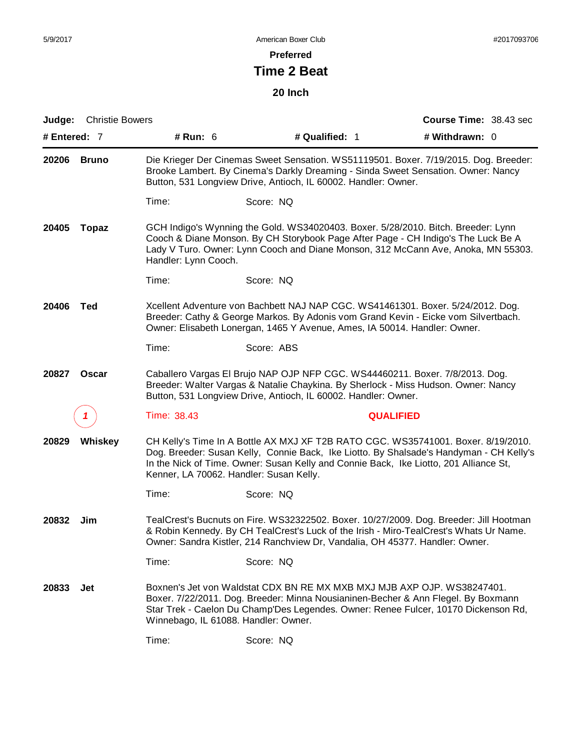## Preferred

# Time 2 Beat

### 20 Inch

**Judge:** Christie Bowers **Course Time:** 38.43 sec

**# Entered:** 7 **# Run:** 6 **# Qualified:** 1 **# Withdrawn:** 0

---

**20206 Bruno**

Die Krieger Der Cinemas Sweet Sensation. WS51119501. Boxer. 7/19/2015. Dog. Breeder: Brooke Lambert. By Cinema's Darkly Dreaming - Sinda Sweet Sensation. Owner: Nancy Button, 531 Longview Drive, Antioch, IL 60002. Handler: Owner.

Time: Score: NQ

**20405 Topaz**

GCH Indigo's Wynning the Gold. WS34020403. Boxer. 5/28/2010. Bitch. Breeder: Lynn Cooch & Diane Monson. By CH Storybook Page After Page - CH Indigo's The Luck Be A Lady V Turo. Owner: Lynn Cooch and Diane Monson, 312 McCann Ave, Anoka, MN 55303. Handler: Lynn Cooch.

Time: Score: NQ

**20406 Ted**

Xcellent Adventure von Bachbett NAJ NAP CGC. WS41461301. Boxer. 5/24/2012. Dog. Breeder: Cathy & George Markos. By Adonis vom Grand Kevin - Eicke vom Silvertbach. Owner: Elisabeth Lonergan, 1465 Y Avenue, Ames, IA 50014. Handler: Owner.

Time: Score: ABS

**20827 Oscar**

Caballero Vargas El Brujo NAP OJP NFP CGC. WS44460211. Boxer. 7/8/2013. Dog. Breeder: Walter Vargas & Natalie Chaykina. By Sherlock - Miss Hudson. Owner: Nancy Button, 531 Longview Drive, Antioch, IL 60002. Handler: Owner.

1 Time: 38.43 **QUALIFIED**

**20829 Whiskey**

CH Kelly's Time In A Bottle AX MXJ XF T2B RATO CGC. WS35741001. Boxer. 8/19/2010. Dog. Breeder: Susan Kelly, Connie Back, Ike Liotto. By Shalsade's Handyman - CH Kelly's In the Nick of Time. Owner: Susan Kelly and Connie Back, Ike Liotto, 201 Alliance St, Kenner, LA 70062. Handler: Susan Kelly.

Time: Score: NQ

**20832 Jim**

TealCrest's Bucnuts on Fire. WS32322502. Boxer. 10/27/2009. Dog. Breeder: Jill Hootman & Robin Kennedy. By CH TealCrest's Luck of the Irish - Miro-TealCrest's Whats Ur Name. Owner: Sandra Kistler, 214 Ranchview Dr, Vandalia, OH 45377. Handler: Owner.

Time: Score: NQ

**20833 Jet**

Boxnen's Jet von Waldstat CDX BN RE MX MXB MXJ MJB AXP OJP. WS38247401. Boxer. 7/22/2011. Dog. Breeder: Minna Nousianinen-Becher & Ann Flegel. By Boxmann Star Trek - Caelon Du Champ'Des Legendes. Owner: Renee Fulcer, 10170 Dickenson Rd, Winnebago, IL 61088. Handler: Owner.

Time: Score: NQ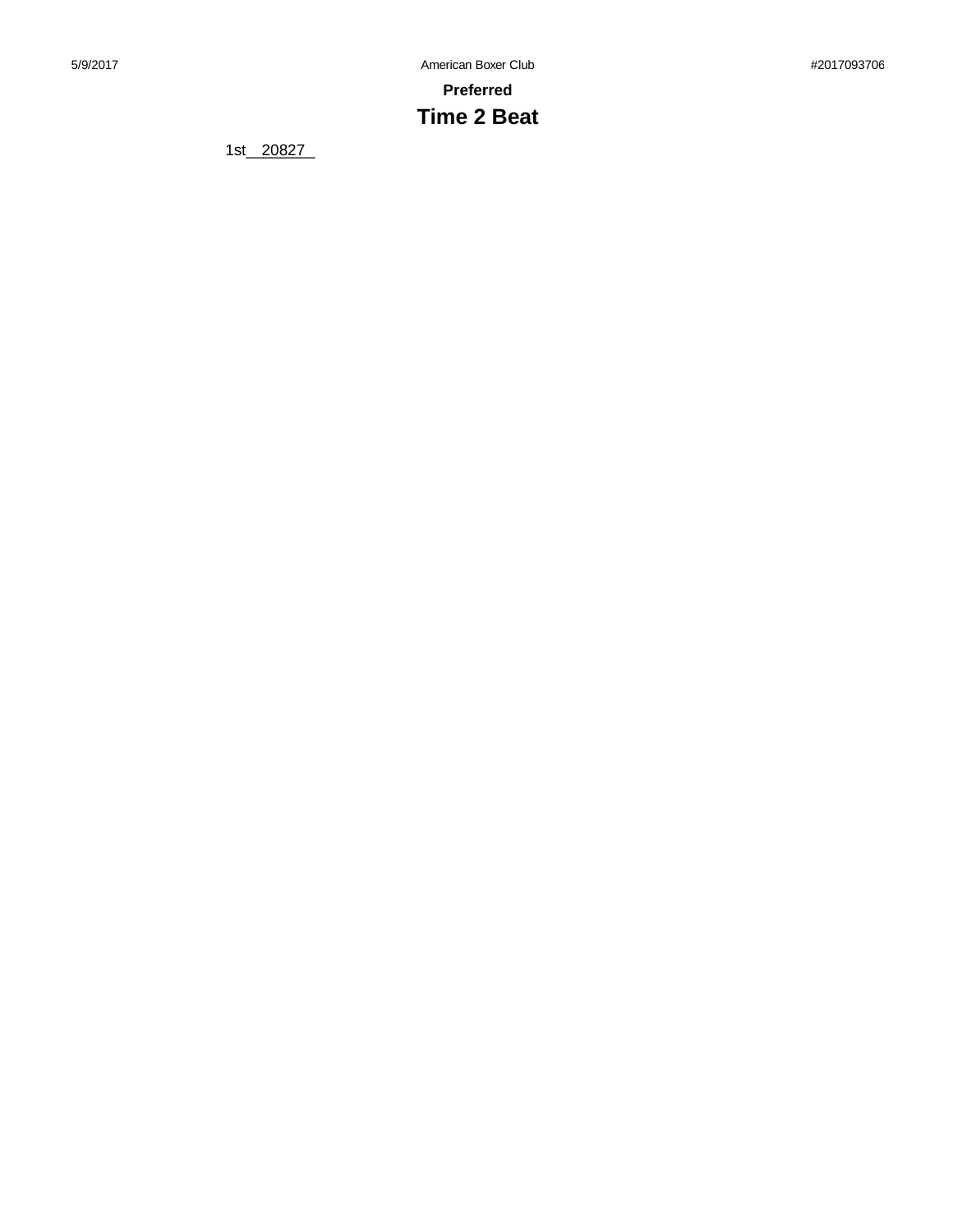**Preferred**

# Time 2 Beat

1st __20827__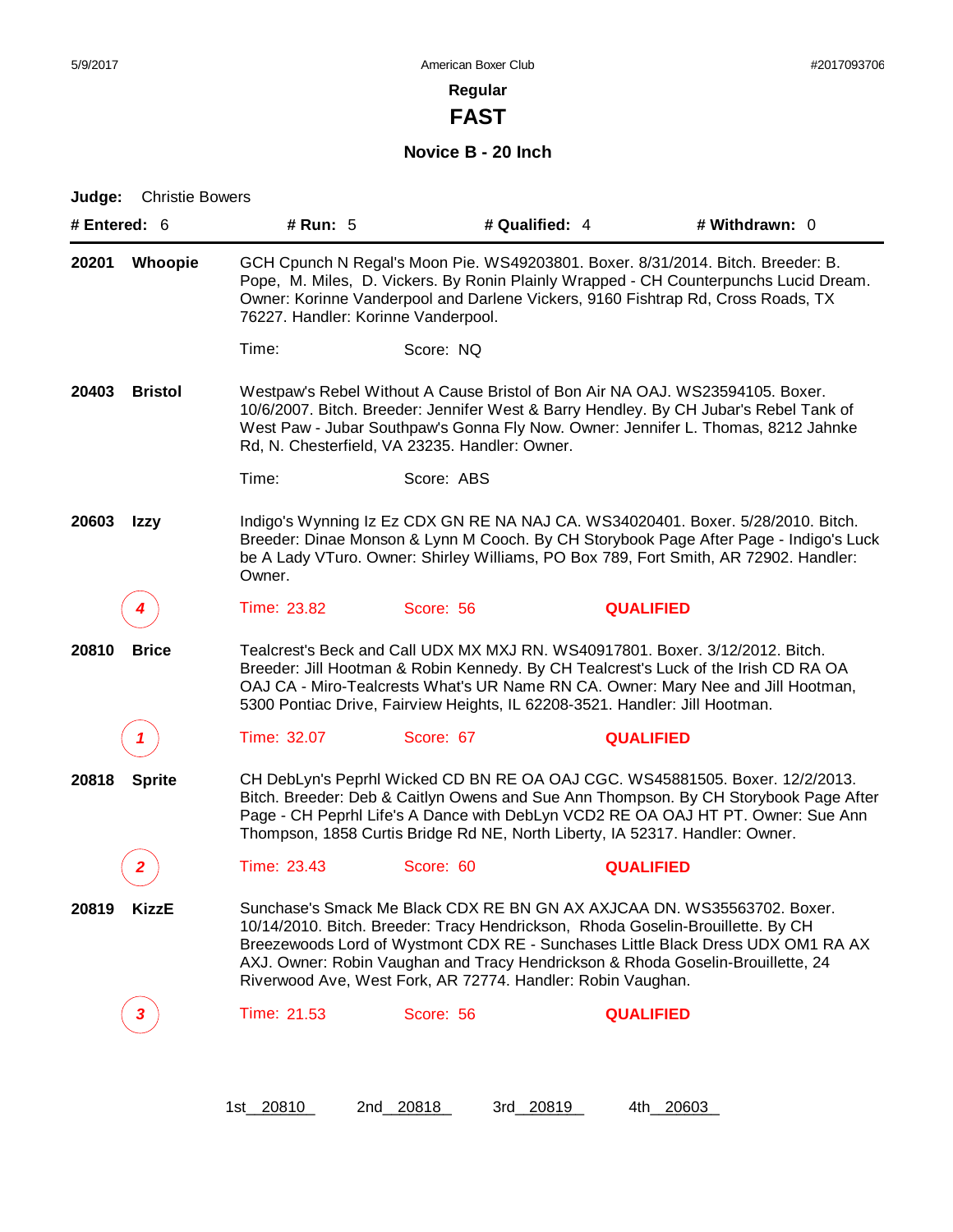# Regular

## FAST

### Novice B - 20 Inch

**Judge:** Christie Bowers

**# Entered:** 6 **# Run:** 5 **# Qualified:** 4 **# Withdrawn:** 0

---

**20201 Whoopie**

GCH Cpunch N Regal's Moon Pie. WS49203801. Boxer. 8/31/2014. Bitch. Breeder: B. Pope, M. Miles, D. Vickers. By Ronin Plainly Wrapped - CH Counterpunchs Lucid Dream. Owner: Korinne Vanderpool and Darlene Vickers, 9160 Fishtrap Rd, Cross Roads, TX 76227. Handler: Korinne Vanderpool.

Time: Score: NQ

**20403 Bristol**

Westpaw's Rebel Without A Cause Bristol of Bon Air NA OAJ. WS23594105. Boxer. 10/6/2007. Bitch. Breeder: Jennifer West & Barry Hendley. By CH Jubar's Rebel Tank of West Paw - Jubar Southpaw's Gonna Fly Now. Owner: Jennifer L. Thomas, 8212 Jahnke Rd, N. Chesterfield, VA 23235. Handler: Owner.

Time: Score: ABS

**20603 Izzy**

Indigo's Wynning Iz Ez CDX GN RE NA NAJ CA. WS34020401. Boxer. 5/28/2010. Bitch. Breeder: Dinae Monson & Lynn M Cooch. By CH Storybook Page After Page - Indigo's Luck be A Lady VTuro. Owner: Shirley Williams, PO Box 789, Fort Smith, AR 72902. Handler: Owner.

4 Time: 23.82 Score: 56 **QUALIFIED**

**20810 Brice**

Tealcrest's Beck and Call UDX MX MXJ RN. WS40917801. Boxer. 3/12/2012. Bitch. Breeder: Jill Hootman & Robin Kennedy. By CH Tealcrest's Luck of the Irish CD RA OA OAJ CA - Miro-Tealcrests What's UR Name RN CA. Owner: Mary Nee and Jill Hootman, 5300 Pontiac Drive, Fairview Heights, IL 62208-3521. Handler: Jill Hootman.

1 Time: 32.07 Score: 67 **QUALIFIED**

**20818 Sprite**

CH DebLyn's Peprhl Wicked CD BN RE OA OAJ CGC. WS45881505. Boxer. 12/2/2013. Bitch. Breeder: Deb & Caitlyn Owens and Sue Ann Thompson. By CH Storybook Page After Page - CH Peprhl Life's A Dance with DebLyn VCD2 RE OA OAJ HT PT. Owner: Sue Ann Thompson, 1858 Curtis Bridge Rd NE, North Liberty, IA 52317. Handler: Owner.

2 Time: 23.43 Score: 60 **QUALIFIED**

**20819 KizzE**

Sunchase's Smack Me Black CDX RE BN GN AX AXJCAA DN. WS35563702. Boxer. 10/14/2010. Bitch. Breeder: Tracy Hendrickson, Rhoda Goselin-Brouillette. By CH Breezewoods Lord of Wystmont CDX RE - Sunchases Little Black Dress UDX OM1 RA AX AXJ. Owner: Robin Vaughan and Tracy Hendrickson & Rhoda Goselin-Brouillette, 24 Riverwood Ave, West Fork, AR 72774. Handler: Robin Vaughan.

3 Time: 21.53 Score: 56 **QUALIFIED**

1st 20810 2nd 20818 3rd 20819 4th 20603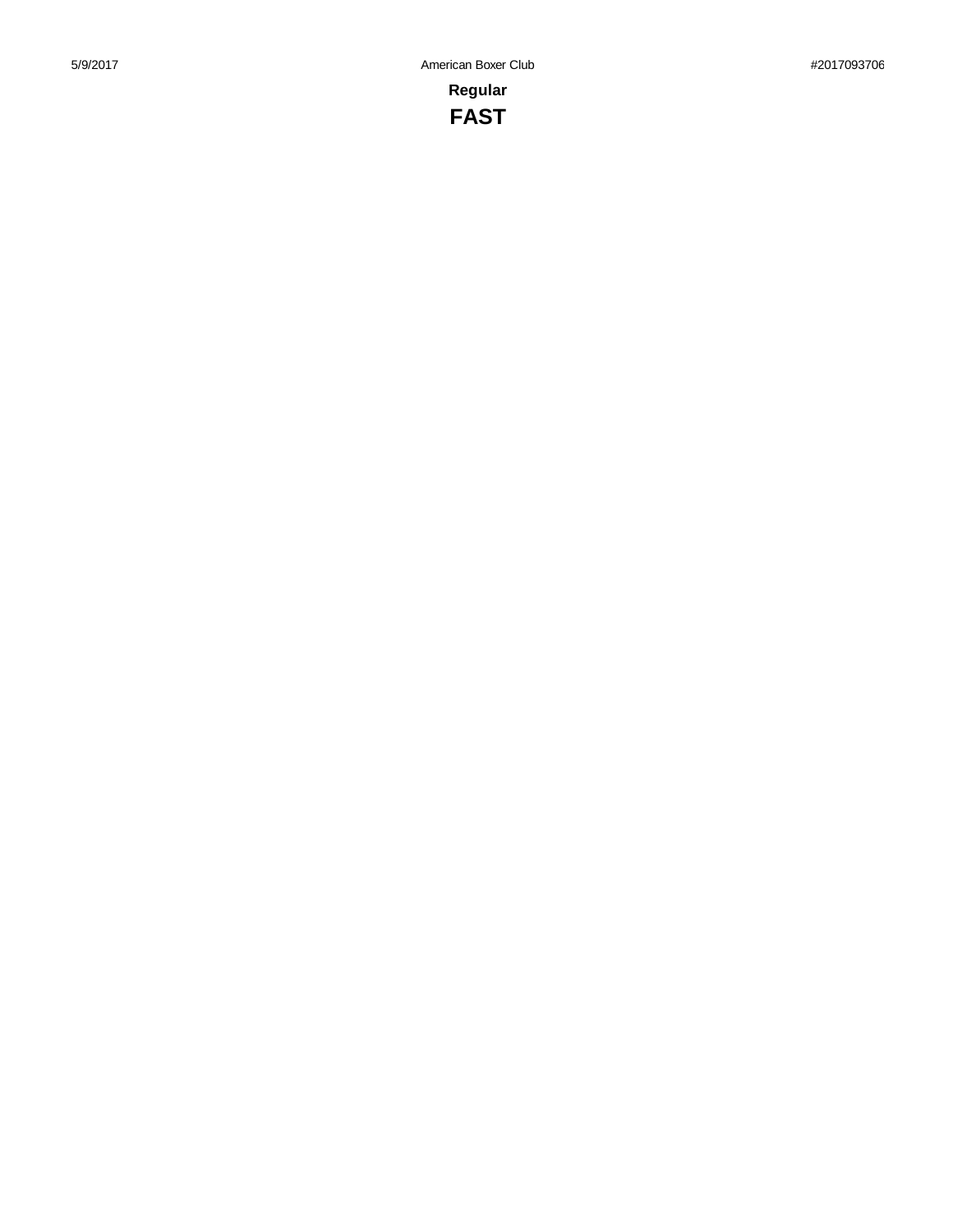**Regular**

## FAST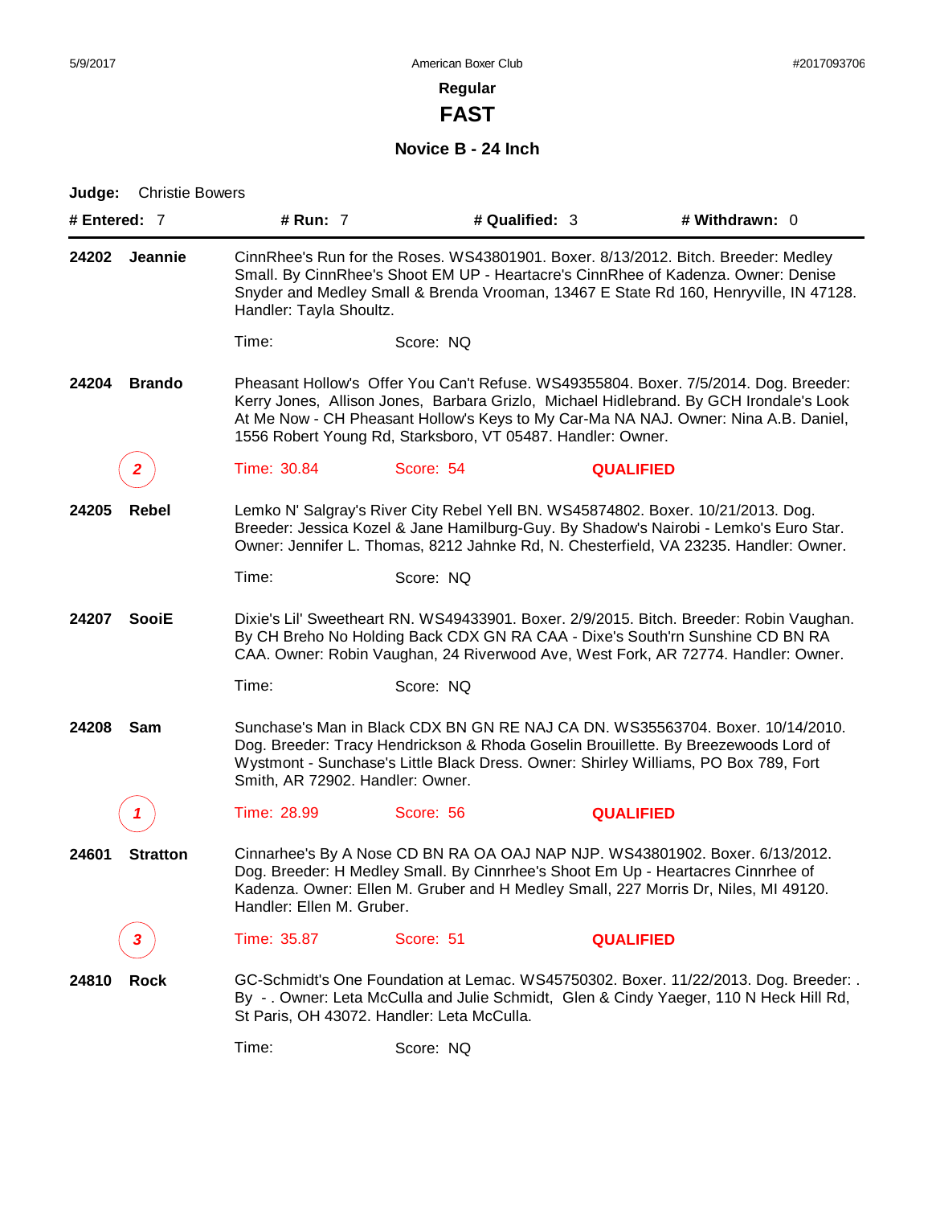5/9/2017 American Boxer Club #2017093706

## Regular

# FAST

### Novice B - 24 Inch

**Judge:** Christie Bowers

**# Entered:** 7 **# Run:** 7 **# Qualified:** 3 **# Withdrawn:** 0

---

**24202 Jeannie**

CinnRhee's Run for the Roses. WS43801901. Boxer. 8/13/2012. Bitch. Breeder: Medley Small. By CinnRhee's Shoot EM UP - Heartacre's CinnRhee of Kadenza. Owner: Denise Snyder and Medley Small & Brenda Vrooman, 13467 E State Rd 160, Henryville, IN 47128. Handler: Tayla Shoultz.

Time: Score: NQ

**24204 Brando**

Pheasant Hollow's Offer You Can't Refuse. WS49355804. Boxer. 7/5/2014. Dog. Breeder: Kerry Jones, Allison Jones, Barbara Grizlo, Michael Hidlebrand. By GCH Irondale's Look At Me Now - CH Pheasant Hollow's Keys to My Car-Ma NA NAJ. Owner: Nina A.B. Daniel, 1556 Robert Young Rd, Starksboro, VT 05487. Handler: Owner.

*2* Time: 30.84 Score: 54 **QUALIFIED**

**24205 Rebel**

Lemko N' Salgray's River City Rebel Yell BN. WS45874802. Boxer. 10/21/2013. Dog. Breeder: Jessica Kozel & Jane Hamilburg-Guy. By Shadow's Nairobi - Lemko's Euro Star. Owner: Jennifer L. Thomas, 8212 Jahnke Rd, N. Chesterfield, VA 23235. Handler: Owner.

Time: Score: NQ

**24207 SooiE**

Dixie's Lil' Sweetheart RN. WS49433901. Boxer. 2/9/2015. Bitch. Breeder: Robin Vaughan. By CH Breho No Holding Back CDX GN RA CAA - Dixe's South'rn Sunshine CD BN RA CAA. Owner: Robin Vaughan, 24 Riverwood Ave, West Fork, AR 72774. Handler: Owner.

Time: Score: NQ

**24208 Sam**

Sunchase's Man in Black CDX BN GN RE NAJ CA DN. WS35563704. Boxer. 10/14/2010. Dog. Breeder: Tracy Hendrickson & Rhoda Goselin Brouillette. By Breezewoods Lord of Wystmont - Sunchase's Little Black Dress. Owner: Shirley Williams, PO Box 789, Fort Smith, AR 72902. Handler: Owner.

*1* Time: 28.99 Score: 56 **QUALIFIED**

**24601 Stratton**

Cinnarhee's By A Nose CD BN RA OA OAJ NAP NJP. WS43801902. Boxer. 6/13/2012. Dog. Breeder: H Medley Small. By Cinnrhee's Shoot Em Up - Heartacres Cinnrhee of Kadenza. Owner: Ellen M. Gruber and H Medley Small, 227 Morris Dr, Niles, MI 49120. Handler: Ellen M. Gruber.

*3* Time: 35.87 Score: 51 **QUALIFIED**

**24810 Rock**

GC-Schmidt's One Foundation at Lemac. WS45750302. Boxer. 11/22/2013. Dog. Breeder: . By - . Owner: Leta McCulla and Julie Schmidt, Glen & Cindy Yaeger, 110 N Heck Hill Rd, St Paris, OH 43072. Handler: Leta McCulla.

Time: Score: NQ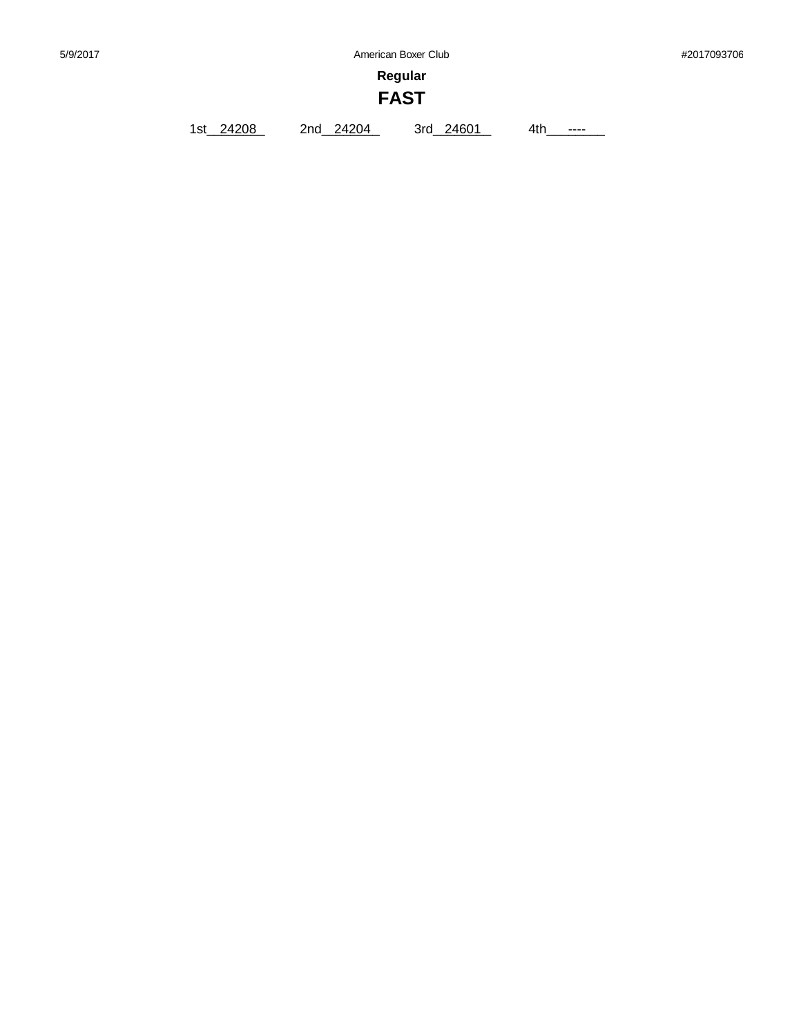**Regular**

# FAST

1st__24208__ 2nd__24204__ 3rd__24601__ 4th___----___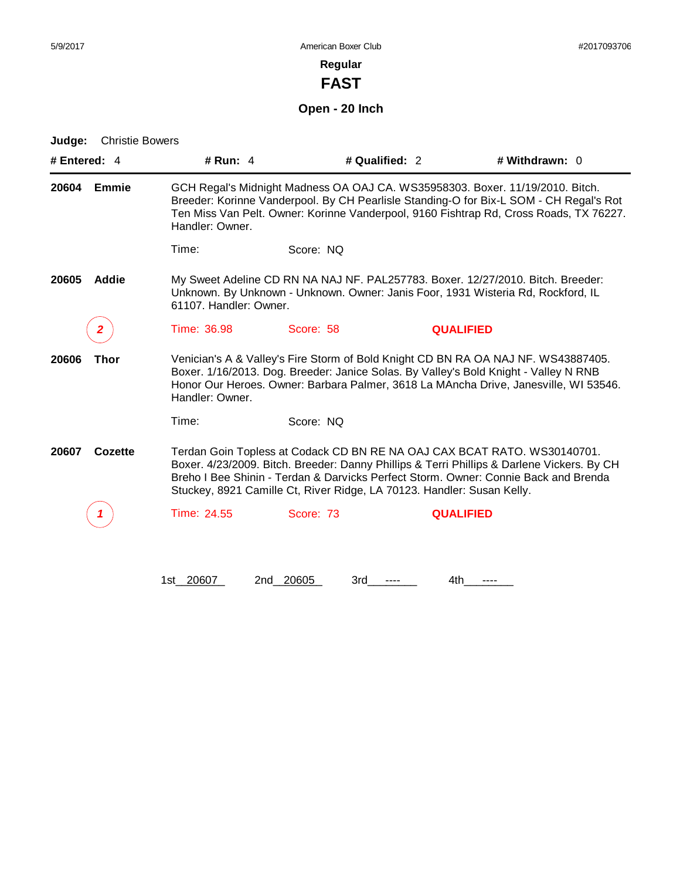American Boxer Club

## Regular

# FAST

### Open - 20 Inch

**Judge:** Christie Bowers

**# Entered:** 4 **# Run:** 4 **# Qualified:** 2 **# Withdrawn:** 0

---

**20604 Emmie**

GCH Regal's Midnight Madness OA OAJ CA. WS35958303. Boxer. 11/19/2010. Bitch. Breeder: Korinne Vanderpool. By CH Pearlisle Standing-O for Bix-L SOM - CH Regal's Rot Ten Miss Van Pelt. Owner: Korinne Vanderpool, 9160 Fishtrap Rd, Cross Roads, TX 76227. Handler: Owner.

Time: Score: NQ

**20605 Addie**

My Sweet Adeline CD RN NA NAJ NF. PAL257783. Boxer. 12/27/2010. Bitch. Breeder: Unknown. By Unknown - Unknown. Owner: Janis Foor, 1931 Wisteria Rd, Rockford, IL 61107. Handler: Owner.

*2* Time: 36.98 Score: 58 **QUALIFIED**

**20606 Thor**

Venician's A & Valley's Fire Storm of Bold Knight CD BN RA OA NAJ NF. WS43887405. Boxer. 1/16/2013. Dog. Breeder: Janice Solas. By Valley's Bold Knight - Valley N RNB Honor Our Heroes. Owner: Barbara Palmer, 3618 La MAncha Drive, Janesville, WI 53546. Handler: Owner.

Time: Score: NQ

**20607 Cozette**

Terdan Goin Topless at Codack CD BN RE NA OAJ CAX BCAT RATO. WS30140701. Boxer. 4/23/2009. Bitch. Breeder: Danny Phillips & Terri Phillips & Darlene Vickers. By CH Breho I Bee Shinin - Terdan & Darvicks Perfect Storm. Owner: Connie Back and Brenda Stuckey, 8921 Camille Ct, River Ridge, LA 70123. Handler: Susan Kelly.

*1* Time: 24.55 Score: 73 **QUALIFIED**

1st 20607 2nd 20605 3rd ---- 4th ----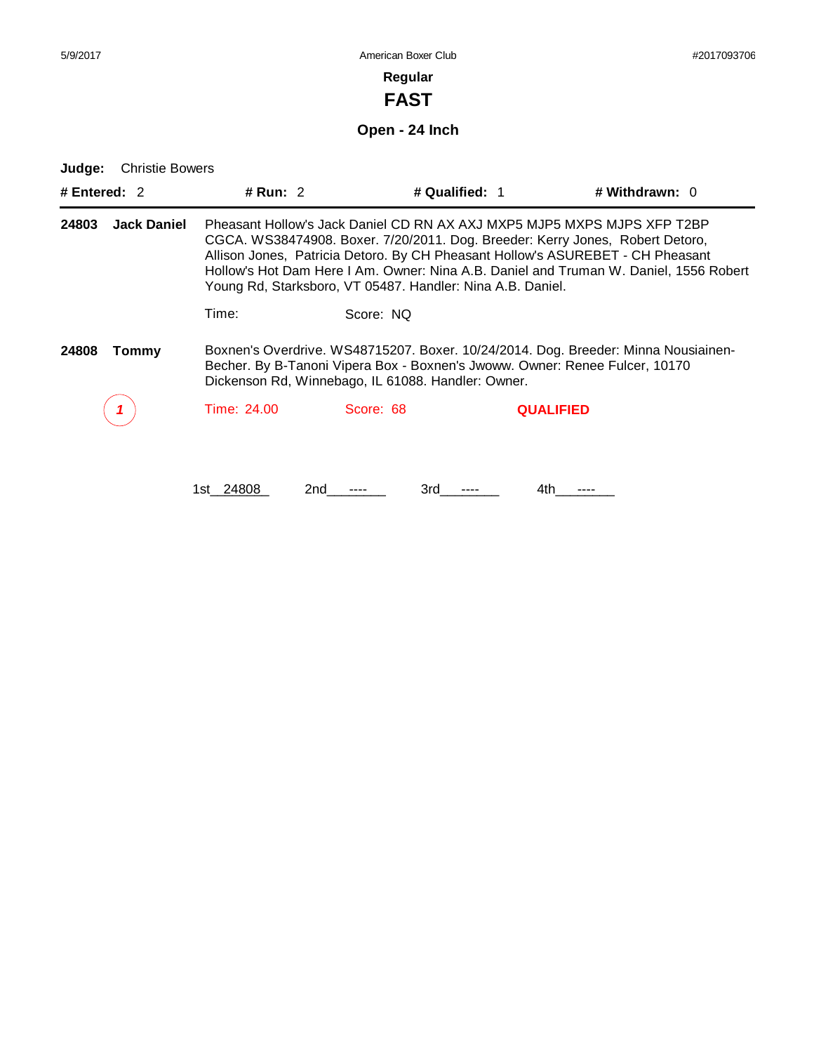American Boxer Club

**Regular**

# FAST

## Open - 24 Inch

**Judge:** Christie Bowers

**# Entered:** 2 **# Run:** 2 **# Qualified:** 1 **# Withdrawn:** 0

---

**24803 Jack Daniel** Pheasant Hollow's Jack Daniel CD RN AX AXJ MXP5 MJP5 MXPS MJPS XFP T2BP CGCA. WS38474908. Boxer. 7/20/2011. Dog. Breeder: Kerry Jones, Robert Detoro, Allison Jones, Patricia Detoro. By CH Pheasant Hollow's ASUREBET - CH Pheasant Hollow's Hot Dam Here I Am. Owner: Nina A.B. Daniel and Truman W. Daniel, 1556 Robert Young Rd, Starksboro, VT 05487. Handler: Nina A.B. Daniel.

Time: Score: NQ

**24808 Tommy** Boxnen's Overdrive. WS48715207. Boxer. 10/24/2014. Dog. Breeder: Minna Nousiainen-Becher. By B-Tanoni Vipera Box - Boxnen's Jwoww. Owner: Renee Fulcer, 10170 Dickenson Rd, Winnebago, IL 61088. Handler: Owner.

*1* Time: 24.00 Score: 68 **QUALIFIED**

1st 24808 2nd ---- 3rd ---- 4th ----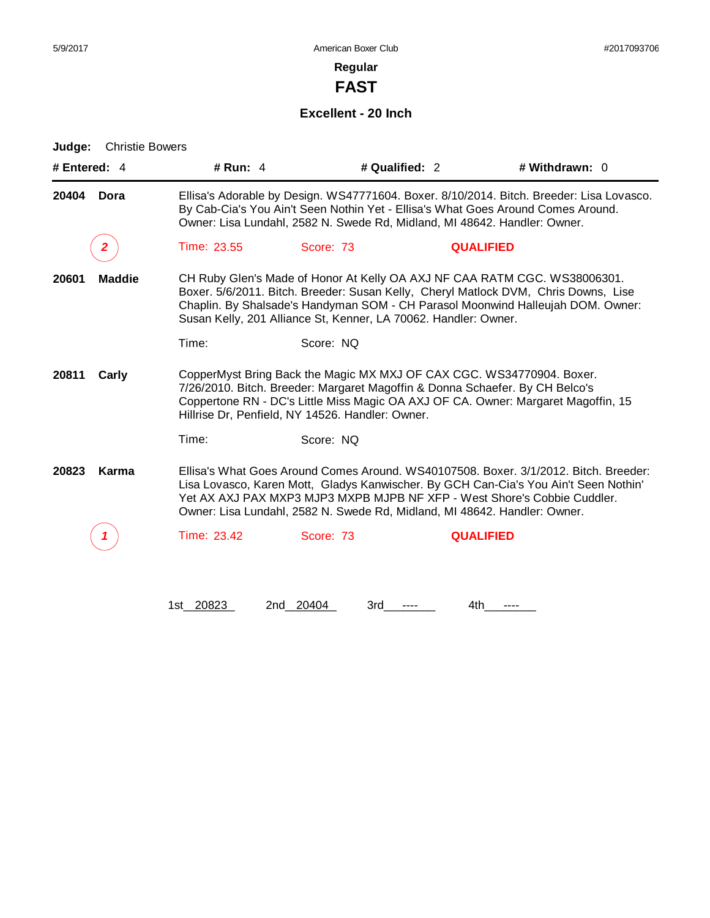5/9/2017 American Boxer Club #2017093706

## Regular

# FAST

### Excellent - 20 Inch

**Judge:** Christie Bowers

**# Entered:** 4 **# Run:** 4 **# Qualified:** 2 **# Withdrawn:** 0

---

**20404 Dora** — Ellisa's Adorable by Design. WS47771604. Boxer. 8/10/2014. Bitch. Breeder: Lisa Lovasco. By Cab-Cia's You Ain't Seen Nothin Yet - Ellisa's What Goes Around Comes Around. Owner: Lisa Lundahl, 2582 N. Swede Rd, Midland, MI 48642. Handler: Owner.

*2* Time: 23.55 Score: 73 **QUALIFIED**

**20601 Maddie** — CH Ruby Glen's Made of Honor At Kelly OA AXJ NF CAA RATM CGC. WS38006301. Boxer. 5/6/2011. Bitch. Breeder: Susan Kelly, Cheryl Matlock DVM, Chris Downs, Lise Chaplin. By Shalsade's Handyman SOM - CH Parasol Moonwind Halleujah DOM. Owner: Susan Kelly, 201 Alliance St, Kenner, LA 70062. Handler: Owner.

Time: Score: NQ

**20811 Carly** — CopperMyst Bring Back the Magic MX MXJ OF CAX CGC. WS34770904. Boxer. 7/26/2010. Bitch. Breeder: Margaret Magoffin & Donna Schaefer. By CH Belco's Coppertone RN - DC's Little Miss Magic OA AXJ OF CA. Owner: Margaret Magoffin, 15 Hillrise Dr, Penfield, NY 14526. Handler: Owner.

Time: Score: NQ

**20823 Karma** — Ellisa's What Goes Around Comes Around. WS40107508. Boxer. 3/1/2012. Bitch. Breeder: Lisa Lovasco, Karen Mott, Gladys Kanwischer. By GCH Can-Cia's You Ain't Seen Nothin' Yet AX AXJ PAX MXP3 MJP3 MXPB MJPB NF XFP - West Shore's Cobbie Cuddler. Owner: Lisa Lundahl, 2582 N. Swede Rd, Midland, MI 48642. Handler: Owner.

*1* Time: 23.42 Score: 73 **QUALIFIED**

1st 20823 2nd 20404 3rd ---- 4th ----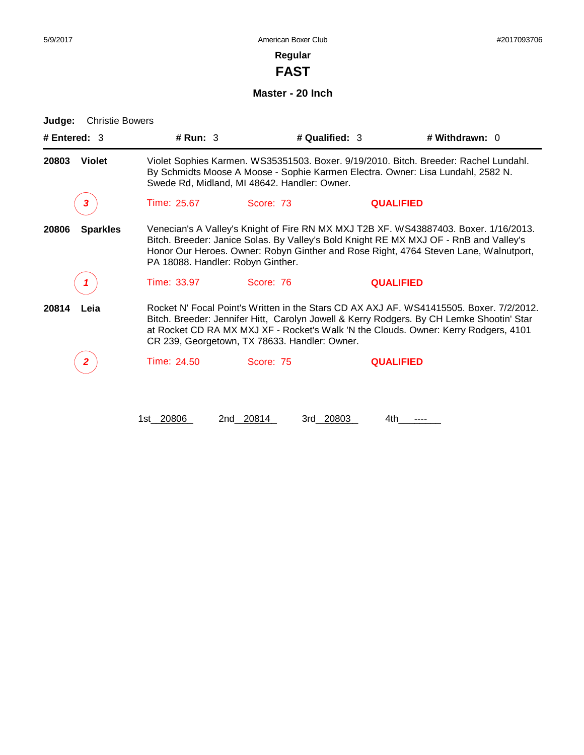**Regular**

# FAST

## Master - 20 Inch

**Judge:** Christie Bowers

**# Entered:** 3 **# Run:** 3 **# Qualified:** 3 **# Withdrawn:** 0

---

**20803 Violet**

Violet Sophies Karmen. WS35351503. Boxer. 9/19/2010. Bitch. Breeder: Rachel Lundahl. By Schmidts Moose A Moose - Sophie Karmen Electra. Owner: Lisa Lundahl, 2582 N. Swede Rd, Midland, MI 48642. Handler: Owner.

*3* Time: 25.67 Score: 73 **QUALIFIED**

**20806 Sparkles**

Venecian's A Valley's Knight of Fire RN MX MXJ T2B XF. WS43887403. Boxer. 1/16/2013. Bitch. Breeder: Janice Solas. By Valley's Bold Knight RE MX MXJ OF - RnB and Valley's Honor Our Heroes. Owner: Robyn Ginther and Rose Right, 4764 Steven Lane, Walnutport, PA 18088. Handler: Robyn Ginther.

*1* Time: 33.97 Score: 76 **QUALIFIED**

**20814 Leia**

Rocket N' Focal Point's Written in the Stars CD AX AXJ AF. WS41415505. Boxer. 7/2/2012. Bitch. Breeder: Jennifer Hitt, Carolyn Jowell & Kerry Rodgers. By CH Lemke Shootin' Star at Rocket CD RA MX MXJ XF - Rocket's Walk 'N the Clouds. Owner: Kerry Rodgers, 4101 CR 239, Georgetown, TX 78633. Handler: Owner.

*2* Time: 24.50 Score: 75 **QUALIFIED**

1st 20806 2nd 20814 3rd 20803 4th ----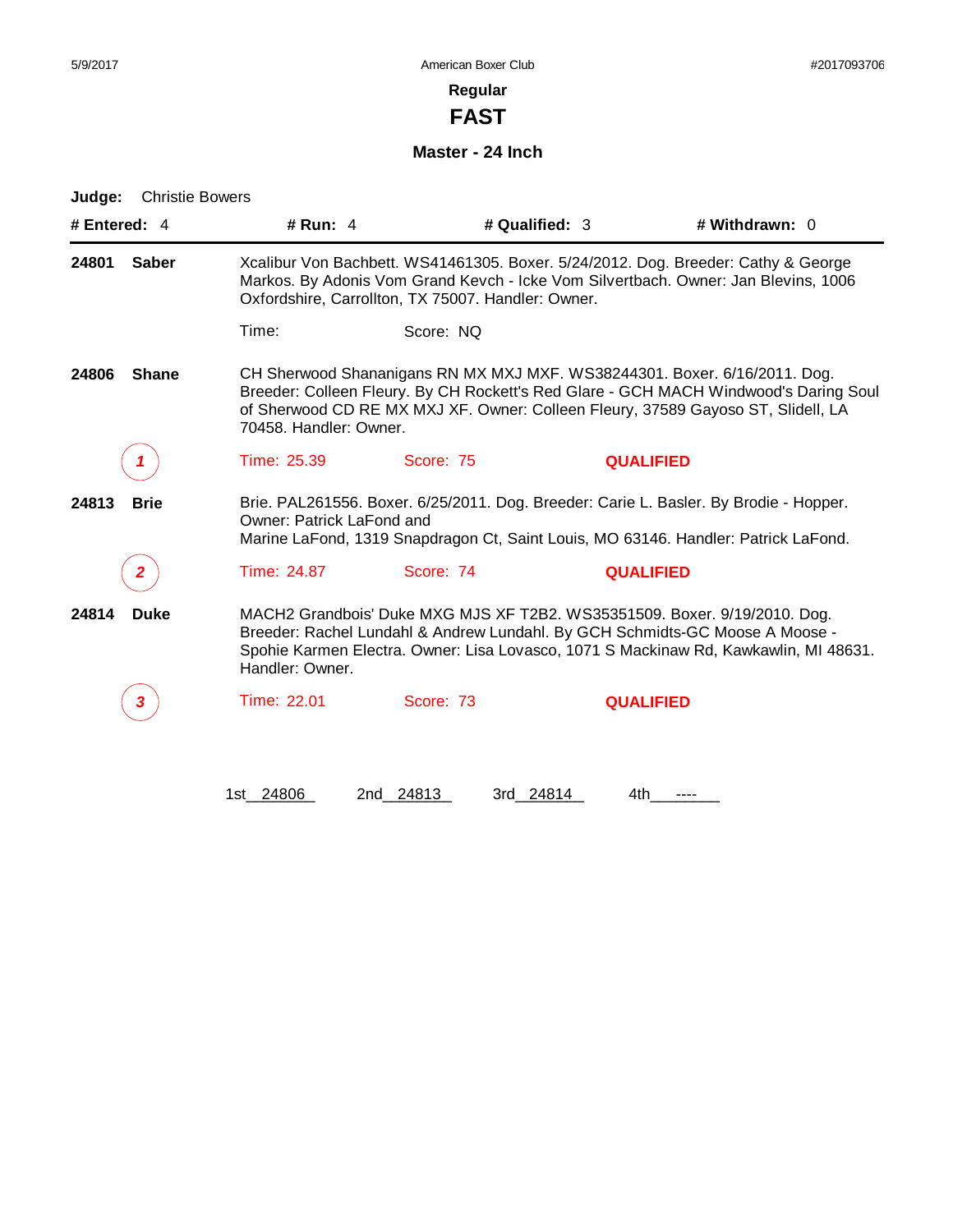**Regular**

# FAST

## Master - 24 Inch

**Judge:** Christie Bowers

**# Entered:** 4 **# Run:** 4 **# Qualified:** 3 **# Withdrawn:** 0

---

**24801 Saber**

Xcalibur Von Bachbett. WS41461305. Boxer. 5/24/2012. Dog. Breeder: Cathy & George Markos. By Adonis Vom Grand Kevch - Icke Vom Silvertbach. Owner: Jan Blevins, 1006 Oxfordshire, Carrollton, TX 75007. Handler: Owner.

Time: Score: NQ

**24806 Shane**

CH Sherwood Shananigans RN MX MXJ MXF. WS38244301. Boxer. 6/16/2011. Dog. Breeder: Colleen Fleury. By CH Rockett's Red Glare - GCH MACH Windwood's Daring Soul of Sherwood CD RE MX MXJ XF. Owner: Colleen Fleury, 37589 Gayoso ST, Slidell, LA 70458. Handler: Owner.

*1* Time: 25.39 Score: 75 **QUALIFIED**

**24813 Brie**

Brie. PAL261556. Boxer. 6/25/2011. Dog. Breeder: Carie L. Basler. By Brodie - Hopper. Owner: Patrick LaFond and
Marine LaFond, 1319 Snapdragon Ct, Saint Louis, MO 63146. Handler: Patrick LaFond.

*2* Time: 24.87 Score: 74 **QUALIFIED**

**24814 Duke**

MACH2 Grandbois' Duke MXG MJS XF T2B2. WS35351509. Boxer. 9/19/2010. Dog. Breeder: Rachel Lundahl & Andrew Lundahl. By GCH Schmidts-GC Moose A Moose - Spohie Karmen Electra. Owner: Lisa Lovasco, 1071 S Mackinaw Rd, Kawkawlin, MI 48631. Handler: Owner.

*3* Time: 22.01 Score: 73 **QUALIFIED**

1st 24806 2nd 24813 3rd 24814 4th ----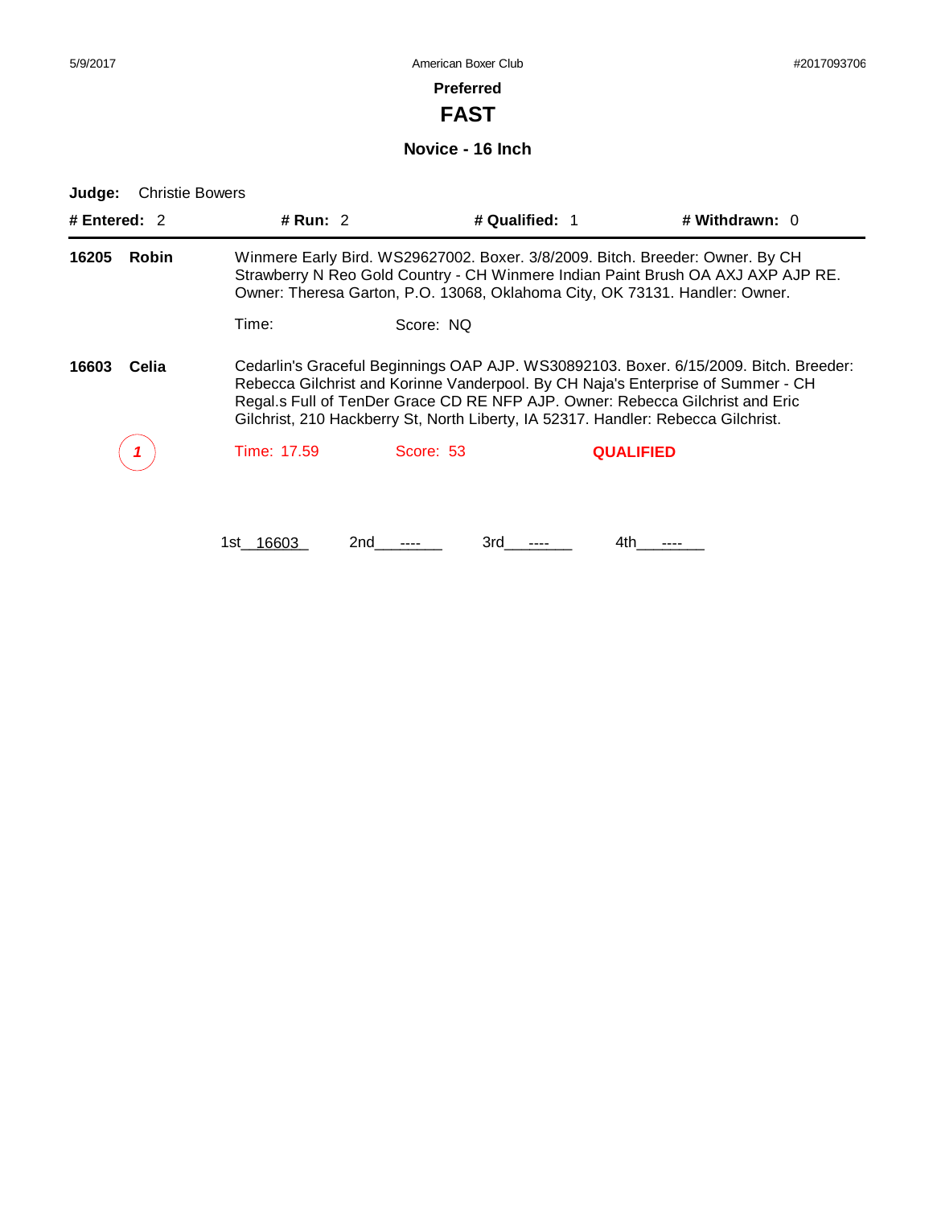### Preferred

## FAST

### Novice - 16 Inch

**Judge:** Christie Bowers

**# Entered:** 2 **# Run:** 2 **# Qualified:** 1 **# Withdrawn:** 0

---

**16205 Robin**

Winmere Early Bird. WS29627002. Boxer. 3/8/2009. Bitch. Breeder: Owner. By CH Strawberry N Reo Gold Country - CH Winmere Indian Paint Brush OA AXJ AXP AJP RE. Owner: Theresa Garton, P.O. 13068, Oklahoma City, OK 73131. Handler: Owner.

Time: Score: NQ

**16603 Celia**

Cedarlin's Graceful Beginnings OAP AJP. WS30892103. Boxer. 6/15/2009. Bitch. Breeder: Rebecca Gilchrist and Korinne Vanderpool. By CH Naja's Enterprise of Summer - CH Regal.s Full of TenDer Grace CD RE NFP AJP. Owner: Rebecca Gilchrist and Eric Gilchrist, 210 Hackberry St, North Liberty, IA 52317. Handler: Rebecca Gilchrist.

*1* Time: 17.59 Score: 53 **QUALIFIED**

1st 16603 2nd ---- 3rd ---- 4th ----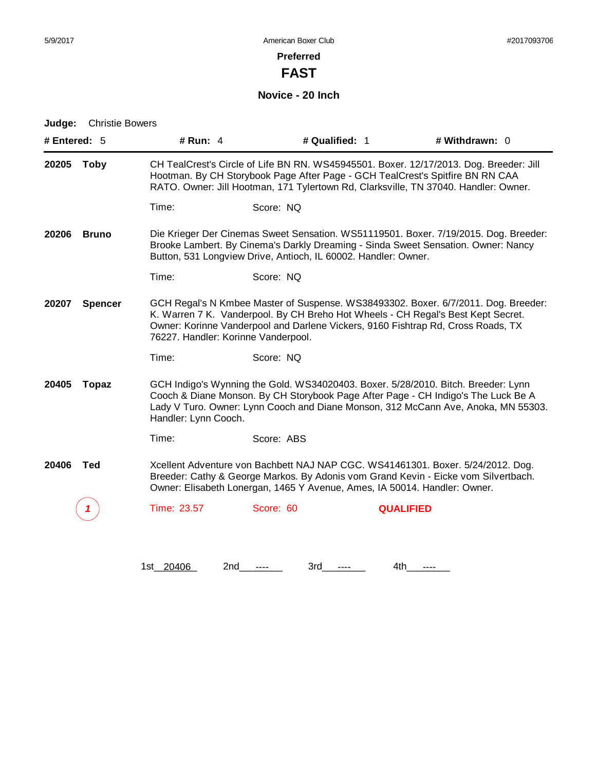## Preferred

# FAST

### Novice - 20 Inch

**Judge:** Christie Bowers

**# Entered:** 5 **# Run:** 4 **# Qualified:** 1 **# Withdrawn:** 0

---

**20205 Toby**

CH TealCrest's Circle of Life BN RN. WS45945501. Boxer. 12/17/2013. Dog. Breeder: Jill Hootman. By CH Storybook Page After Page - GCH TealCrest's Spitfire BN RN CAA RATO. Owner: Jill Hootman, 171 Tylertown Rd, Clarksville, TN 37040. Handler: Owner.

Time: Score: NQ

**20206 Bruno**

Die Krieger Der Cinemas Sweet Sensation. WS51119501. Boxer. 7/19/2015. Dog. Breeder: Brooke Lambert. By Cinema's Darkly Dreaming - Sinda Sweet Sensation. Owner: Nancy Button, 531 Longview Drive, Antioch, IL 60002. Handler: Owner.

Time: Score: NQ

**20207 Spencer**

GCH Regal's N Kmbee Master of Suspense. WS38493302. Boxer. 6/7/2011. Dog. Breeder: K. Warren 7 K. Vanderpool. By CH Breho Hot Wheels - CH Regal's Best Kept Secret. Owner: Korinne Vanderpool and Darlene Vickers, 9160 Fishtrap Rd, Cross Roads, TX 76227. Handler: Korinne Vanderpool.

Time: Score: NQ

**20405 Topaz**

GCH Indigo's Wynning the Gold. WS34020403. Boxer. 5/28/2010. Bitch. Breeder: Lynn Cooch & Diane Monson. By CH Storybook Page After Page - CH Indigo's The Luck Be A Lady V Turo. Owner: Lynn Cooch and Diane Monson, 312 McCann Ave, Anoka, MN 55303. Handler: Lynn Cooch.

Time: Score: ABS

**20406 Ted**

Xcellent Adventure von Bachbett NAJ NAP CGC. WS41461301. Boxer. 5/24/2012. Dog. Breeder: Cathy & George Markos. By Adonis vom Grand Kevin - Eicke vom Silvertbach. Owner: Elisabeth Lonergan, 1465 Y Avenue, Ames, IA 50014. Handler: Owner.

1 Time: 23.57 Score: 60 **QUALIFIED**

1st 20406 2nd ---- 3rd ---- 4th ----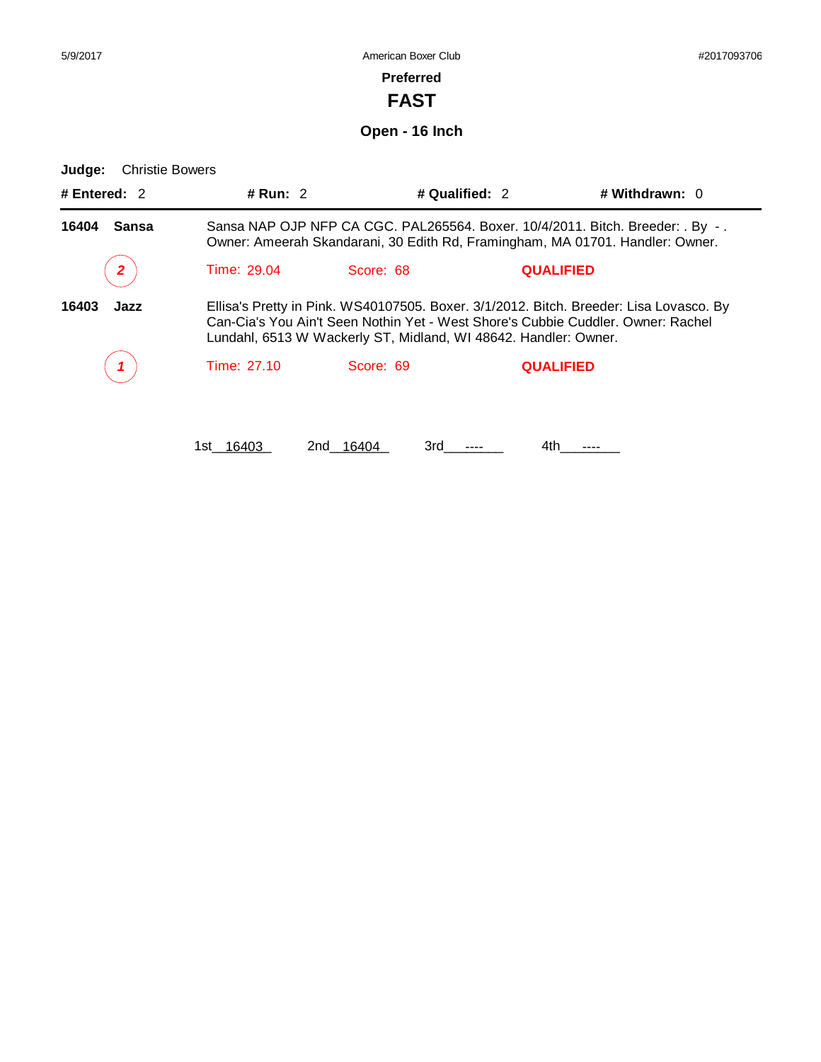## Preferred

# FAST

### Open - 16 Inch

**Judge:** Christie Bowers

**# Entered:** 2 **# Run:** 2 **# Qualified:** 2 **# Withdrawn:** 0

---

**16404 Sansa**

Sansa NAP OJP NFP CA CGC. PAL265564. Boxer. 10/4/2011. Bitch. Breeder: . By - . Owner: Ameerah Skandarani, 30 Edith Rd, Framingham, MA 01701. Handler: Owner.

*2* Time: 29.04 Score: 68 **QUALIFIED**

**16403 Jazz**

Ellisa's Pretty in Pink. WS40107505. Boxer. 3/1/2012. Bitch. Breeder: Lisa Lovasco. By Can-Cia's You Ain't Seen Nothin Yet - West Shore's Cubbie Cuddler. Owner: Rachel Lundahl, 6513 W Wackerly ST, Midland, WI 48642. Handler: Owner.

*1* Time: 27.10 Score: 69 **QUALIFIED**

1st 16403 2nd 16404 3rd ---- 4th ----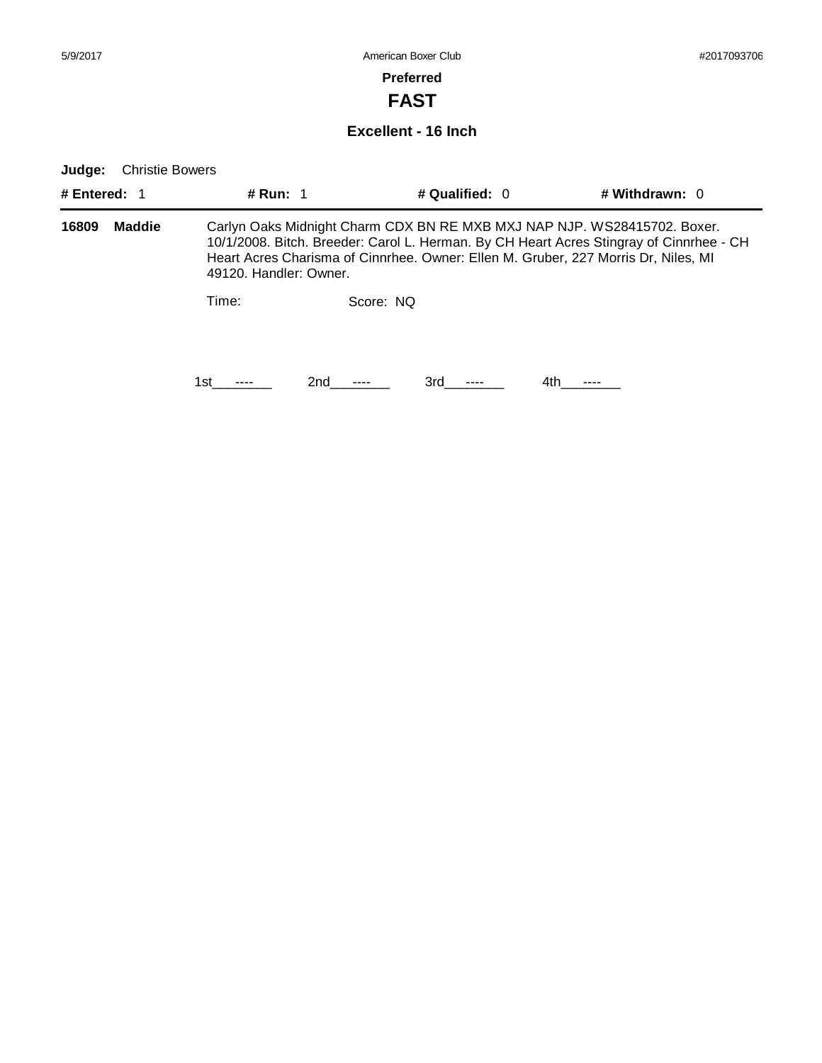**Preferred**

# FAST

## Excellent - 16 Inch

**Judge:** Christie Bowers

| **# Entered:** 1 | **# Run:** 1 | **# Qualified:** 0 | **# Withdrawn:** 0 |
|---|---|---|---|

**16809** **Maddie** Carlyn Oaks Midnight Charm CDX BN RE MXB MXJ NAP NJP. WS28415702. Boxer. 10/1/2008. Bitch. Breeder: Carol L. Herman. By CH Heart Acres Stingray of Cinnrhee - CH Heart Acres Charisma of Cinnrhee. Owner: Ellen M. Gruber, 227 Morris Dr, Niles, MI 49120. Handler: Owner.

Time: Score: NQ

1st\_\_\_----\_\_\_ 2nd\_\_\_----\_\_\_ 3rd\_\_\_----\_\_\_ 4th\_\_\_----\_\_\_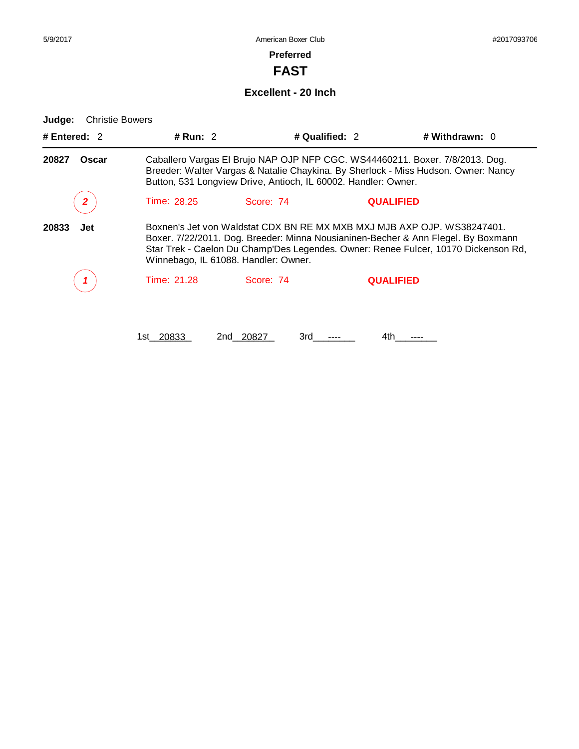Preferred

# FAST

## Excellent - 20 Inch

**Judge:** Christie Bowers

**# Entered:** 2 **# Run:** 2 **# Qualified:** 2 **# Withdrawn:** 0

---

**20827 Oscar**

Caballero Vargas El Brujo NAP OJP NFP CGC. WS44460211. Boxer. 7/8/2013. Dog. Breeder: Walter Vargas & Natalie Chaykina. By Sherlock - Miss Hudson. Owner: Nancy Button, 531 Longview Drive, Antioch, IL 60002. Handler: Owner.

*2* Time: 28.25 Score: 74 **QUALIFIED**

**20833 Jet**

Boxnen's Jet von Waldstat CDX BN RE MX MXB MXJ MJB AXP OJP. WS38247401. Boxer. 7/22/2011. Dog. Breeder: Minna Nousianinen-Becher & Ann Flegel. By Boxmann Star Trek - Caelon Du Champ'Des Legendes. Owner: Renee Fulcer, 10170 Dickenson Rd, Winnebago, IL 61088. Handler: Owner.

*1* Time: 21.28 Score: 74 **QUALIFIED**

1st 20833 2nd 20827 3rd ---- 4th ----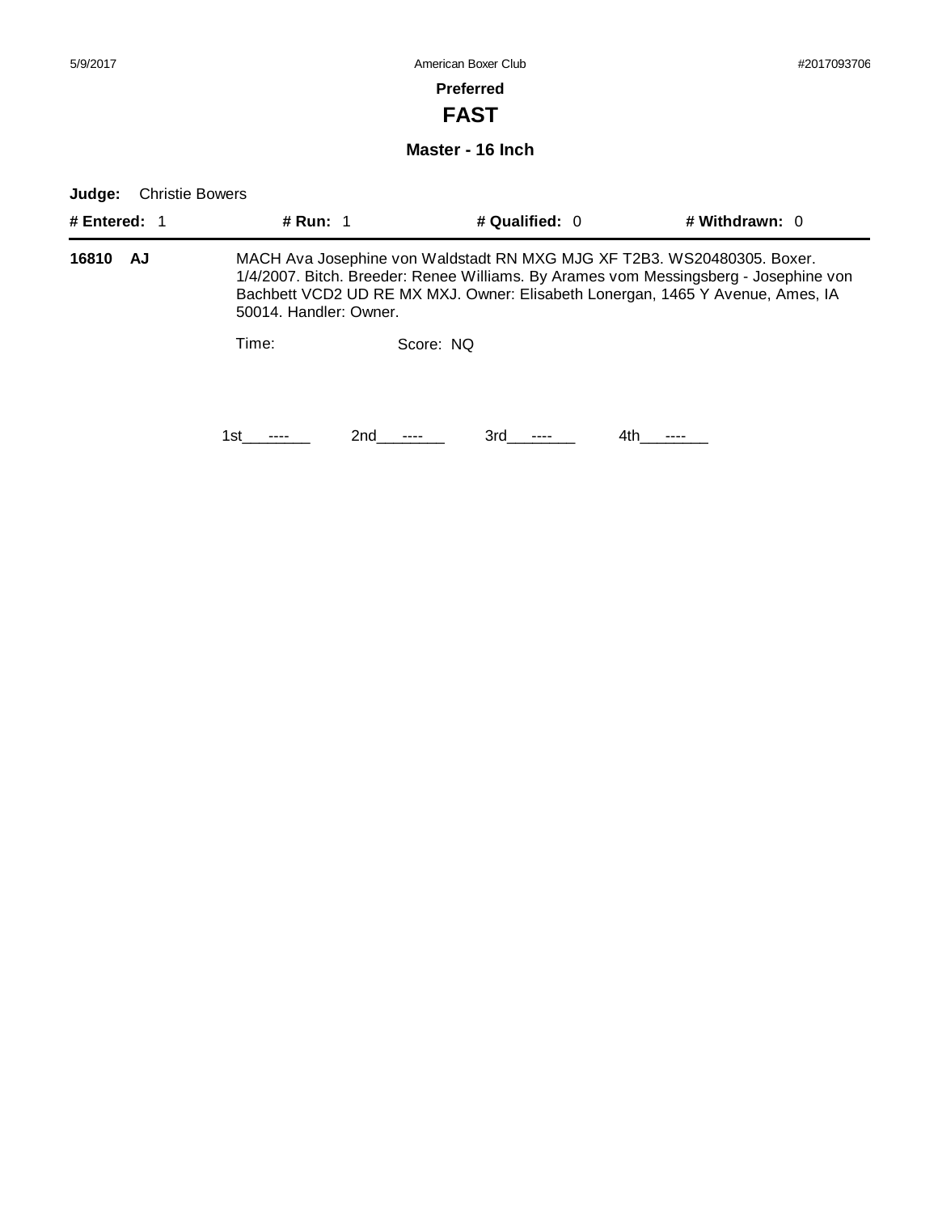**Preferred**

# FAST

## Master - 16 Inch

**Judge:** Christie Bowers

**# Entered:** 1 **# Run:** 1 **# Qualified:** 0 **# Withdrawn:** 0

**16810 AJ** MACH Ava Josephine von Waldstadt RN MXG MJG XF T2B3. WS20480305. Boxer. 1/4/2007. Bitch. Breeder: Renee Williams. By Arames vom Messingsberg - Josephine von Bachbett VCD2 UD RE MX MXJ. Owner: Elisabeth Lonergan, 1465 Y Avenue, Ames, IA 50014. Handler: Owner.

Time: Score: NQ

1st\_\_\_----\_\_\_ 2nd\_\_\_----\_\_\_ 3rd\_\_\_----\_\_\_ 4th\_\_\_----\_\_\_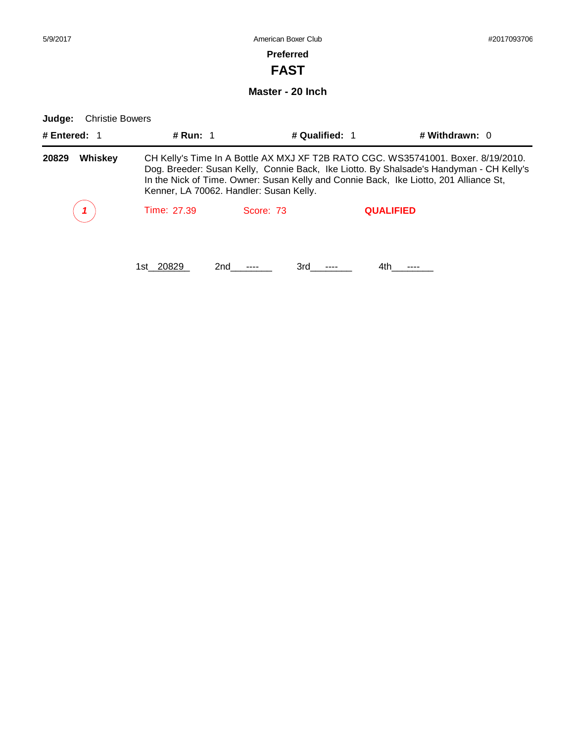5/9/2017 American Boxer Club #2017093706

**Preferred**

# FAST

## Master - 20 Inch

**Judge:** Christie Bowers

**# Entered:** 1 **# Run:** 1 **# Qualified:** 1 **# Withdrawn:** 0

---

**20829** **Whiskey** CH Kelly's Time In A Bottle AX MXJ XF T2B RATO CGC. WS35741001. Boxer. 8/19/2010. Dog. Breeder: Susan Kelly, Connie Back, Ike Liotto. By Shalsade's Handyman - CH Kelly's In the Nick of Time. Owner: Susan Kelly and Connie Back, Ike Liotto, 201 Alliance St, Kenner, LA 70062. Handler: Susan Kelly.

*1* Time: 27.39 Score: 73 **QUALIFIED**

1st__20829__ 2nd__----__ 3rd__----__ 4th__----__